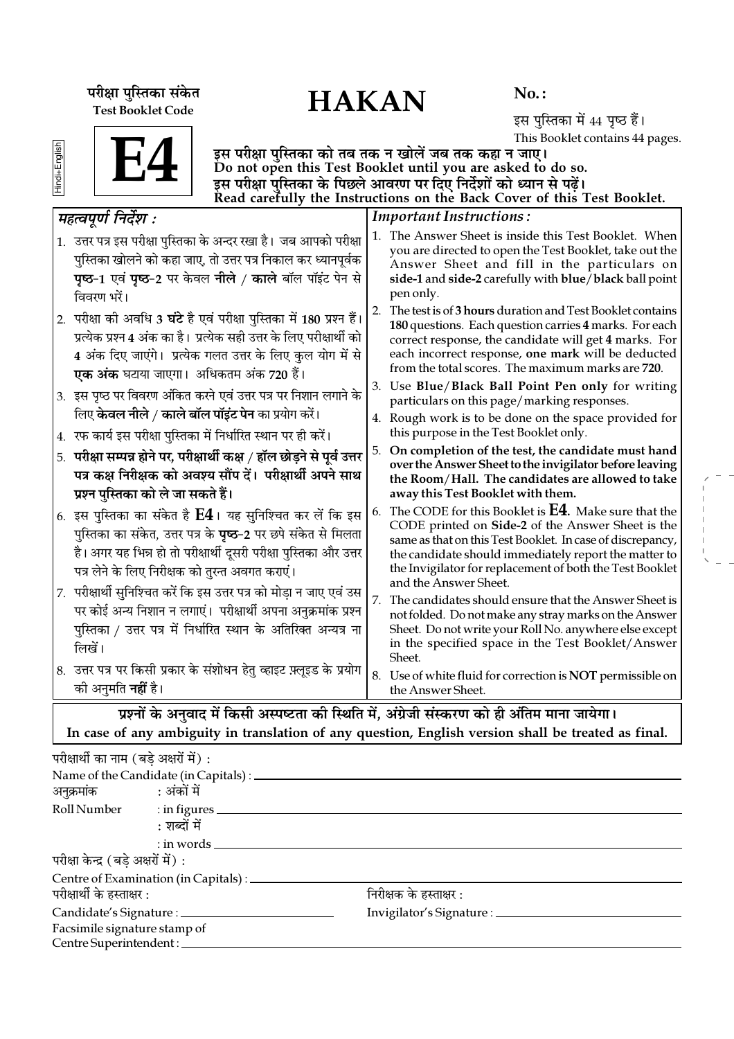परीक्षा पुस्तिका संकेत
**Test Booklet Code**

# HAKAN

**No. :**

इस पुस्तिका में 44 पृष्ठ हैं।
This Booklet contains 44 pages.

Hindi+English

# E4

**इस परीक्षा पुस्तिका को तब तक न खोलें जब तक कहा न जाए।**
**Do not open this Test Booklet until you are asked to do so.**
**इस परीक्षा पुस्तिका के पिछले आवरण पर दिए निर्देशों को ध्यान से पढ़ें।**
**Read carefully the Instructions on the Back Cover of this Test Booklet.**

### *महत्वपूर्ण निर्देश :*

1. उत्तर पत्र इस परीक्षा पुस्तिका के अन्दर रखा है। जब आपको परीक्षा पुस्तिका खोलने को कहा जाए, तो उत्तर पत्र निकाल कर ध्यानपूर्वक **पृष्ठ-1** एवं **पृष्ठ-2** पर केवल **नीले** / **काले** बॉल पॉइंट पेन से विवरण भरें।
2. परीक्षा की अवधि **3 घंटे** है एवं परीक्षा पुस्तिका में **180** प्रश्न हैं। प्रत्येक प्रश्न **4** अंक का है। प्रत्येक सही उत्तर के लिए परीक्षार्थी को **4** अंक दिए जाएंगे। प्रत्येक गलत उत्तर के लिए कुल योग में से **एक अंक** घटाया जाएगा। अधिकतम अंक **720** हैं।
3. इस पृष्ठ पर विवरण अंकित करने एवं उत्तर पत्र पर निशान लगाने के लिए **केवल नीले** / **काले बॉल पॉइंट पेन** का प्रयोग करें।
4. रफ कार्य इस परीक्षा पुस्तिका में निर्धारित स्थान पर ही करें।
5. **परीक्षा सम्पन्न होने पर, परीक्षार्थी कक्ष / हॉल छोड़ने से पूर्व उत्तर पत्र कक्ष निरीक्षक को अवश्य सौंप दें। परीक्षार्थी अपने साथ प्रश्न पुस्तिका को ले जा सकते हैं।**
6. इस पुस्तिका का संकेत है **E4**। यह सुनिश्चित कर लें कि इस पुस्तिका का संकेत, उत्तर पत्र के **पृष्ठ-2** पर छपे संकेत से मिलता है। अगर यह भिन्न हो तो परीक्षार्थी दूसरी परीक्षा पुस्तिका और उत्तर पत्र लेने के लिए निरीक्षक को तुरन्त अवगत कराएं।
7. परीक्षार्थी सुनिश्चित करें कि इस उत्तर पत्र को मोड़ा न जाए एवं उस पर कोई अन्य निशान न लगाएं। परीक्षार्थी अपना अनुक्रमांक प्रश्न पुस्तिका / उत्तर पत्र में निर्धारित स्थान के अतिरिक्त अन्यत्र ना लिखें।
8. उत्तर पत्र पर किसी प्रकार के संशोधन हेतु व्हाइट फ़्लूइड के प्रयोग की अनुमति **नहीं** है।

### *Important Instructions :*

1. The Answer Sheet is inside this Test Booklet. When you are directed to open the Test Booklet, take out the Answer Sheet and fill in the particulars on **side-1** and **side-2** carefully with **blue**/**black** ball point pen only.
2. The test is of **3 hours** duration and Test Booklet contains **180** questions. Each question carries **4** marks. For each correct response, the candidate will get **4** marks. For each incorrect response, **one mark** will be deducted from the total scores. The maximum marks are **720**.
3. Use **Blue/Black Ball Point Pen only** for writing particulars on this page/marking responses.
4. Rough work is to be done on the space provided for this purpose in the Test Booklet only.
5. **On completion of the test, the candidate must hand over the Answer Sheet to the invigilator before leaving the Room/Hall. The candidates are allowed to take away this Test Booklet with them.**
6. The CODE for this Booklet is **E4**. Make sure that the CODE printed on **Side-2** of the Answer Sheet is the same as that on this Test Booklet. In case of discrepancy, the candidate should immediately report the matter to the Invigilator for replacement of both the Test Booklet and the Answer Sheet.
7. The candidates should ensure that the Answer Sheet is not folded. Do not make any stray marks on the Answer Sheet. Do not write your Roll No. anywhere else except in the specified space in the Test Booklet/Answer Sheet.
8. Use of white fluid for correction is **NOT** permissible on the Answer Sheet.

**प्रश्नों के अनुवाद में किसी अस्पष्टता की स्थिति में, अंग्रेजी संस्करण को ही अंतिम माना जायेगा।**
**In case of any ambiguity in translation of any question, English version shall be treated as final.**

परीक्षार्थी का नाम (बड़े अक्षरों में) :
Name of the Candidate (in Capitals) : ____________________

अनुक्रमांक : अंकों में
Roll Number : in figures ____________________
: शब्दों में
: in words ____________________

परीक्षा केन्द्र (बड़े अक्षरों में) :
Centre of Examination (in Capitals) : ____________________

परीक्षार्थी के हस्ताक्षर :
Candidate's Signature : ____________________

निरीक्षक के हस्ताक्षर :
Invigilator's Signature : ____________________

Facsimile signature stamp of
Centre Superintendent : ____________________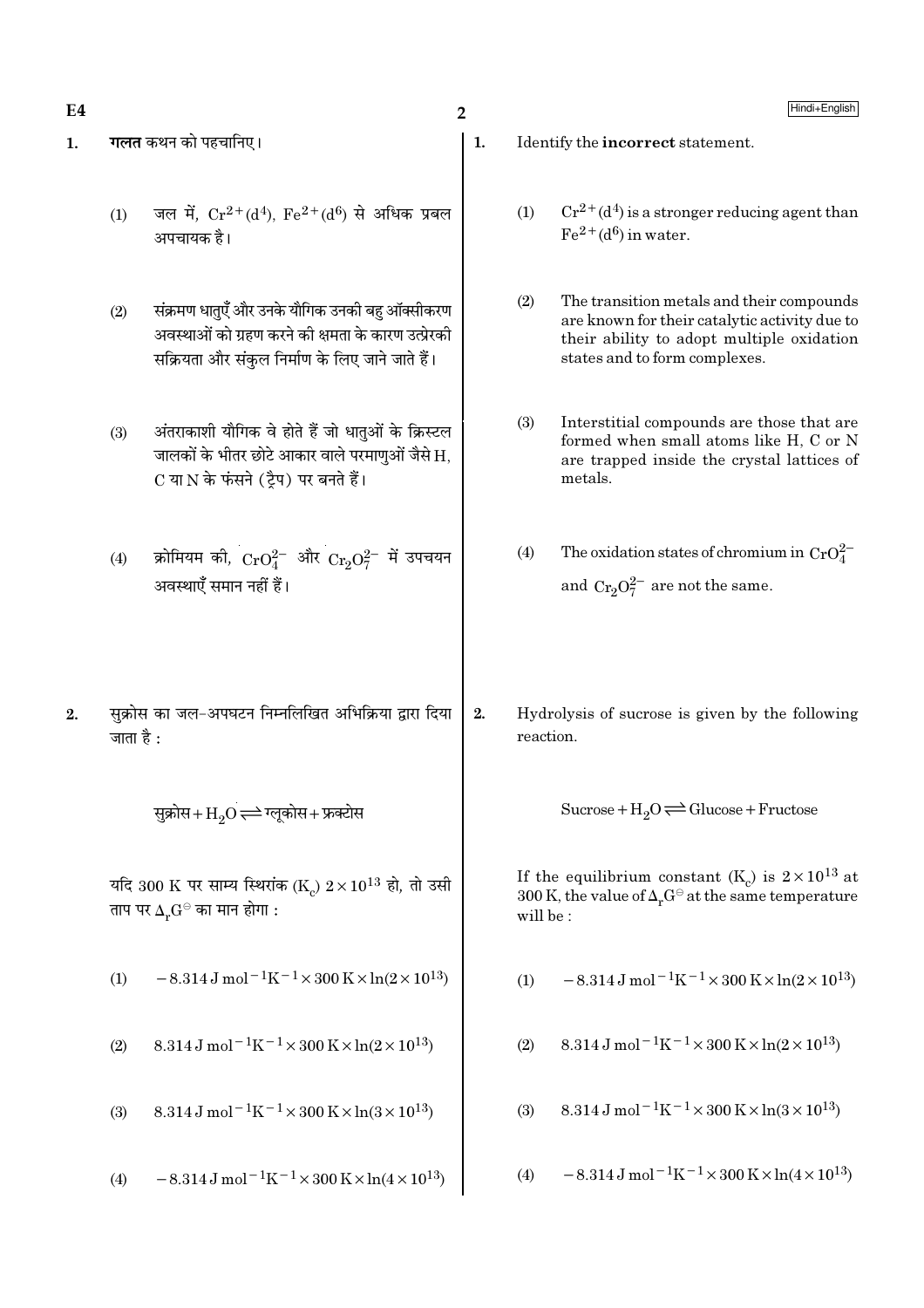1. **गलत** कथन को पहचानिए।

   (1) जल में, $Cr^{2+}(d^4)$, $Fe^{2+}(d^6)$ से अधिक प्रबल अपचायक है।

   (2) संक्रमण धातुएँ और उनके यौगिक उनकी बहु ऑक्सीकरण अवस्थाओं को ग्रहण करने की क्षमता के कारण उत्प्रेरकी सक्रियता और संकुल निर्माण के लिए जाने जाते हैं।

   (3) अंतराकाशी यौगिक वे होते हैं जो धातुओं के क्रिस्टल जालकों के भीतर छोटे आकार वाले परमाणुओं जैसे H, C या N के फंसने (ट्रैप) पर बनते हैं।

   (4) क्रोमियम की, $CrO_4^{2-}$ और $Cr_2O_7^{2-}$ में उपचयन अवस्थाएँ समान नहीं हैं।

2. सुक्रोस का जल-अपघटन निम्नलिखित अभिक्रिया द्वारा दिया जाता है :

   $$\text{सुक्रोस} + H_2O \rightleftharpoons \text{ग्लूकोस} + \text{फ्रक्टोस}$$

   यदि 300 K पर साम्य स्थिरांक $(K_c)$ $2 \times 10^{13}$ हो, तो उसी ताप पर $\Delta_r G^{\ominus}$ का मान होगा :

   (1) $-8.314\, J\, mol^{-1} K^{-1} \times 300\, K \times \ln(2 \times 10^{13})$

   (2) $8.314\, J\, mol^{-1} K^{-1} \times 300\, K \times \ln(2 \times 10^{13})$

   (3) $8.314\, J\, mol^{-1} K^{-1} \times 300\, K \times \ln(3 \times 10^{13})$

   (4) $-8.314\, J\, mol^{-1} K^{-1} \times 300\, K \times \ln(4 \times 10^{13})$

---

1. Identify the **incorrect** statement.

   (1) $Cr^{2+}(d^4)$ is a stronger reducing agent than $Fe^{2+}(d^6)$ in water.

   (2) The transition metals and their compounds are known for their catalytic activity due to their ability to adopt multiple oxidation states and to form complexes.

   (3) Interstitial compounds are those that are formed when small atoms like H, C or N are trapped inside the crystal lattices of metals.

   (4) The oxidation states of chromium in $CrO_4^{2-}$ and $Cr_2O_7^{2-}$ are not the same.

2. Hydrolysis of sucrose is given by the following reaction.

   $$\text{Sucrose} + H_2O \rightleftharpoons \text{Glucose} + \text{Fructose}$$

   If the equilibrium constant $(K_c)$ is $2 \times 10^{13}$ at 300 K, the value of $\Delta_r G^{\ominus}$ at the same temperature will be :

   (1) $-8.314\, J\, mol^{-1} K^{-1} \times 300\, K \times \ln(2 \times 10^{13})$

   (2) $8.314\, J\, mol^{-1} K^{-1} \times 300\, K \times \ln(2 \times 10^{13})$

   (3) $8.314\, J\, mol^{-1} K^{-1} \times 300\, K \times \ln(3 \times 10^{13})$

   (4) $-8.314\, J\, mol^{-1} K^{-1} \times 300\, K \times \ln(4 \times 10^{13})$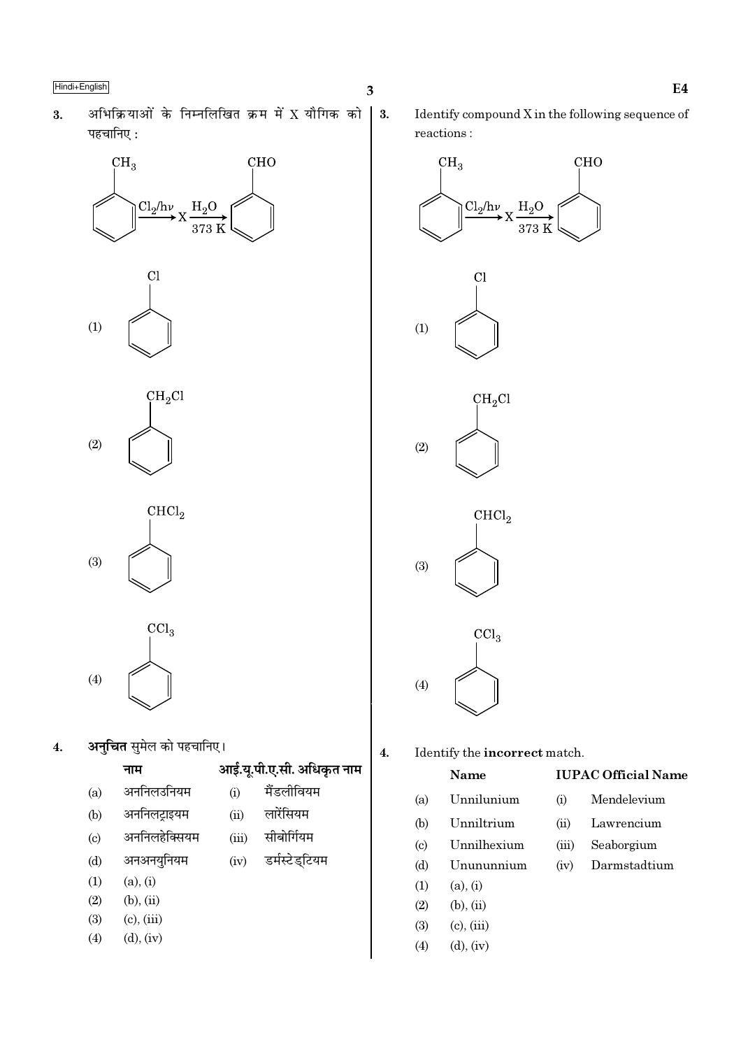3. अभिक्रियाओं के निम्नलिखित क्रम में X यौगिक को पहचानिए :

$$C_6H_5CH_3 \xrightarrow{Cl_2/h\nu} X \xrightarrow[373\ K]{H_2O} C_6H_5CHO$$

(1) $C_6H_5Cl$

(2) $C_6H_5CH_2Cl$

(3) $C_6H_5CHCl_2$

(4) $C_6H_5CCl_3$

4. **अनुचित** सुमेल को पहचानिए।

| | नाम | | आई.यू.पी.ए.सी. अधिकृत नाम |
|---|---|---|---|
| (a) | अननिलउनियम | (i) | मैंडलीवियम |
| (b) | अननिलट्राइयम | (ii) | लारेंसियम |
| (c) | अननिलहेक्सियम | (iii) | सीबोर्गियम |
| (d) | अनअनयुनियम | (iv) | डर्मस्टेड्टियम |

(1) (a), (i)
(2) (b), (ii)
(3) (c), (iii)
(4) (d), (iv)

3. Identify compound X in the following sequence of reactions :

$$C_6H_5CH_3 \xrightarrow{Cl_2/h\nu} X \xrightarrow[373\ K]{H_2O} C_6H_5CHO$$

(1) $C_6H_5Cl$

(2) $C_6H_5CH_2Cl$

(3) $C_6H_5CHCl_2$

(4) $C_6H_5CCl_3$

4. Identify the **incorrect** match.

| | Name | | IUPAC Official Name |
|---|---|---|---|
| (a) | Unnilunium | (i) | Mendelevium |
| (b) | Unniltrium | (ii) | Lawrencium |
| (c) | Unnilhexium | (iii) | Seaborgium |
| (d) | Unununnium | (iv) | Darmstadtium |

(1) (a), (i)
(2) (b), (ii)
(3) (c), (iii)
(4) (d), (iv)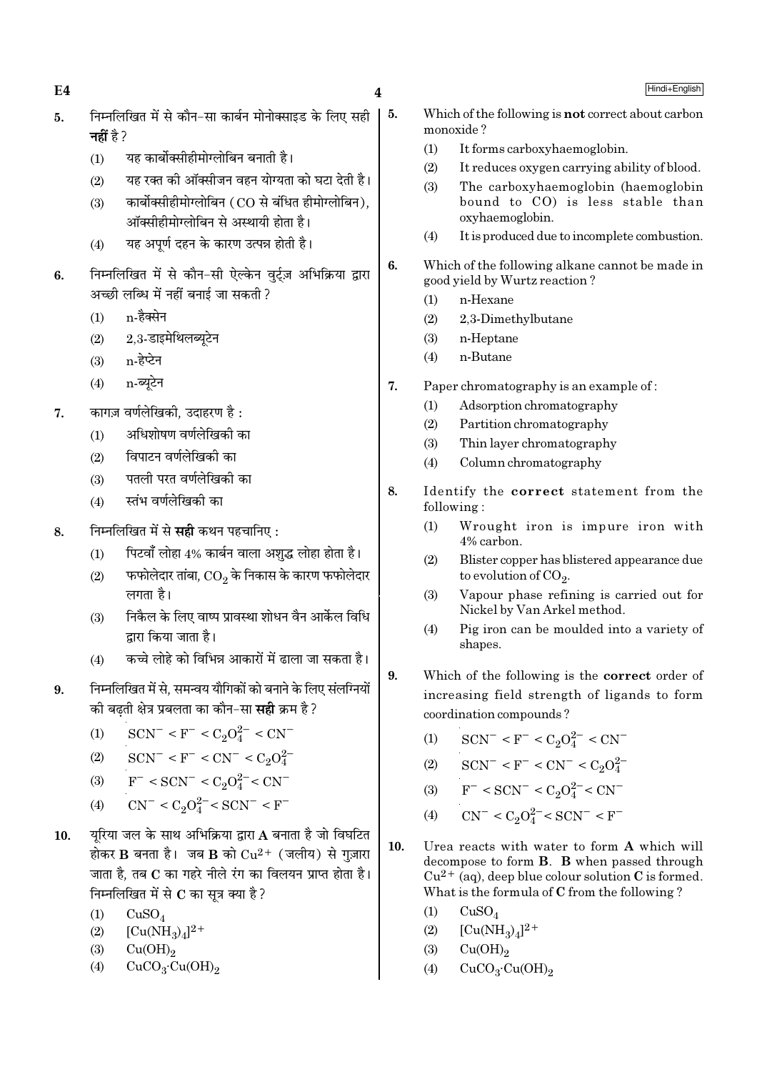5. निम्नलिखित में से कौन-सा कार्बन मोनोक्साइड के लिए सही **नहीं** है ?
   (1) यह कार्बोक्सीहीमोग्लोबिन बनाती है।
   (2) यह रक्त की ऑक्सीजन वहन योग्यता को घटा देती है।
   (3) कार्बोक्सीहीमोग्लोबिन (CO से बंधित हीमोग्लोबिन), ऑक्सीहीमोग्लोबिन से अस्थायी होता है।
   (4) यह अपूर्ण दहन के कारण उत्पन्न होती है।

6. निम्नलिखित में से कौन-सी ऐल्केन वुर्ट्ज़ अभिक्रिया द्वारा अच्छी लब्धि में नहीं बनाई जा सकती ?
   (1) n-हैक्सेन
   (2) 2,3-डाइमेथिलब्यूटेन
   (3) n-हेप्टेन
   (4) n-ब्यूटेन

7. कागज़ वर्णलेखिकी, उदाहरण है :
   (1) अधिशोषण वर्णलेखिकी का
   (2) विपाटन वर्णलेखिकी का
   (3) पतली परत वर्णलेखिकी का
   (4) स्तंभ वर्णलेखिकी का

8. निम्नलिखित में से **सही** कथन पहचानिए :
   (1) पिटवाँ लोहा 4% कार्बन वाला अशुद्ध लोहा होता है।
   (2) फफोलेदार तांबा, $CO_2$ के निकास के कारण फफोलेदार लगता है।
   (3) निकैल के लिए वाष्प प्रावस्था शोधन वैन आर्केल विधि द्वारा किया जाता है।
   (4) कच्चे लोहे को विभिन्न आकारों में ढाला जा सकता है।

9. निम्नलिखित में से, समन्वय यौगिकों को बनाने के लिए संलग्नियों की बढ़ती क्षेत्र प्रबलता का कौन-सा **सही** क्रम है ?
   (1) $SCN^- < F^- < C_2O_4^{2-} < CN^-$
   (2) $SCN^- < F^- < CN^- < C_2O_4^{2-}$
   (3) $F^- < SCN^- < C_2O_4^{2-} < CN^-$
   (4) $CN^- < C_2O_4^{2-} < SCN^- < F^-$

10. यूरिया जल के साथ अभिक्रिया द्वारा **A** बनाता है जो विघटित होकर **B** बनता है। जब **B** को $Cu^{2+}$ (जलीय) से गुज़ारा जाता है, तब **C** का गहरे नीले रंग का विलयन प्राप्त होता है। निम्नलिखित में से **C** का सूत्र क्या है ?
    (1) $CuSO_4$
    (2) $[Cu(NH_3)_4]^{2+}$
    (3) $Cu(OH)_2$
    (4) $CuCO_3 \cdot Cu(OH)_2$

5. Which of the following is **not** correct about carbon monoxide ?
   (1) It forms carboxyhaemoglobin.
   (2) It reduces oxygen carrying ability of blood.
   (3) The carboxyhaemoglobin (haemoglobin bound to CO) is less stable than oxyhaemoglobin.
   (4) It is produced due to incomplete combustion.

6. Which of the following alkane cannot be made in good yield by Wurtz reaction ?
   (1) n-Hexane
   (2) 2,3-Dimethylbutane
   (3) n-Heptane
   (4) n-Butane

7. Paper chromatography is an example of :
   (1) Adsorption chromatography
   (2) Partition chromatography
   (3) Thin layer chromatography
   (4) Column chromatography

8. Identify the **correct** statement from the following :
   (1) Wrought iron is impure iron with 4% carbon.
   (2) Blister copper has blistered appearance due to evolution of $CO_2$.
   (3) Vapour phase refining is carried out for Nickel by Van Arkel method.
   (4) Pig iron can be moulded into a variety of shapes.

9. Which of the following is the **correct** order of increasing field strength of ligands to form coordination compounds ?
   (1) $SCN^- < F^- < C_2O_4^{2-} < CN^-$
   (2) $SCN^- < F^- < CN^- < C_2O_4^{2-}$
   (3) $F^- < SCN^- < C_2O_4^{2-} < CN^-$
   (4) $CN^- < C_2O_4^{2-} < SCN^- < F^-$

10. Urea reacts with water to form **A** which will decompose to form **B**. **B** when passed through $Cu^{2+}$ (aq), deep blue colour solution **C** is formed. What is the formula of **C** from the following ?
    (1) $CuSO_4$
    (2) $[Cu(NH_3)_4]^{2+}$
    (3) $Cu(OH)_2$
    (4) $CuCO_3 \cdot Cu(OH)_2$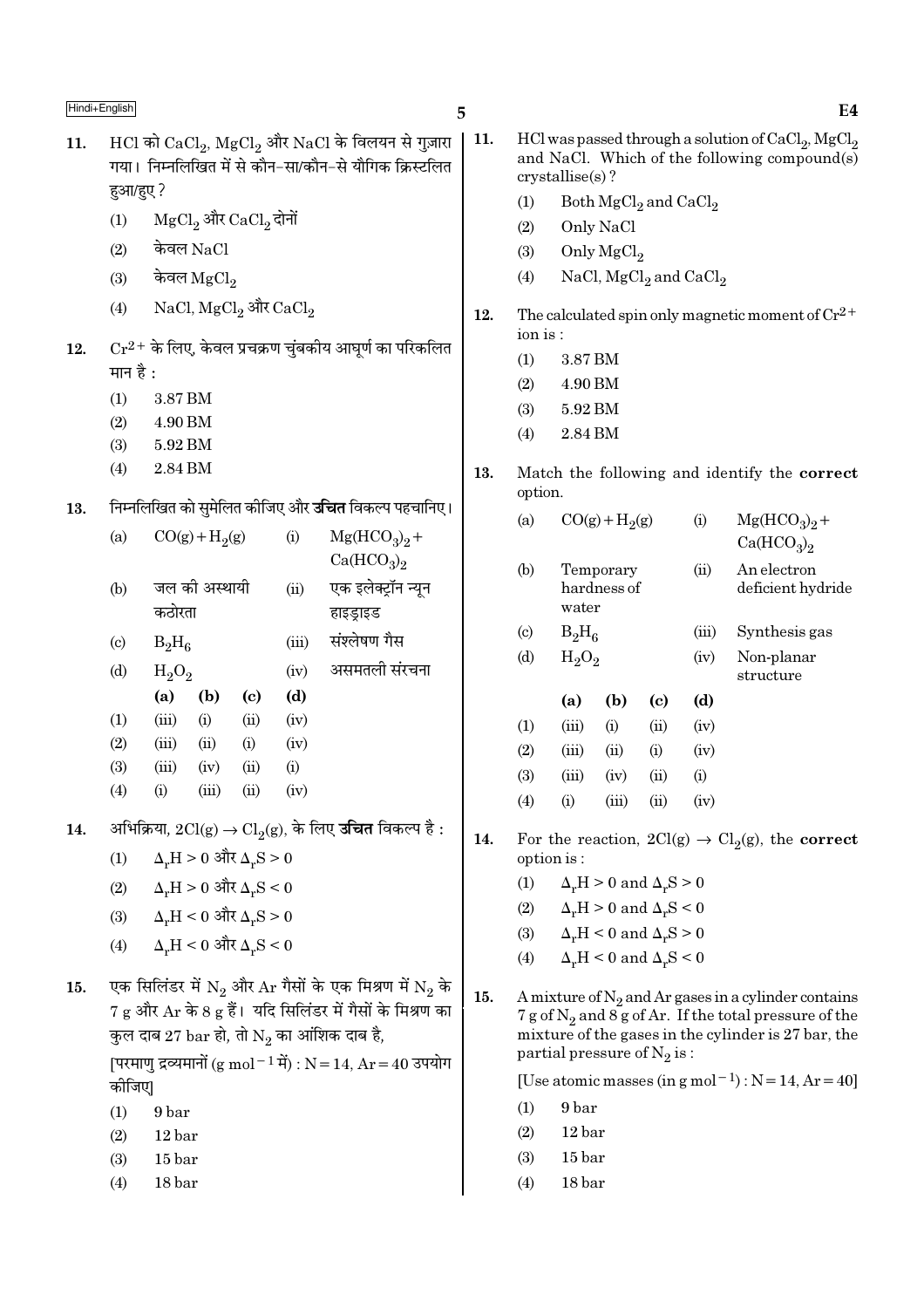11. HCl को $CaCl_2$, $MgCl_2$ और NaCl के विलयन से गुज़ारा गया। निम्नलिखित में से कौन-सा/कौन-से यौगिक क्रिस्टलित हुआ/हुए ?

   (1) $MgCl_2$ और $CaCl_2$ दोनों
   (2) केवल NaCl
   (3) केवल $MgCl_2$
   (4) NaCl, $MgCl_2$ और $CaCl_2$

12. $Cr^{2+}$ के लिए, केवल प्रचक्रण चुंबकीय आघूर्ण का परिकलित मान है :

   (1) 3.87 BM
   (2) 4.90 BM
   (3) 5.92 BM
   (4) 2.84 BM

13. निम्नलिखित को सुमेलित कीजिए और **उचित** विकल्प पहचानिए।

|  |  |  |  |
|---|---|---|---|
| (a) | $CO(g) + H_2(g)$ | (i) | $Mg(HCO_3)_2 + Ca(HCO_3)_2$ |
| (b) | जल की अस्थायी कठोरता | (ii) | एक इलेक्ट्रॉन न्यून हाइड्राइड |
| (c) | $B_2H_6$ | (iii) | संश्लेषण गैस |
| (d) | $H_2O_2$ | (iv) | असमतली संरचना |

|  | (a) | (b) | (c) | (d) |
|---|---|---|---|---|
| (1) | (iii) | (i) | (ii) | (iv) |
| (2) | (iii) | (ii) | (i) | (iv) |
| (3) | (iii) | (iv) | (ii) | (i) |
| (4) | (i) | (iii) | (ii) | (iv) |

14. अभिक्रिया, $2Cl(g) \rightarrow Cl_2(g)$, के लिए **उचित** विकल्प है :

   (1) $\Delta_r H > 0$ और $\Delta_r S > 0$
   (2) $\Delta_r H > 0$ और $\Delta_r S < 0$
   (3) $\Delta_r H < 0$ और $\Delta_r S > 0$
   (4) $\Delta_r H < 0$ और $\Delta_r S < 0$

15. एक सिलिंडर में $N_2$ और Ar गैसों के एक मिश्रण में $N_2$ के 7 g और Ar के 8 g हैं। यदि सिलिंडर में गैसों के मिश्रण का कुल दाब 27 bar हो, तो $N_2$ का आंशिक दाब है,

   [परमाणु द्रव्यमानों ($g\ mol^{-1}$ में) : N = 14, Ar = 40 उपयोग कीजिए]

   (1) 9 bar
   (2) 12 bar
   (3) 15 bar
   (4) 18 bar

11. HCl was passed through a solution of $CaCl_2$, $MgCl_2$ and NaCl. Which of the following compound(s) crystallise(s) ?

   (1) Both $MgCl_2$ and $CaCl_2$
   (2) Only NaCl
   (3) Only $MgCl_2$
   (4) NaCl, $MgCl_2$ and $CaCl_2$

12. The calculated spin only magnetic moment of $Cr^{2+}$ ion is :

   (1) 3.87 BM
   (2) 4.90 BM
   (3) 5.92 BM
   (4) 2.84 BM

13. Match the following and identify the **correct** option.

|  |  |  |  |
|---|---|---|---|
| (a) | $CO(g) + H_2(g)$ | (i) | $Mg(HCO_3)_2 + Ca(HCO_3)_2$ |
| (b) | Temporary hardness of water | (ii) | An electron deficient hydride |
| (c) | $B_2H_6$ | (iii) | Synthesis gas |
| (d) | $H_2O_2$ | (iv) | Non-planar structure |

|  | (a) | (b) | (c) | (d) |
|---|---|---|---|---|
| (1) | (iii) | (i) | (ii) | (iv) |
| (2) | (iii) | (ii) | (i) | (iv) |
| (3) | (iii) | (iv) | (ii) | (i) |
| (4) | (i) | (iii) | (ii) | (iv) |

14. For the reaction, $2Cl(g) \rightarrow Cl_2(g)$, the **correct** option is :

   (1) $\Delta_r H > 0$ and $\Delta_r S > 0$
   (2) $\Delta_r H > 0$ and $\Delta_r S < 0$
   (3) $\Delta_r H < 0$ and $\Delta_r S > 0$
   (4) $\Delta_r H < 0$ and $\Delta_r S < 0$

15. A mixture of $N_2$ and Ar gases in a cylinder contains 7 g of $N_2$ and 8 g of Ar. If the total pressure of the mixture of the gases in the cylinder is 27 bar, the partial pressure of $N_2$ is :

   [Use atomic masses (in $g\ mol^{-1}$) : N = 14, Ar = 40]

   (1) 9 bar
   (2) 12 bar
   (3) 15 bar
   (4) 18 bar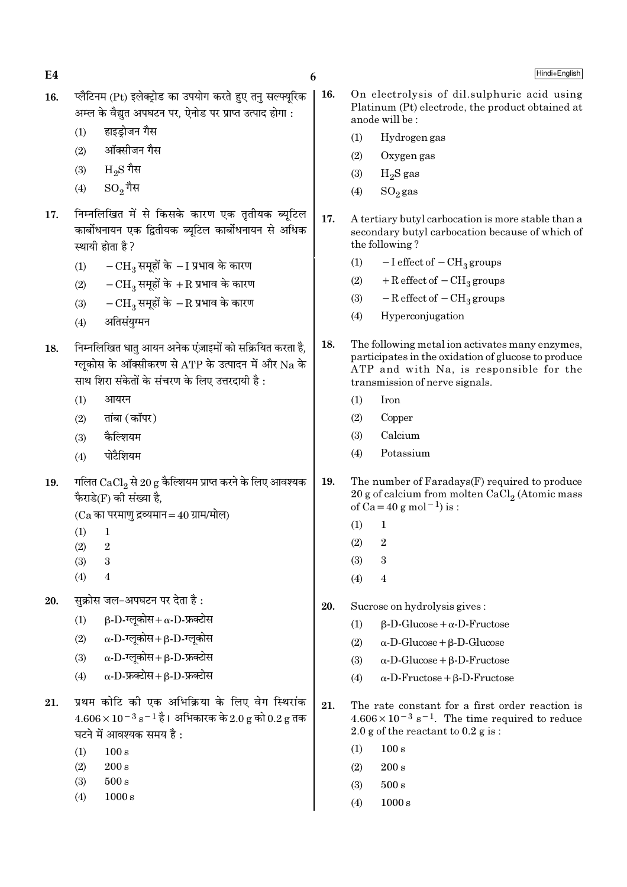16. प्लैटिनम (Pt) इलेक्ट्रोड का उपयोग करते हुए तनु सल्फ्यूरिक अम्ल के वैद्युत अपघटन पर, ऐनोड पर प्राप्त उत्पाद होगा :

(1) हाइड्रोजन गैस
(2) ऑक्सीजन गैस
(3) $H_2S$ गैस
(4) $SO_2$ गैस

17. निम्नलिखित में से किसके कारण एक तृतीयक ब्यूटिल कार्बोधनायन एक द्वितीयक ब्यूटिल कार्बोधनायन से अधिक स्थायी होता है ?

(1) $-CH_3$ समूहों के $-I$ प्रभाव के कारण
(2) $-CH_3$ समूहों के $+R$ प्रभाव के कारण
(3) $-CH_3$ समूहों के $-R$ प्रभाव के कारण
(4) अतिसंयुग्मन

18. निम्नलिखित धातु आयन अनेक एंज़ाइमों को सक्रियित करता है, ग्लूकोस के ऑक्सीकरण से ATP के उत्पादन में और Na के साथ शिरा संकेतों के संचरण के लिए उत्तरदायी है :

(1) आयरन
(2) तांबा (कॉपर)
(3) कैल्शियम
(4) पोटैशियम

19. गलित $CaCl_2$ से 20 g कैल्शियम प्राप्त करने के लिए आवश्यक फैराडे(F) की संख्या है,
(Ca का परमाणु द्रव्यमान = 40 ग्राम/मोल)

(1) 1
(2) 2
(3) 3
(4) 4

20. सुक्रोस जल-अपघटन पर देता है :

(1) β-D-ग्लूकोस + α-D-फ्रक्टोस
(2) α-D-ग्लूकोस + β-D-ग्लूकोस
(3) α-D-ग्लूकोस + β-D-फ्रक्टोस
(4) α-D-फ्रक्टोस + β-D-फ्रक्टोस

21. प्रथम कोटि की एक अभिक्रिया के लिए वेग स्थिरांक $4.606 \times 10^{-3}\ s^{-1}$ है। अभिकारक के 2.0 g को 0.2 g तक घटने में आवश्यक समय है :

(1) 100 s
(2) 200 s
(3) 500 s
(4) 1000 s

16. On electrolysis of dil.sulphuric acid using Platinum (Pt) electrode, the product obtained at anode will be :

(1) Hydrogen gas
(2) Oxygen gas
(3) $H_2S$ gas
(4) $SO_2$ gas

17. A tertiary butyl carbocation is more stable than a secondary butyl carbocation because of which of the following ?

(1) $-I$ effect of $-CH_3$ groups
(2) $+R$ effect of $-CH_3$ groups
(3) $-R$ effect of $-CH_3$ groups
(4) Hyperconjugation

18. The following metal ion activates many enzymes, participates in the oxidation of glucose to produce ATP and with Na, is responsible for the transmission of nerve signals.

(1) Iron
(2) Copper
(3) Calcium
(4) Potassium

19. The number of Faradays(F) required to produce 20 g of calcium from molten $CaCl_2$ (Atomic mass of Ca = 40 g $mol^{-1}$) is :

(1) 1
(2) 2
(3) 3
(4) 4

20. Sucrose on hydrolysis gives :

(1) β-D-Glucose + α-D-Fructose
(2) α-D-Glucose + β-D-Glucose
(3) α-D-Glucose + β-D-Fructose
(4) α-D-Fructose + β-D-Fructose

21. The rate constant for a first order reaction is $4.606 \times 10^{-3}\ s^{-1}$. The time required to reduce 2.0 g of the reactant to 0.2 g is :

(1) 100 s
(2) 200 s
(3) 500 s
(4) 1000 s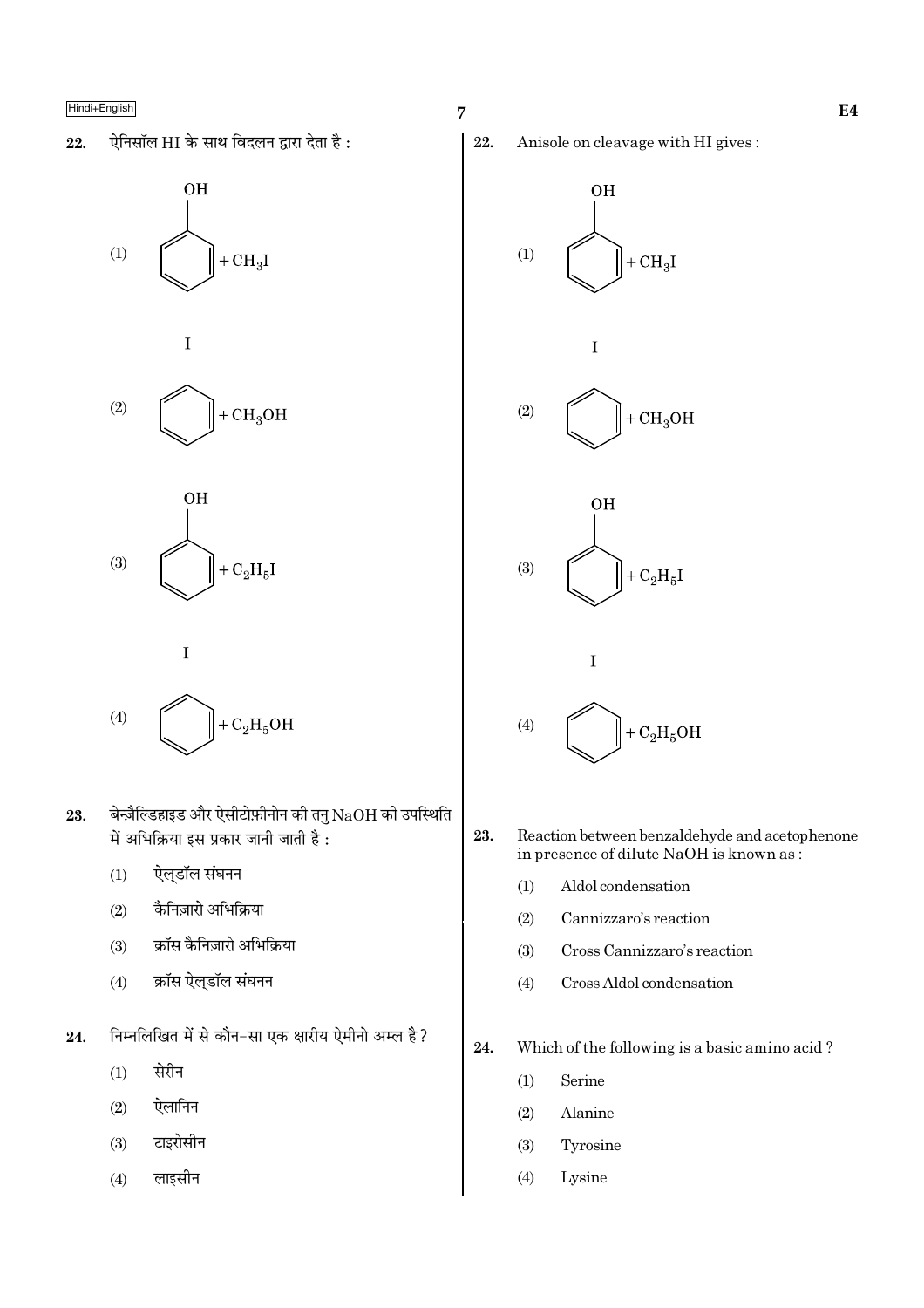22. ऐनिसॉल HI के साथ विदलन द्वारा देता है :

(1) Phenol (benzene ring with OH) $+ CH_3I$

(2) Iodobenzene (benzene ring with I) $+ CH_3OH$

(3) Phenol (benzene ring with OH) $+ C_2H_5I$

(4) Iodobenzene (benzene ring with I) $+ C_2H_5OH$

23. बेन्ज़ैल्डिहाइड और ऐसीटोफ़ीनोन की तनु NaOH की उपस्थिति में अभिक्रिया इस प्रकार जानी जाती है :

(1) ऐल्डॉल संघनन

(2) कैनिज़ारो अभिक्रिया

(3) क्रॉस कैनिज़ारो अभिक्रिया

(4) क्रॉस ऐल्डॉल संघनन

24. निम्नलिखित में से कौन-सा एक क्षारीय ऐमीनो अम्ल है?

(1) सेरीन

(2) ऐलानिन

(3) टाइरोसीन

(4) लाइसीन

22. Anisole on cleavage with HI gives :

(1) Phenol (benzene ring with OH) $+ CH_3I$

(2) Iodobenzene (benzene ring with I) $+ CH_3OH$

(3) Phenol (benzene ring with OH) $+ C_2H_5I$

(4) Iodobenzene (benzene ring with I) $+ C_2H_5OH$

23. Reaction between benzaldehyde and acetophenone in presence of dilute NaOH is known as :

(1) Aldol condensation

(2) Cannizzaro's reaction

(3) Cross Cannizzaro's reaction

(4) Cross Aldol condensation

24. Which of the following is a basic amino acid ?

(1) Serine

(2) Alanine

(3) Tyrosine

(4) Lysine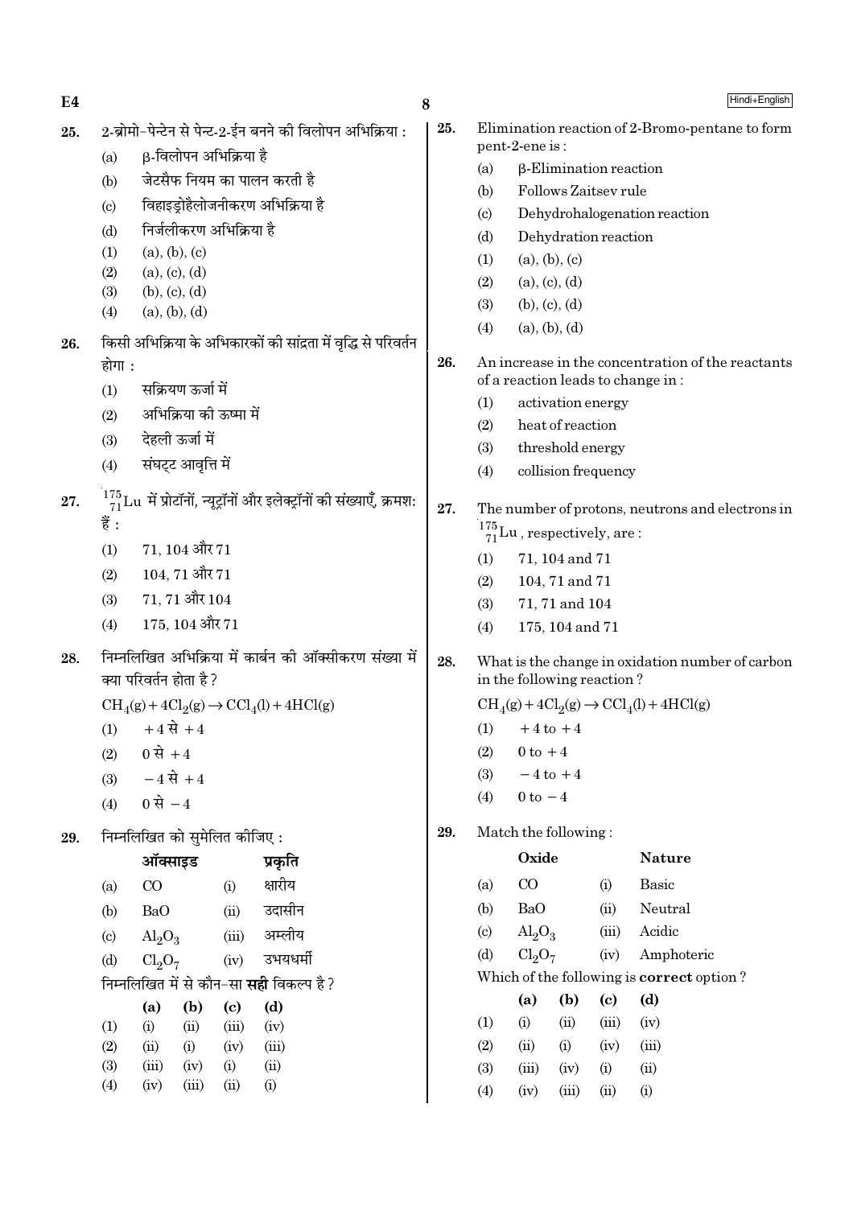25. 2-ब्रोमो-पेन्टेन से पेन्ट-2-ईन बनने की विलोपन अभिक्रिया :

(a) β-विलोपन अभिक्रिया है
(b) जेटसैफ नियम का पालन करती है
(c) विहाइड्रोहैलोजनीकरण अभिक्रिया है
(d) निर्जलीकरण अभिक्रिया है

(1) (a), (b), (c)
(2) (a), (c), (d)
(3) (b), (c), (d)
(4) (a), (b), (d)

26. किसी अभिक्रिया के अभिकारकों की सांद्रता में वृद्धि से परिवर्तन होगा :

(1) सक्रियण ऊर्जा में
(2) अभिक्रिया की ऊष्मा में
(3) देहली ऊर्जा में
(4) संघट्ट आवृत्ति में

27. $^{175}_{71}Lu$ में प्रोटॉनों, न्यूट्रॉनों और इलेक्ट्रॉनों की संख्याएँ, क्रमश: हैं :

(1) 71, 104 और 71
(2) 104, 71 और 71
(3) 71, 71 और 104
(4) 175, 104 और 71

28. निम्नलिखित अभिक्रिया में कार्बन की ऑक्सीकरण संख्या में क्या परिवर्तन होता है ?

$CH_4(g) + 4Cl_2(g) \rightarrow CCl_4(l) + 4HCl(g)$

(1) $+4$ से $+4$
(2) $0$ से $+4$
(3) $-4$ से $+4$
(4) $0$ से $-4$

29. निम्नलिखित को सुमेलित कीजिए :

| | ऑक्साइड | | प्रकृति |
|---|---|---|---|
| (a) | CO | (i) | क्षारीय |
| (b) | BaO | (ii) | उदासीन |
| (c) | $Al_2O_3$ | (iii) | अम्लीय |
| (d) | $Cl_2O_7$ | (iv) | उभयधर्मी |

निम्नलिखित में से कौन-सा **सही** विकल्प है ?

| | (a) | (b) | (c) | (d) |
|---|---|---|---|---|
| (1) | (i) | (ii) | (iii) | (iv) |
| (2) | (ii) | (i) | (iv) | (iii) |
| (3) | (iii) | (iv) | (i) | (ii) |
| (4) | (iv) | (iii) | (ii) | (i) |

25. Elimination reaction of 2-Bromo-pentane to form pent-2-ene is :

(a) β-Elimination reaction
(b) Follows Zaitsev rule
(c) Dehydrohalogenation reaction
(d) Dehydration reaction

(1) (a), (b), (c)
(2) (a), (c), (d)
(3) (b), (c), (d)
(4) (a), (b), (d)

26. An increase in the concentration of the reactants of a reaction leads to change in :

(1) activation energy
(2) heat of reaction
(3) threshold energy
(4) collision frequency

27. The number of protons, neutrons and electrons in $^{175}_{71}Lu$, respectively, are :

(1) 71, 104 and 71
(2) 104, 71 and 71
(3) 71, 71 and 104
(4) 175, 104 and 71

28. What is the change in oxidation number of carbon in the following reaction ?

$CH_4(g) + 4Cl_2(g) \rightarrow CCl_4(l) + 4HCl(g)$

(1) $+4$ to $+4$
(2) $0$ to $+4$
(3) $-4$ to $+4$
(4) $0$ to $-4$

29. Match the following :

| | Oxide | | Nature |
|---|---|---|---|
| (a) | CO | (i) | Basic |
| (b) | BaO | (ii) | Neutral |
| (c) | $Al_2O_3$ | (iii) | Acidic |
| (d) | $Cl_2O_7$ | (iv) | Amphoteric |

Which of the following is **correct** option ?

| | (a) | (b) | (c) | (d) |
|---|---|---|---|---|
| (1) | (i) | (ii) | (iii) | (iv) |
| (2) | (ii) | (i) | (iv) | (iii) |
| (3) | (iii) | (iv) | (i) | (ii) |
| (4) | (iv) | (iii) | (ii) | (i) |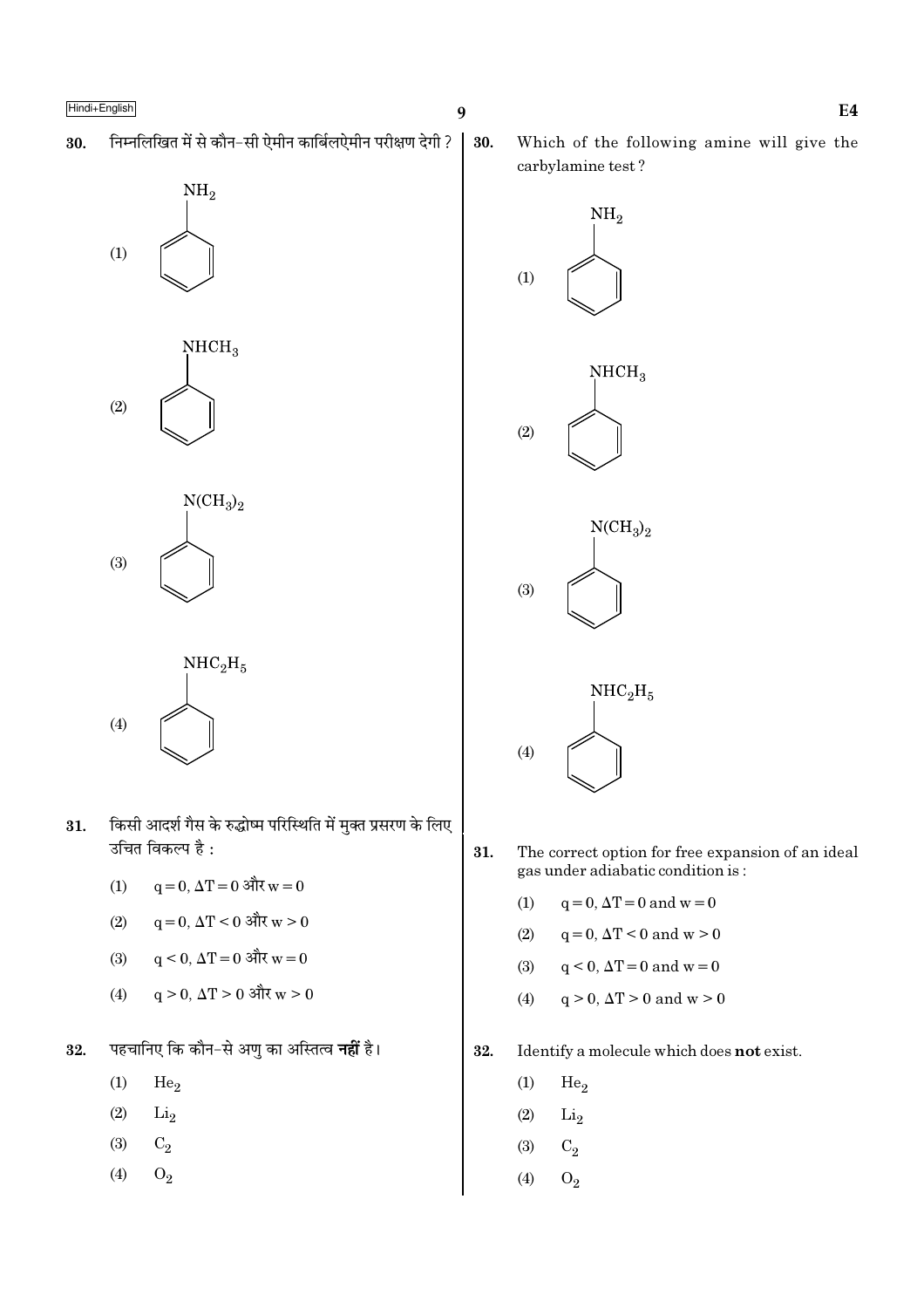30. निम्नलिखित में से कौन-सी ऐमीन कार्बिलऐमीन परीक्षण देगी ?

(1) $NH_2$ (बेंजीन वलय पर)

(2) $NHCH_3$ (बेंजीन वलय पर)

(3) $N(CH_3)_2$ (बेंजीन वलय पर)

(4) $NHC_2H_5$ (बेंजीन वलय पर)

31. किसी आदर्श गैस के रुद्धोष्म परिस्थिति में मुक्त प्रसरण के लिए उचित विकल्प है :

(1) $q = 0, \Delta T = 0$ और $w = 0$

(2) $q = 0, \Delta T < 0$ और $w > 0$

(3) $q < 0, \Delta T = 0$ और $w = 0$

(4) $q > 0, \Delta T > 0$ और $w > 0$

32. पहचानिए कि कौन-से अणु का अस्तित्व **नहीं** है।

(1) $He_2$

(2) $Li_2$

(3) $C_2$

(4) $O_2$

30. Which of the following amine will give the carbylamine test ?

(1) $NH_2$ (on benzene ring)

(2) $NHCH_3$ (on benzene ring)

(3) $N(CH_3)_2$ (on benzene ring)

(4) $NHC_2H_5$ (on benzene ring)

31. The correct option for free expansion of an ideal gas under adiabatic condition is :

(1) $q = 0, \Delta T = 0$ and $w = 0$

(2) $q = 0, \Delta T < 0$ and $w > 0$

(3) $q < 0, \Delta T = 0$ and $w = 0$

(4) $q > 0, \Delta T > 0$ and $w > 0$

32. Identify a molecule which does **not** exist.

(1) $He_2$

(2) $Li_2$

(3) $C_2$

(4) $O_2$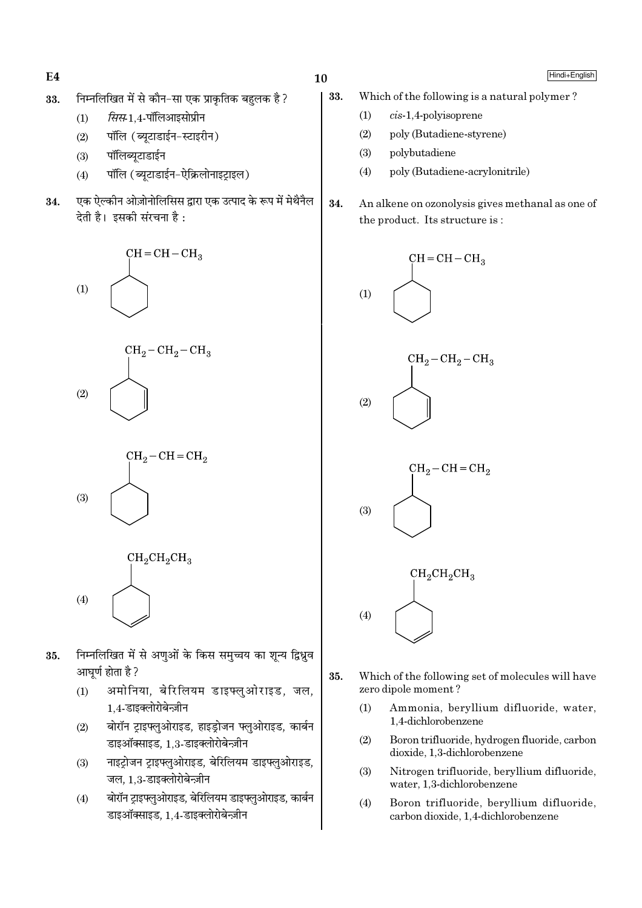33. निम्नलिखित में से कौन-सा एक प्राकृतिक बहुलक है ?

(1) *सिस*-1,4-पॉलिआइसोप्रीन

(2) पॉलि (ब्यूटाडाईन-स्टाइरीन)

(3) पॉलिब्यूटाडाईन

(4) पॉलि (ब्यूटाडाईन-ऐक्रिलोनाइट्राइल)

34. एक ऐल्कीन ओज़ोनोलिसिस द्वारा एक उत्पाद के रूप में मेथैनैल देती है। इसकी संरचना है :

(1) Cyclohexane ring with substituent $CH=CH-CH_3$

(2) Cyclohexene ring (double bond adjacent to substituted carbon) with substituent $CH_2-CH_2-CH_3$

(3) Cyclohexane ring with substituent $CH_2-CH=CH_2$

(4) Cyclohexene ring (double bond at 3,4-position) with substituent $CH_2CH_2CH_3$

35. निम्नलिखित में से अणुओं के किस समुच्चय का शून्य द्विध्रुव आघूर्ण होता है ?

(1) अमोनिया, बेरिलियम डाइफ्लुओराइड, जल, 1,4-डाइक्लोरोबेन्ज़ीन

(2) बोरॉन ट्राइफ्लुओराइड, हाइड्रोजन फ्लुओराइड, कार्बन डाइऑक्साइड, 1,3-डाइक्लोरोबेन्ज़ीन

(3) नाइट्रोजन ट्राइफ्लुओराइड, बेरिलियम डाइफ्लुओराइड, जल, 1,3-डाइक्लोरोबेन्ज़ीन

(4) बोरॉन ट्राइफ्लुओराइड, बेरिलियम डाइफ्लुओराइड, कार्बन डाइऑक्साइड, 1,4-डाइक्लोरोबेन्ज़ीन

33. Which of the following is a natural polymer ?

(1) *cis*-1,4-polyisoprene

(2) poly (Butadiene-styrene)

(3) polybutadiene

(4) poly (Butadiene-acrylonitrile)

34. An alkene on ozonolysis gives methanal as one of the product. Its structure is :

(1) Cyclohexane ring with substituent $CH=CH-CH_3$

(2) Cyclohexene ring (double bond adjacent to substituted carbon) with substituent $CH_2-CH_2-CH_3$

(3) Cyclohexane ring with substituent $CH_2-CH=CH_2$

(4) Cyclohexene ring (double bond at 3,4-position) with substituent $CH_2CH_2CH_3$

35. Which of the following set of molecules will have zero dipole moment ?

(1) Ammonia, beryllium difluoride, water, 1,4-dichlorobenzene

(2) Boron trifluoride, hydrogen fluoride, carbon dioxide, 1,3-dichlorobenzene

(3) Nitrogen trifluoride, beryllium difluoride, water, 1,3-dichlorobenzene

(4) Boron trifluoride, beryllium difluoride, carbon dioxide, 1,4-dichlorobenzene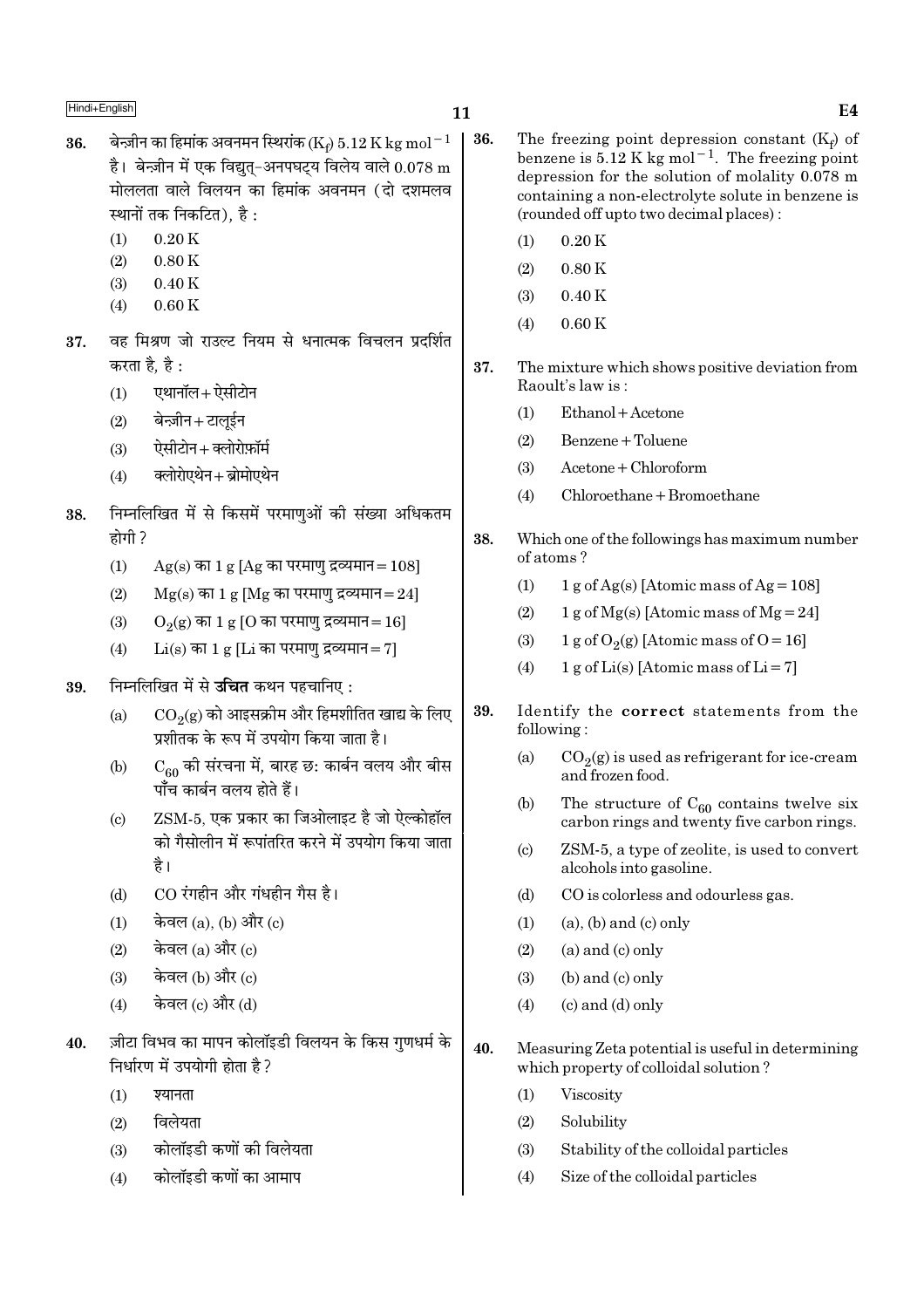36. बेन्ज़ीन का हिमांक अवनमन स्थिरांक ($K_f$) 5.12 K kg $mol^{-1}$ है। बेन्ज़ीन में एक विद्युत्-अनपघट्य विलेय वाले 0.078 m मोललता वाले विलयन का हिमांक अवनमन (दो दशमलव स्थानों तक निकटित), है :

    (1) 0.20 K
    (2) 0.80 K
    (3) 0.40 K
    (4) 0.60 K

37. वह मिश्रण जो राउल्ट नियम से धनात्मक विचलन प्रदर्शित करता है, है :

    (1) एथानॉल + ऐसीटोन
    (2) बेन्ज़ीन + टालूईन
    (3) ऐसीटोन + क्लोरोफ़ॉर्म
    (4) क्लोरोएथेन + ब्रोमोएथेन

38. निम्नलिखित में से किसमें परमाणुओं की संख्या अधिकतम होगी ?

    (1) Ag(s) का 1 g [Ag का परमाणु द्रव्यमान = 108]
    (2) Mg(s) का 1 g [Mg का परमाणु द्रव्यमान = 24]
    (3) $O_2$(g) का 1 g [O का परमाणु द्रव्यमान = 16]
    (4) Li(s) का 1 g [Li का परमाणु द्रव्यमान = 7]

39. निम्नलिखित में से **उचित** कथन पहचानिए :

    (a) $CO_2$(g) को आइसक्रीम और हिमशीतित खाद्य के लिए प्रशीतक के रूप में उपयोग किया जाता है।
    (b) $C_{60}$ की संरचना में, बारह छः कार्बन वलय और बीस पाँच कार्बन वलय होते हैं।
    (c) ZSM-5, एक प्रकार का जिओलाइट है जो ऐल्कोहॉल को गैसोलीन में रूपांतरित करने में उपयोग किया जाता है।
    (d) CO रंगहीन और गंधहीन गैस है।

    (1) केवल (a), (b) और (c)
    (2) केवल (a) और (c)
    (3) केवल (b) और (c)
    (4) केवल (c) और (d)

40. ज़ीटा विभव का मापन कोलॉइडी विलयन के किस गुणधर्म के निर्धारण में उपयोगी होता है ?

    (1) श्यानता
    (2) विलेयता
    (3) कोलॉइडी कणों की विलेयता
    (4) कोलॉइडी कणों का आमाप

36. The freezing point depression constant ($K_f$) of benzene is 5.12 K kg $mol^{-1}$. The freezing point depression for the solution of molality 0.078 m containing a non-electrolyte solute in benzene is (rounded off upto two decimal places) :

    (1) 0.20 K
    (2) 0.80 K
    (3) 0.40 K
    (4) 0.60 K

37. The mixture which shows positive deviation from Raoult's law is :

    (1) Ethanol + Acetone
    (2) Benzene + Toluene
    (3) Acetone + Chloroform
    (4) Chloroethane + Bromoethane

38. Which one of the followings has maximum number of atoms ?

    (1) 1 g of Ag(s) [Atomic mass of Ag = 108]
    (2) 1 g of Mg(s) [Atomic mass of Mg = 24]
    (3) 1 g of $O_2$(g) [Atomic mass of O = 16]
    (4) 1 g of Li(s) [Atomic mass of Li = 7]

39. Identify the **correct** statements from the following :

    (a) $CO_2$(g) is used as refrigerant for ice-cream and frozen food.
    (b) The structure of $C_{60}$ contains twelve six carbon rings and twenty five carbon rings.
    (c) ZSM-5, a type of zeolite, is used to convert alcohols into gasoline.
    (d) CO is colorless and odourless gas.

    (1) (a), (b) and (c) only
    (2) (a) and (c) only
    (3) (b) and (c) only
    (4) (c) and (d) only

40. Measuring Zeta potential is useful in determining which property of colloidal solution ?

    (1) Viscosity
    (2) Solubility
    (3) Stability of the colloidal particles
    (4) Size of the colloidal particles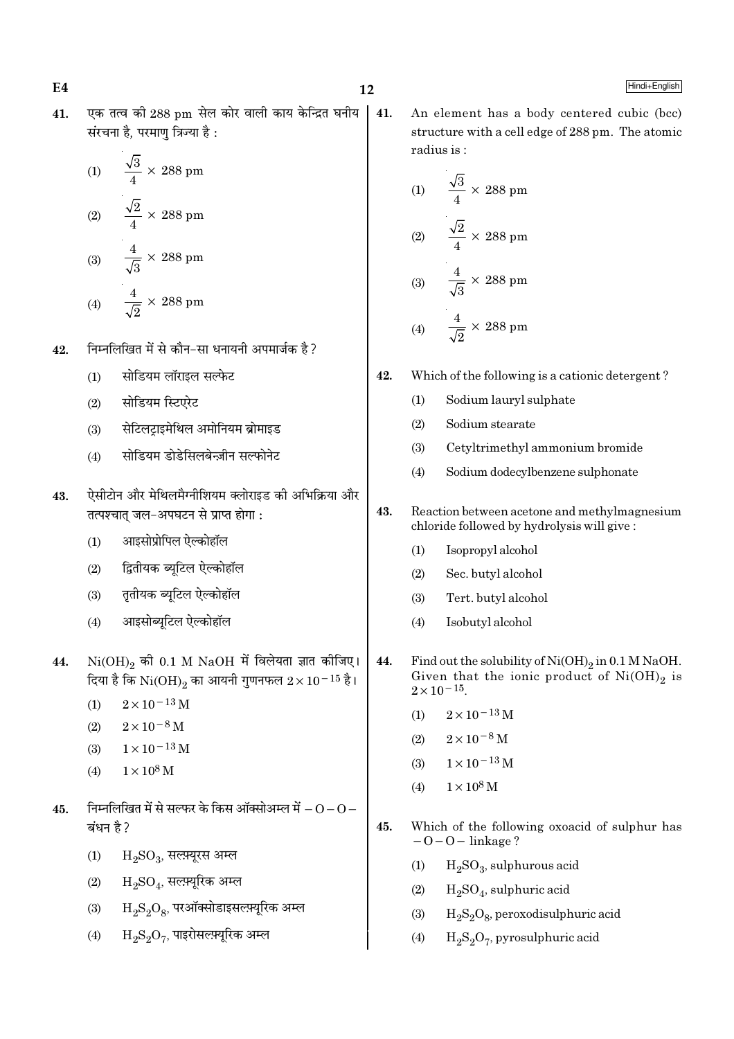41. एक तत्व की 288 pm सेल कोर वाली काय केन्द्रित घनीय संरचना है, परमाणु त्रिज्या है :

(1) $\frac{\sqrt{3}}{4} \times 288$ pm

(2) $\frac{\sqrt{2}}{4} \times 288$ pm

(3) $\frac{4}{\sqrt{3}} \times 288$ pm

(4) $\frac{4}{\sqrt{2}} \times 288$ pm

41. An element has a body centered cubic (bcc) structure with a cell edge of 288 pm. The atomic radius is :

(1) $\frac{\sqrt{3}}{4} \times 288$ pm

(2) $\frac{\sqrt{2}}{4} \times 288$ pm

(3) $\frac{4}{\sqrt{3}} \times 288$ pm

(4) $\frac{4}{\sqrt{2}} \times 288$ pm

42. निम्नलिखित में से कौन-सा धनायनी अपमार्जक है ?

(1) सोडियम लॉराइल सल्फेट

(2) सोडियम स्टिएरेट

(3) सेटिलट्राइमेथिल अमोनियम ब्रोमाइड

(4) सोडियम डोडेसिलबेन्ज़ीन सल्फोनेट

42. Which of the following is a cationic detergent ?

(1) Sodium lauryl sulphate

(2) Sodium stearate

(3) Cetyltrimethyl ammonium bromide

(4) Sodium dodecylbenzene sulphonate

43. ऐसीटोन और मेथिलमैग्नीशियम क्लोराइड की अभिक्रिया और तत्पश्चात् जल-अपघटन से प्राप्त होगा :

(1) आइसोप्रोपिल ऐल्कोहॉल

(2) द्वितीयक ब्यूटिल ऐल्कोहॉल

(3) तृतीयक ब्यूटिल ऐल्कोहॉल

(4) आइसोब्यूटिल ऐल्कोहॉल

43. Reaction between acetone and methylmagnesium chloride followed by hydrolysis will give :

(1) Isopropyl alcohol

(2) Sec. butyl alcohol

(3) Tert. butyl alcohol

(4) Isobutyl alcohol

44. $Ni(OH)_2$ की 0.1 M NaOH में विलेयता ज्ञात कीजिए। दिया है कि $Ni(OH)_2$ का आयनी गुणनफल $2 \times 10^{-15}$ है।

(1) $2 \times 10^{-13}$ M

(2) $2 \times 10^{-8}$ M

(3) $1 \times 10^{-13}$ M

(4) $1 \times 10^{8}$ M

44. Find out the solubility of $Ni(OH)_2$ in 0.1 M NaOH. Given that the ionic product of $Ni(OH)_2$ is $2 \times 10^{-15}$.

(1) $2 \times 10^{-13}$ M

(2) $2 \times 10^{-8}$ M

(3) $1 \times 10^{-13}$ M

(4) $1 \times 10^{8}$ M

45. निम्नलिखित में से सल्फर के किस ऑक्सोअम्ल में $-O-O-$ बंधन है ?

(1) $H_2SO_3$, सल्फ़्यूरस अम्ल

(2) $H_2SO_4$, सल्फ़्यूरिक अम्ल

(3) $H_2S_2O_8$, परऑक्सोडाइसल्फ़्यूरिक अम्ल

(4) $H_2S_2O_7$, पाइरोसल्फ़्यूरिक अम्ल

45. Which of the following oxoacid of sulphur has $-O-O-$ linkage ?

(1) $H_2SO_3$, sulphurous acid

(2) $H_2SO_4$, sulphuric acid

(3) $H_2S_2O_8$, peroxodisulphuric acid

(4) $H_2S_2O_7$, pyrosulphuric acid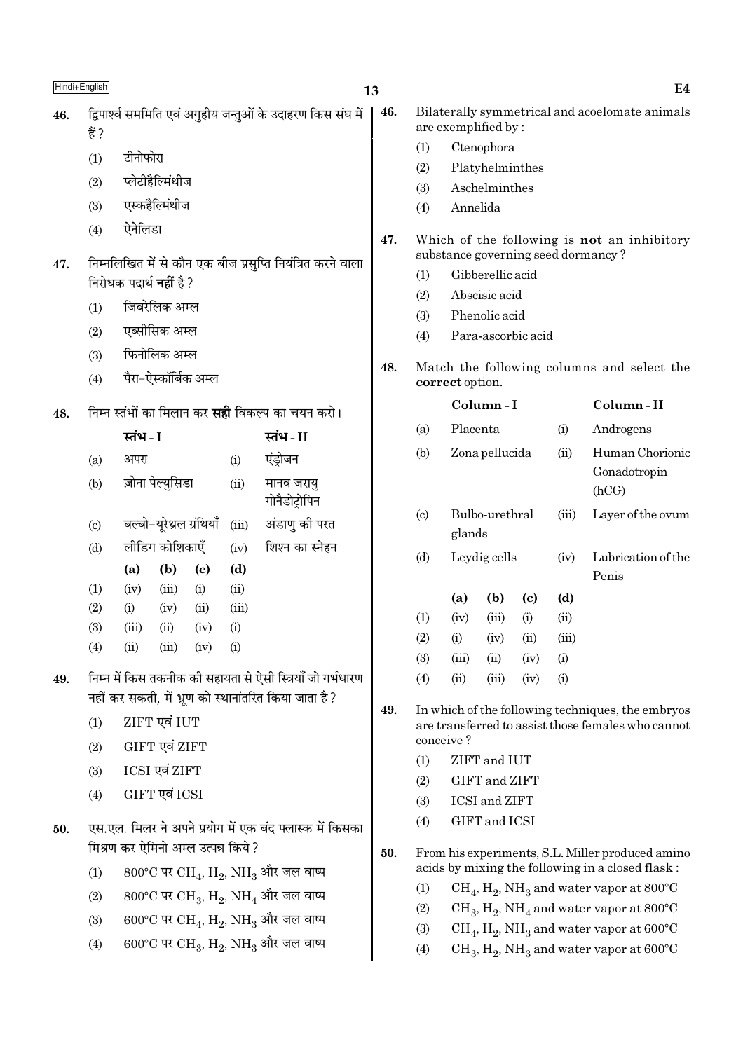46. द्विपार्श्व सममिति एवं अगुहीय जन्तुओं के उदाहरण किस संघ में हैं ?
   (1) टीनोफोरा
   (2) प्लेटीहैल्मिंथीज
   (3) एस्कहैल्मिंथीज
   (4) ऐनेलिडा

47. निम्नलिखित में से कौन एक बीज प्रसुप्ति नियंत्रित करने वाला निरोधक पदार्थ **नहीं** है ?
   (1) जिबरेलिक अम्ल
   (2) एब्सीसिक अम्ल
   (3) फिनोलिक अम्ल
   (4) पैरा-ऐस्कॉर्बिक अम्ल

48. निम्न स्तंभों का मिलान कर **सही** विकल्प का चयन करो।

| | स्तंभ - I | | स्तंभ - II |
|---|---|---|---|
| (a) | अपरा | (i) | एंड्रोजन |
| (b) | ज़ोना पेल्युसिडा | (ii) | मानव जरायु गोनैडोट्रोपिन |
| (c) | बल्बो-यूरेथ्रल ग्रंथियाँ | (iii) | अंडाणु की परत |
| (d) | लीडिग कोशिकाएँ | (iv) | शिश्न का स्नेहन |

| | (a) | (b) | (c) | (d) |
|---|---|---|---|---|
| (1) | (iv) | (iii) | (i) | (ii) |
| (2) | (i) | (iv) | (ii) | (iii) |
| (3) | (iii) | (ii) | (iv) | (i) |
| (4) | (ii) | (iii) | (iv) | (i) |

49. निम्न में किस तकनीक की सहायता से ऐसी स्त्रियाँ जो गर्भधारण नहीं कर सकती, में भ्रूण को स्थानांतरित किया जाता है ?
   (1) ZIFT एवं IUT
   (2) GIFT एवं ZIFT
   (3) ICSI एवं ZIFT
   (4) GIFT एवं ICSI

50. एस.एल. मिलर ने अपने प्रयोग में एक बंद फ्लास्क में किसका मिश्रण कर ऐमिनो अम्ल उत्पन्न किये ?
   (1) 800°C पर $CH_4$, $H_2$, $NH_3$ और जल वाष्प
   (2) 800°C पर $CH_3$, $H_2$, $NH_4$ और जल वाष्प
   (3) 600°C पर $CH_4$, $H_2$, $NH_3$ और जल वाष्प
   (4) 600°C पर $CH_3$, $H_2$, $NH_3$ और जल वाष्प

46. Bilaterally symmetrical and acoelomate animals are exemplified by :
   (1) Ctenophora
   (2) Platyhelminthes
   (3) Aschelminthes
   (4) Annelida

47. Which of the following is **not** an inhibitory substance governing seed dormancy ?
   (1) Gibberellic acid
   (2) Abscisic acid
   (3) Phenolic acid
   (4) Para-ascorbic acid

48. Match the following columns and select the **correct** option.

| | Column - I | | Column - II |
|---|---|---|---|
| (a) | Placenta | (i) | Androgens |
| (b) | Zona pellucida | (ii) | Human Chorionic Gonadotropin (hCG) |
| (c) | Bulbo-urethral glands | (iii) | Layer of the ovum |
| (d) | Leydig cells | (iv) | Lubrication of the Penis |

| | (a) | (b) | (c) | (d) |
|---|---|---|---|---|
| (1) | (iv) | (iii) | (i) | (ii) |
| (2) | (i) | (iv) | (ii) | (iii) |
| (3) | (iii) | (ii) | (iv) | (i) |
| (4) | (ii) | (iii) | (iv) | (i) |

49. In which of the following techniques, the embryos are transferred to assist those females who cannot conceive ?
   (1) ZIFT and IUT
   (2) GIFT and ZIFT
   (3) ICSI and ZIFT
   (4) GIFT and ICSI

50. From his experiments, S.L. Miller produced amino acids by mixing the following in a closed flask :
   (1) $CH_4$, $H_2$, $NH_3$ and water vapor at 800°C
   (2) $CH_3$, $H_2$, $NH_4$ and water vapor at 800°C
   (3) $CH_4$, $H_2$, $NH_3$ and water vapor at 600°C
   (4) $CH_3$, $H_2$, $NH_3$ and water vapor at 600°C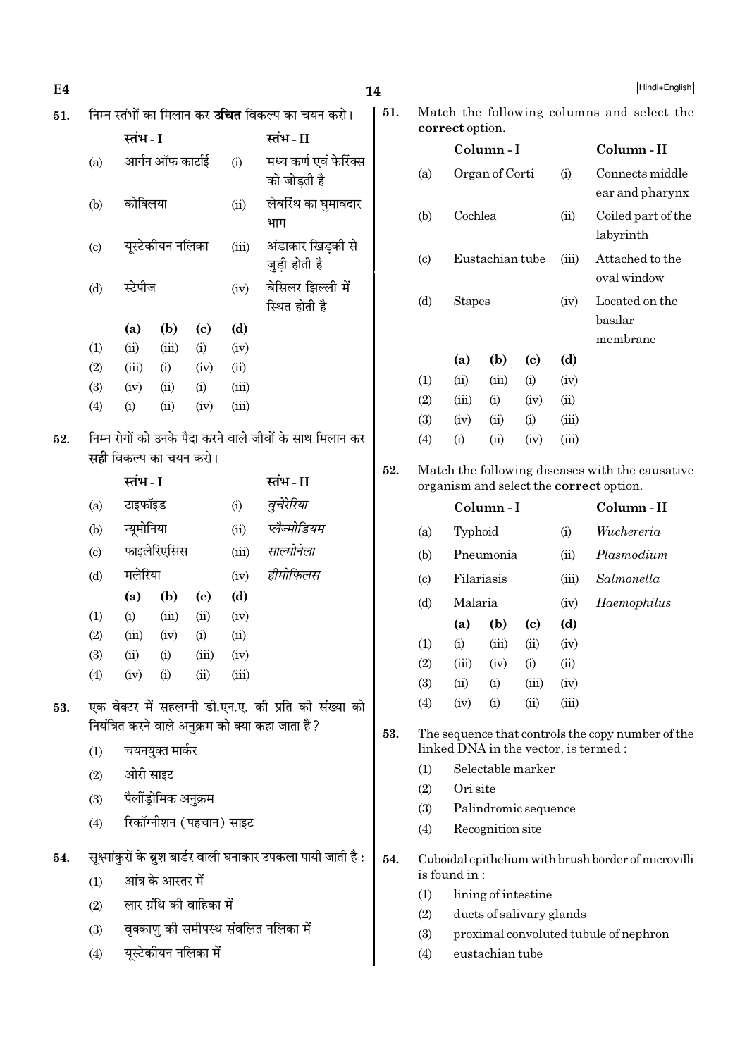51. निम्न स्तंभों का मिलान कर **उचित** विकल्प का चयन करो।

| | स्तंभ - I | | स्तंभ - II |
|---|---|---|---|
| (a) | आर्गन ऑफ कार्टाई | (i) | मध्य कर्ण एवं फेरिंक्स को जोड़ती है |
| (b) | कोक्लिया | (ii) | लेबरिंथ का घुमावदार भाग |
| (c) | यूस्टेकीयन नलिका | (iii) | अंडाकार खिड़की से जुड़ी होती है |
| (d) | स्टेपीज | (iv) | बेसिलर झिल्ली में स्थित होती है |

| | (a) | (b) | (c) | (d) |
|---|---|---|---|---|
| (1) | (ii) | (iii) | (i) | (iv) |
| (2) | (iii) | (i) | (iv) | (ii) |
| (3) | (iv) | (ii) | (i) | (iii) |
| (4) | (i) | (ii) | (iv) | (iii) |

52. निम्न रोगों को उनके पैदा करने वाले जीवों के साथ मिलान कर **सही** विकल्प का चयन करो।

| | स्तंभ - I | | स्तंभ - II |
|---|---|---|---|
| (a) | टाइफॉइड | (i) | *वुचेरेरिया* |
| (b) | न्यूमोनिया | (ii) | *प्लैज्मोडियम* |
| (c) | फाइलेरिएसिस | (iii) | *साल्मोनेला* |
| (d) | मलेरिया | (iv) | *हीमोफिलस* |

| | (a) | (b) | (c) | (d) |
|---|---|---|---|---|
| (1) | (i) | (iii) | (ii) | (iv) |
| (2) | (iii) | (iv) | (i) | (ii) |
| (3) | (ii) | (i) | (iii) | (iv) |
| (4) | (iv) | (i) | (ii) | (iii) |

53. एक वेक्टर में सहलग्नी डी.एन.ए. की प्रति की संख्या को नियंत्रित करने वाले अनुक्रम को क्या कहा जाता है?

(1) चयनयुक्त मार्कर
(2) ओरी साइट
(3) पैलींड्रोमिक अनुक्रम
(4) रिकॉग्नीशन (पहचान) साइट

54. सूक्ष्मांकुरों के ब्रुश बार्डर वाली घनाकार उपकला पायी जाती है :

(1) आंत्र के आस्तर में
(2) लार ग्रंथि की वाहिका में
(3) वृक्काणु की समीपस्थ संवलित नलिका में
(4) यूस्टेकीयन नलिका में

51. Match the following columns and select the **correct** option.

| | Column - I | | Column - II |
|---|---|---|---|
| (a) | Organ of Corti | (i) | Connects middle ear and pharynx |
| (b) | Cochlea | (ii) | Coiled part of the labyrinth |
| (c) | Eustachian tube | (iii) | Attached to the oval window |
| (d) | Stapes | (iv) | Located on the basilar membrane |

| | (a) | (b) | (c) | (d) |
|---|---|---|---|---|
| (1) | (ii) | (iii) | (i) | (iv) |
| (2) | (iii) | (i) | (iv) | (ii) |
| (3) | (iv) | (ii) | (i) | (iii) |
| (4) | (i) | (ii) | (iv) | (iii) |

52. Match the following diseases with the causative organism and select the **correct** option.

| | Column - I | | Column - II |
|---|---|---|---|
| (a) | Typhoid | (i) | *Wuchereria* |
| (b) | Pneumonia | (ii) | *Plasmodium* |
| (c) | Filariasis | (iii) | *Salmonella* |
| (d) | Malaria | (iv) | *Haemophilus* |

| | (a) | (b) | (c) | (d) |
|---|---|---|---|---|
| (1) | (i) | (iii) | (ii) | (iv) |
| (2) | (iii) | (iv) | (i) | (ii) |
| (3) | (ii) | (i) | (iii) | (iv) |
| (4) | (iv) | (i) | (ii) | (iii) |

53. The sequence that controls the copy number of the linked DNA in the vector, is termed :

(1) Selectable marker
(2) Ori site
(3) Palindromic sequence
(4) Recognition site

54. Cuboidal epithelium with brush border of microvilli is found in :

(1) lining of intestine
(2) ducts of salivary glands
(3) proximal convoluted tubule of nephron
(4) eustachian tube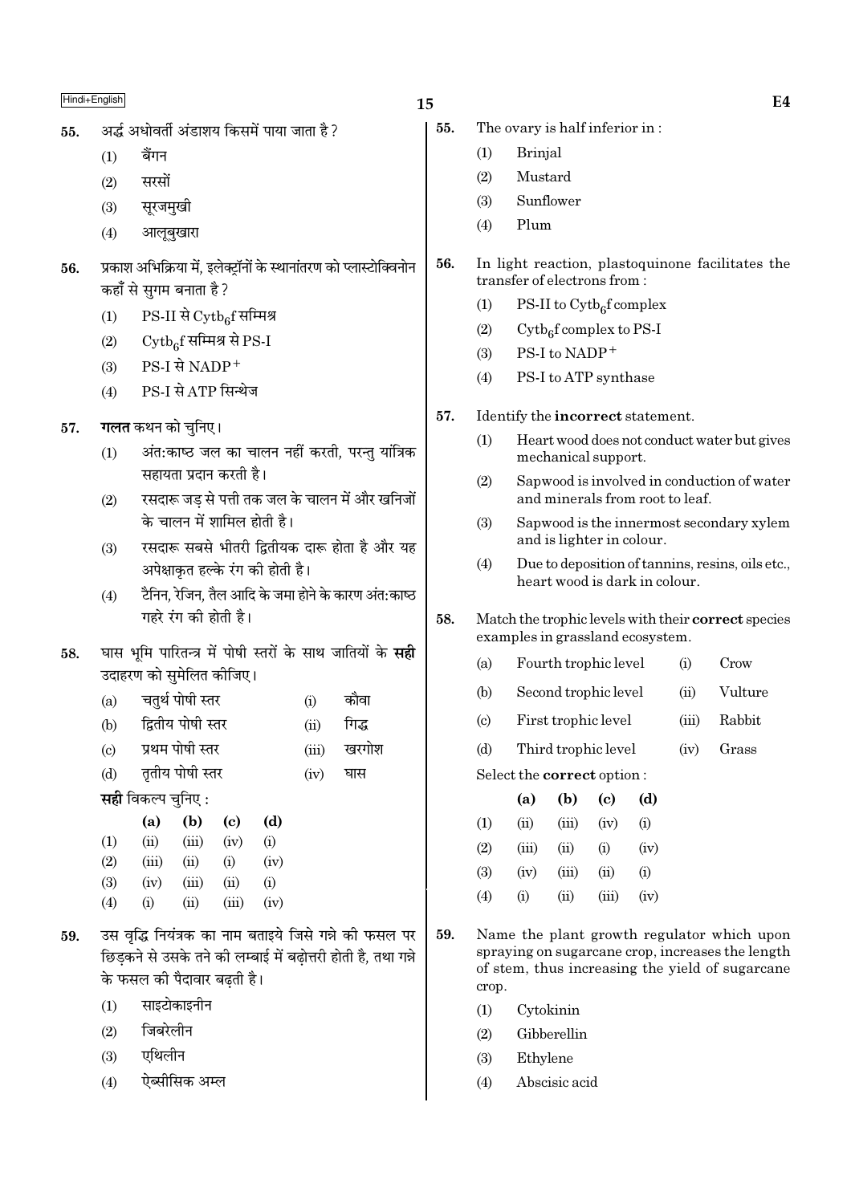55. अर्द्ध अधोवर्ती अंडाशय किसमें पाया जाता है ?

(1) बैंगन
(2) सरसों
(3) सूरजमुखी
(4) आलूबुखारा

56. प्रकाश अभिक्रिया में, इलेक्ट्रॉनों के स्थानांतरण को प्लास्टोक्विनोन कहाँ से सुगम बनाता है ?

(1) PS-II से $Cytb_6f$ सम्मिश्र
(2) $Cytb_6f$ सम्मिश्र से PS-I
(3) PS-I से $NADP^+$
(4) PS-I से ATP सिन्थेज

57. **गलत** कथन को चुनिए।

(1) अंत:काष्ठ जल का चालन नहीं करती, परन्तु यांत्रिक सहायता प्रदान करती है।
(2) रसदारू जड़ से पत्ती तक जल के चालन में और खनिजों के चालन में शामिल होती है।
(3) रसदारू सबसे भीतरी द्वितीयक दारू होता है और यह अपेक्षाकृत हल्के रंग की होती है।
(4) टैनिन, रेजिन, तैल आदि के जमा होने के कारण अंत:काष्ठ गहरे रंग की होती है।

58. घास भूमि पारितन्त्र में पोषी स्तरों के साथ जातियों के **सही** उदाहरण को सुमेलित कीजिए।

| | | | |
|---|---|---|---|
| (a) | चतुर्थ पोषी स्तर | (i) | कौवा |
| (b) | द्वितीय पोषी स्तर | (ii) | गिद्ध |
| (c) | प्रथम पोषी स्तर | (iii) | खरगोश |
| (d) | तृतीय पोषी स्तर | (iv) | घास |

**सही** विकल्प चुनिए :

| | (a) | (b) | (c) | (d) |
|---|---|---|---|---|
| (1) | (ii) | (iii) | (iv) | (i) |
| (2) | (iii) | (ii) | (i) | (iv) |
| (3) | (iv) | (iii) | (ii) | (i) |
| (4) | (i) | (ii) | (iii) | (iv) |

59. उस वृद्धि नियंत्रक का नाम बताइये जिसे गन्ने की फसल पर छिड़कने से उसके तने की लम्बाई में बढ़ोत्तरी होती है, तथा गन्ने के फसल की पैदावार बढ़ती है।

(1) साइटोकाइनीन
(2) जिबरेलीन
(3) एथिलीन
(4) ऐब्सीसिक अम्ल

55. The ovary is half inferior in :

(1) Brinjal
(2) Mustard
(3) Sunflower
(4) Plum

56. In light reaction, plastoquinone facilitates the transfer of electrons from :

(1) PS-II to $Cytb_6f$ complex
(2) $Cytb_6f$ complex to PS-I
(3) PS-I to $NADP^+$
(4) PS-I to ATP synthase

57. Identify the **incorrect** statement.

(1) Heart wood does not conduct water but gives mechanical support.
(2) Sapwood is involved in conduction of water and minerals from root to leaf.
(3) Sapwood is the innermost secondary xylem and is lighter in colour.
(4) Due to deposition of tannins, resins, oils etc., heart wood is dark in colour.

58. Match the trophic levels with their **correct** species examples in grassland ecosystem.

| | | | |
|---|---|---|---|
| (a) | Fourth trophic level | (i) | Crow |
| (b) | Second trophic level | (ii) | Vulture |
| (c) | First trophic level | (iii) | Rabbit |
| (d) | Third trophic level | (iv) | Grass |

Select the **correct** option :

| | (a) | (b) | (c) | (d) |
|---|---|---|---|---|
| (1) | (ii) | (iii) | (iv) | (i) |
| (2) | (iii) | (ii) | (i) | (iv) |
| (3) | (iv) | (iii) | (ii) | (i) |
| (4) | (i) | (ii) | (iii) | (iv) |

59. Name the plant growth regulator which upon spraying on sugarcane crop, increases the length of stem, thus increasing the yield of sugarcane crop.

(1) Cytokinin
(2) Gibberellin
(3) Ethylene
(4) Abscisic acid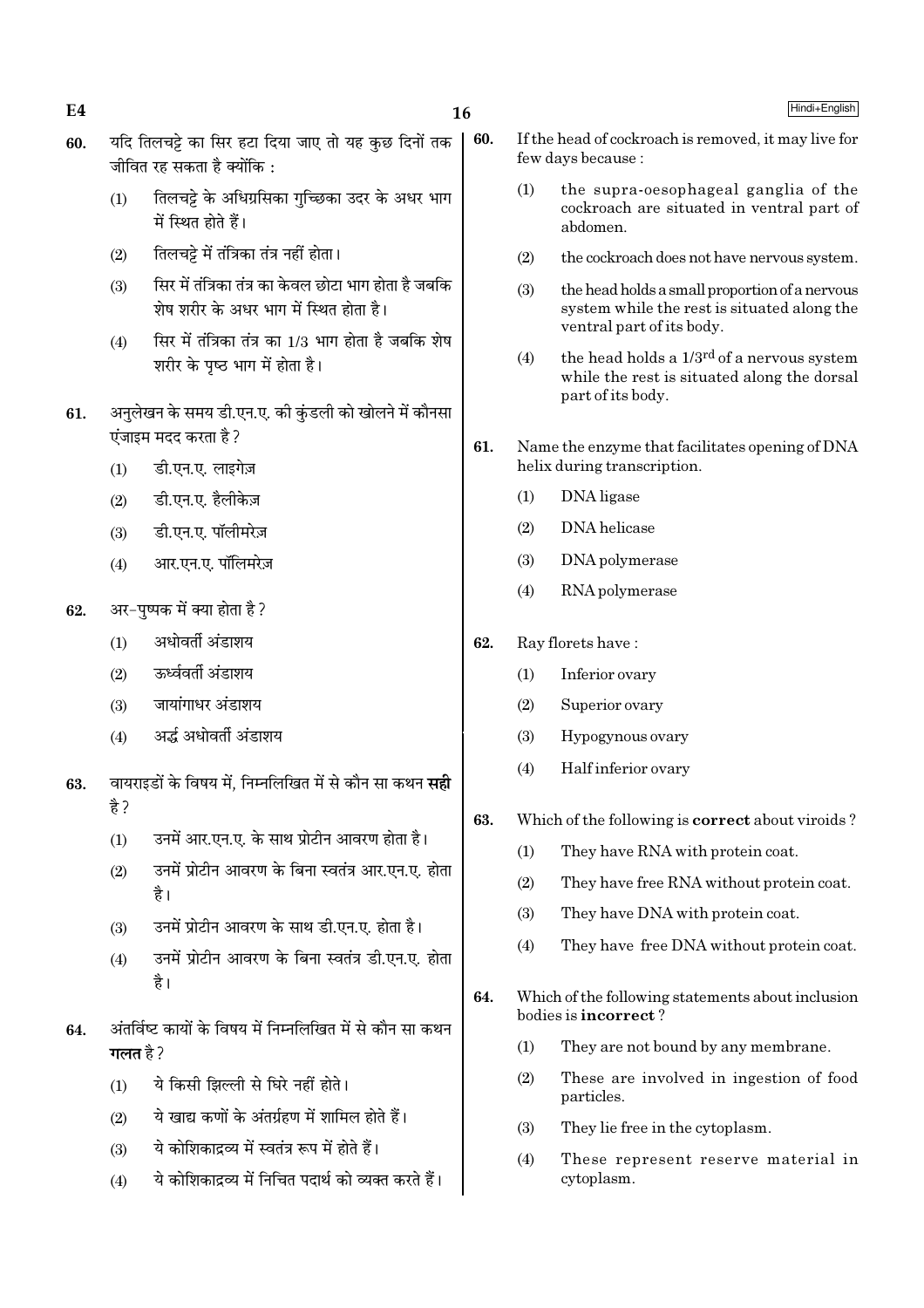60. यदि तिलचट्टे का सिर हटा दिया जाए तो यह कुछ दिनों तक जीवित रह सकता है क्योंकि :

(1) तिलचट्टे के अधिग्रसिका गुच्छिका उदर के अधर भाग में स्थित होते हैं।

(2) तिलचट्टे में तंत्रिका तंत्र नहीं होता।

(3) सिर में तंत्रिका तंत्र का केवल छोटा भाग होता है जबकि शेष शरीर के अधर भाग में स्थित होता है।

(4) सिर में तंत्रिका तंत्र का 1/3 भाग होता है जबकि शेष शरीर के पृष्ठ भाग में होता है।

61. अनुलेखन के समय डी.एन.ए. की कुंडली को खोलने में कौनसा एंजाइम मदद करता है ?

(1) डी.एन.ए. लाइगेज़

(2) डी.एन.ए. हैलीकेज़

(3) डी.एन.ए. पॉलीमरेज़

(4) आर.एन.ए. पॉलिमरेज़

62. अर-पुष्पक में क्या होता है ?

(1) अधोवर्ती अंडाशय

(2) ऊर्ध्ववर्ती अंडाशय

(3) जायांगाधर अंडाशय

(4) अर्द्ध अधोवर्ती अंडाशय

63. वायराइडों के विषय में, निम्नलिखित में से कौन सा कथन **सही** है ?

(1) उनमें आर.एन.ए. के साथ प्रोटीन आवरण होता है।

(2) उनमें प्रोटीन आवरण के बिना स्वतंत्र आर.एन.ए. होता है।

(3) उनमें प्रोटीन आवरण के साथ डी.एन.ए. होता है।

(4) उनमें प्रोटीन आवरण के बिना स्वतंत्र डी.एन.ए. होता है।

64. अंतर्विष्ट कायों के विषय में निम्नलिखित में से कौन सा कथन **गलत** है ?

(1) ये किसी झिल्ली से घिरे नहीं होते।

(2) ये खाद्य कणों के अंतर्ग्रहण में शामिल होते हैं।

(3) ये कोशिकाद्रव्य में स्वतंत्र रूप में होते हैं।

(4) ये कोशिकाद्रव्य में निचित पदार्थ को व्यक्त करते हैं।

60. If the head of cockroach is removed, it may live for few days because :

(1) the supra-oesophageal ganglia of the cockroach are situated in ventral part of abdomen.

(2) the cockroach does not have nervous system.

(3) the head holds a small proportion of a nervous system while the rest is situated along the ventral part of its body.

(4) the head holds a 1/3rd of a nervous system while the rest is situated along the dorsal part of its body.

61. Name the enzyme that facilitates opening of DNA helix during transcription.

(1) DNA ligase

(2) DNA helicase

(3) DNA polymerase

(4) RNA polymerase

62. Ray florets have :

(1) Inferior ovary

(2) Superior ovary

(3) Hypogynous ovary

(4) Half inferior ovary

63. Which of the following is **correct** about viroids ?

(1) They have RNA with protein coat.

(2) They have free RNA without protein coat.

(3) They have DNA with protein coat.

(4) They have free DNA without protein coat.

64. Which of the following statements about inclusion bodies is **incorrect** ?

(1) They are not bound by any membrane.

(2) These are involved in ingestion of food particles.

(3) They lie free in the cytoplasm.

(4) These represent reserve material in cytoplasm.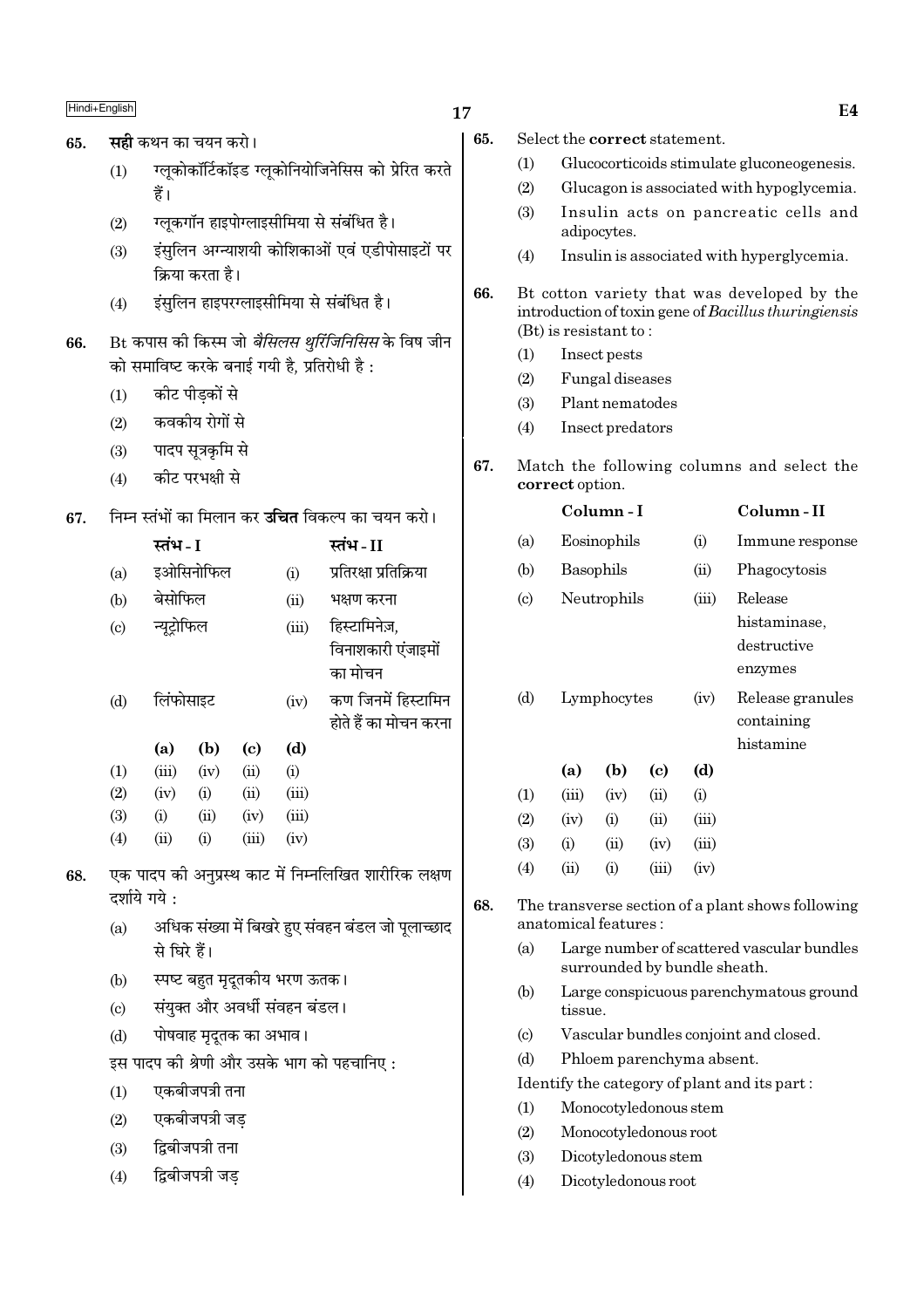65. **सही** कथन का चयन करो।

(1) ग्लूकोकॉर्टिकॉइड ग्लूकोनियोजिनेसिस को प्रेरित करते हैं।

(2) ग्लूकगॉन हाइपोग्लाइसीमिया से संबंधित है।

(3) इंसुलिन अग्न्याशयी कोशिकाओं एवं एडीपोसाइटों पर क्रिया करता है।

(4) इंसुलिन हाइपरग्लाइसीमिया से संबंधित है।

66. Bt कपास की किस्म जो *बैसिलस थुरिंजिनिसिस* के विष जीन को समाविष्ट करके बनाई गयी है, प्रतिरोधी है :

(1) कीट पीड़कों से

(2) कवकीय रोगों से

(3) पादप सूत्रकृमि से

(4) कीट परभक्षी से

67. निम्न स्तंभों का मिलान कर **उचित** विकल्प का चयन करो।

| | स्तंभ - I | | स्तंभ - II |
|---|---|---|---|
| (a) | इओसिनोफिल | (i) | प्रतिरक्षा प्रतिक्रिया |
| (b) | बेसोफिल | (ii) | भक्षण करना |
| (c) | न्यूट्रोफिल | (iii) | हिस्टामिनेज़, विनाशकारी एंजाइमों का मोचन |
| (d) | लिंफोसाइट | (iv) | कण जिनमें हिस्टामिन होते हैं का मोचन करना |

| | (a) | (b) | (c) | (d) |
|---|---|---|---|---|
| (1) | (iii) | (iv) | (ii) | (i) |
| (2) | (iv) | (i) | (ii) | (iii) |
| (3) | (i) | (ii) | (iv) | (iii) |
| (4) | (ii) | (i) | (iii) | (iv) |

68. एक पादप की अनुप्रस्थ काट में निम्नलिखित शारीरिक लक्षण दर्शाये गये :

(a) अधिक संख्या में बिखरे हुए संवहन बंडल जो पूलाच्छाद से घिरे हैं।

(b) स्पष्ट बहुत मृदूतकीय भरण ऊतक।

(c) संयुक्त और अवर्धी संवहन बंडल।

(d) पोषवाह मृदूतक का अभाव।

इस पादप की श्रेणी और उसके भाग को पहचानिए :

(1) एकबीजपत्री तना

(2) एकबीजपत्री जड़

(3) द्विबीजपत्री तना

(4) द्विबीजपत्री जड़

65. Select the **correct** statement.

(1) Glucocorticoids stimulate gluconeogenesis.

(2) Glucagon is associated with hypoglycemia.

(3) Insulin acts on pancreatic cells and adipocytes.

(4) Insulin is associated with hyperglycemia.

66. Bt cotton variety that was developed by the introduction of toxin gene of *Bacillus thuringiensis* (Bt) is resistant to :

(1) Insect pests

(2) Fungal diseases

(3) Plant nematodes

(4) Insect predators

67. Match the following columns and select the **correct** option.

| | Column - I | | Column - II |
|---|---|---|---|
| (a) | Eosinophils | (i) | Immune response |
| (b) | Basophils | (ii) | Phagocytosis |
| (c) | Neutrophils | (iii) | Release histaminase, destructive enzymes |
| (d) | Lymphocytes | (iv) | Release granules containing histamine |

| | (a) | (b) | (c) | (d) |
|---|---|---|---|---|
| (1) | (iii) | (iv) | (ii) | (i) |
| (2) | (iv) | (i) | (ii) | (iii) |
| (3) | (i) | (ii) | (iv) | (iii) |
| (4) | (ii) | (i) | (iii) | (iv) |

68. The transverse section of a plant shows following anatomical features :

(a) Large number of scattered vascular bundles surrounded by bundle sheath.

(b) Large conspicuous parenchymatous ground tissue.

(c) Vascular bundles conjoint and closed.

(d) Phloem parenchyma absent.

Identify the category of plant and its part :

(1) Monocotyledonous stem

(2) Monocotyledonous root

(3) Dicotyledonous stem

(4) Dicotyledonous root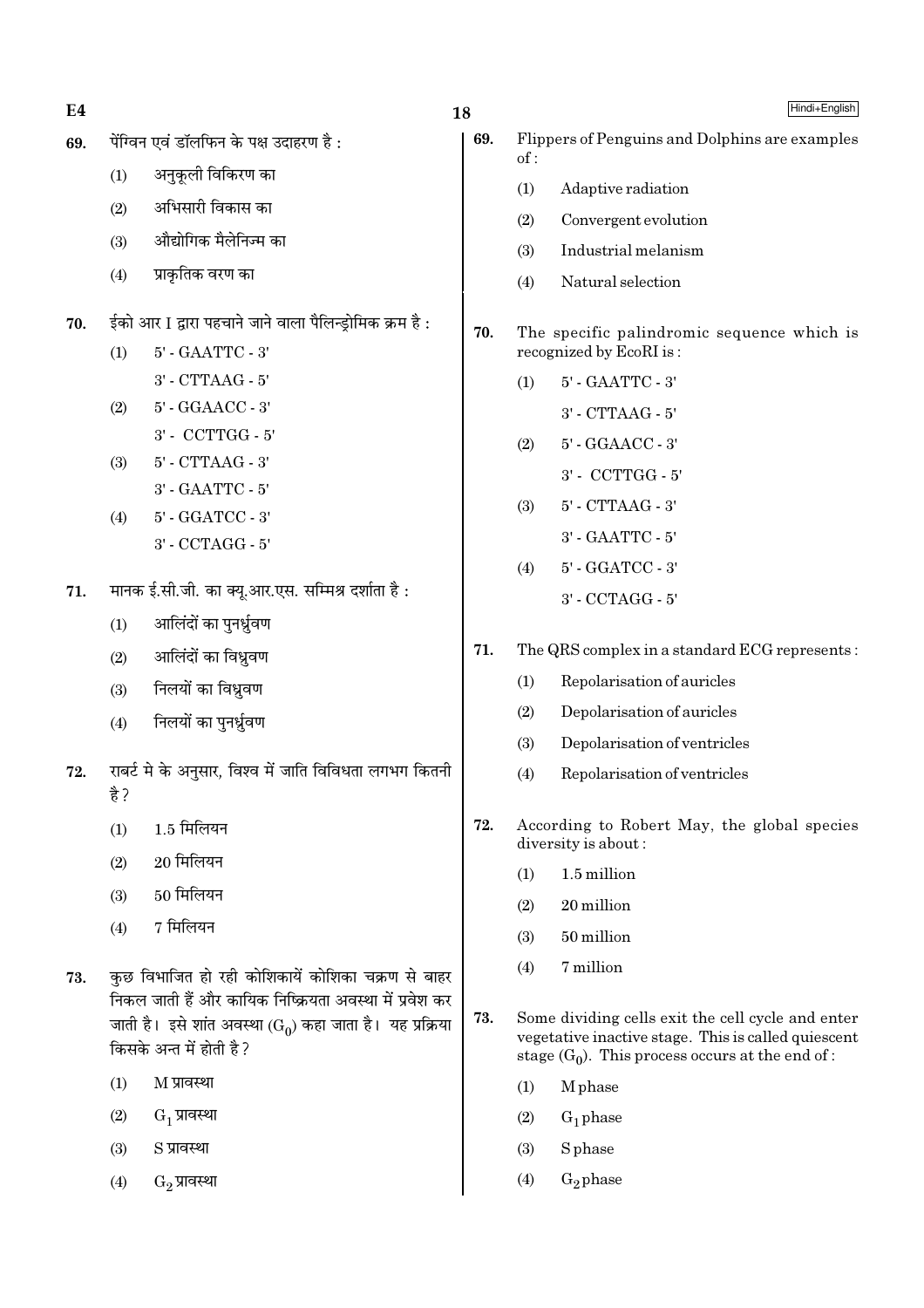69. पेंग्विन एवं डॉलफिन के पक्ष उदाहरण है :

(1) अनुकूली विकिरण का

(2) अभिसारी विकास का

(3) औद्योगिक मैलेनिज्म का

(4) प्राकृतिक वरण का

70. ईको आर I द्वारा पहचाने जाने वाला पैलिन्ड्रोमिक क्रम है :

(1) 5' - GAATTC - 3'
3' - CTTAAG - 5'

(2) 5' - GGAACC - 3'
3' - CCTTGG - 5'

(3) 5' - CTTAAG - 3'
3' - GAATTC - 5'

(4) 5' - GGATCC - 3'
3' - CCTAGG - 5'

71. मानक ई.सी.जी. का क्यू.आर.एस. सम्मिश्र दर्शाता है :

(1) आलिंदों का पुनर्ध्रुवण

(2) आलिंदों का विध्रुवण

(3) निलयों का विध्रुवण

(4) निलयों का पुनर्ध्रुवण

72. राबर्ट मे के अनुसार, विश्व में जाति विविधता लगभग कितनी है ?

(1) 1.5 मिलियन

(2) 20 मिलियन

(3) 50 मिलियन

(4) 7 मिलियन

73. कुछ विभाजित हो रही कोशिकायें कोशिका चक्रण से बाहर निकल जाती हैं और कायिक निष्क्रियता अवस्था में प्रवेश कर जाती है। इसे शांत अवस्था ($G_0$) कहा जाता है। यह प्रक्रिया किसके अन्त में होती है ?

(1) M प्रावस्था

(2) $G_1$ प्रावस्था

(3) S प्रावस्था

(4) $G_2$ प्रावस्था

69. Flippers of Penguins and Dolphins are examples of :

(1) Adaptive radiation

(2) Convergent evolution

(3) Industrial melanism

(4) Natural selection

70. The specific palindromic sequence which is recognized by EcoRI is :

(1) 5' - GAATTC - 3'
3' - CTTAAG - 5'

(2) 5' - GGAACC - 3'
3' - CCTTGG - 5'

(3) 5' - CTTAAG - 3'
3' - GAATTC - 5'

(4) 5' - GGATCC - 3'
3' - CCTAGG - 5'

71. The QRS complex in a standard ECG represents :

(1) Repolarisation of auricles

(2) Depolarisation of auricles

(3) Depolarisation of ventricles

(4) Repolarisation of ventricles

72. According to Robert May, the global species diversity is about :

(1) 1.5 million

(2) 20 million

(3) 50 million

(4) 7 million

73. Some dividing cells exit the cell cycle and enter vegetative inactive stage. This is called quiescent stage ($G_0$). This process occurs at the end of :

(1) M phase

(2) $G_1$ phase

(3) S phase

(4) $G_2$ phase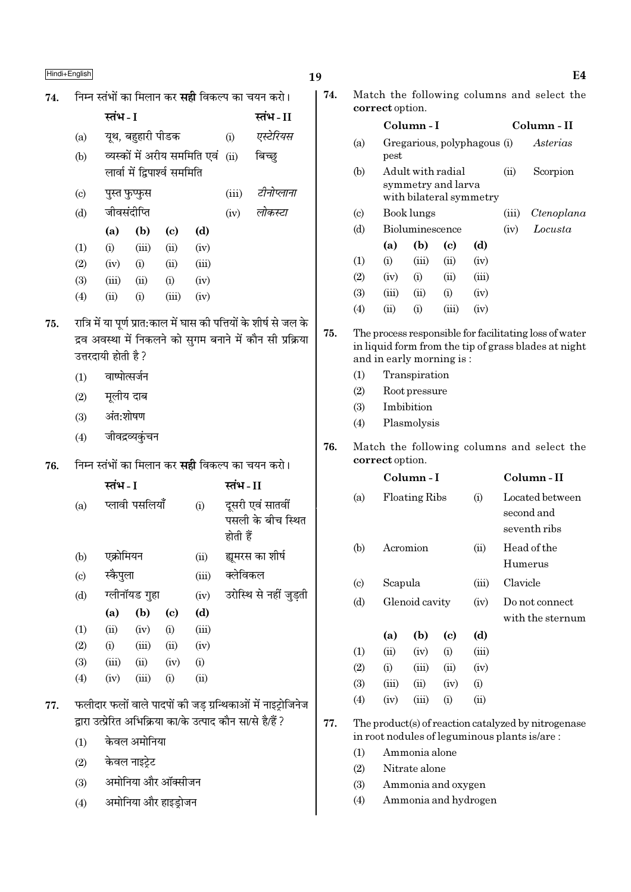74. निम्न स्तंभों का मिलान कर **सही** विकल्प का चयन करो।

| | स्तंभ - I | | स्तंभ - II |
|---|---|---|---|
| (a) | यूथ, बहुहारी पीडक | (i) | *एस्टेरियस* |
| (b) | व्यस्कों में अरीय सममिति एवं लार्वा में द्विपार्श्व सममिति | (ii) | बिच्छु |
| (c) | पुस्त फुप्फुस | (iii) | *टीनोप्लाना* |
| (d) | जीवसंदीप्ति | (iv) | *लोकस्टा* |

| | (a) | (b) | (c) | (d) |
|---|---|---|---|---|
| (1) | (i) | (iii) | (ii) | (iv) |
| (2) | (iv) | (i) | (ii) | (iii) |
| (3) | (iii) | (ii) | (i) | (iv) |
| (4) | (ii) | (i) | (iii) | (iv) |

75. रात्रि में या पूर्ण प्रात:काल में घास की पत्तियों के शीर्ष से जल के द्रव अवस्था में निकलने को सुगम बनाने में कौन सी प्रक्रिया उत्तरदायी होती है ?

(1) वाष्पोत्सर्जन

(2) मूलीय दाब

(3) अंत:शोषण

(4) जीवद्रव्यकुंचन

76. निम्न स्तंभों का मिलान कर **सही** विकल्प का चयन करो।

| | स्तंभ - I | | स्तंभ - II |
|---|---|---|---|
| (a) | प्लावी पसलियाँ | (i) | दूसरी एवं सातवीं पसली के बीच स्थित होती हैं |
| (b) | एक्रोमियन | (ii) | ह्यूमरस का शीर्ष |
| (c) | स्कैपुला | (iii) | क्लेविकल |
| (d) | ग्लीनॉयड गुहा | (iv) | उरोस्थि से नहीं जुड़ती |

| | (a) | (b) | (c) | (d) |
|---|---|---|---|---|
| (1) | (ii) | (iv) | (i) | (iii) |
| (2) | (i) | (iii) | (ii) | (iv) |
| (3) | (iii) | (ii) | (iv) | (i) |
| (4) | (iv) | (iii) | (i) | (ii) |

77. फलीदार फलों वाले पादपों की जड़ ग्रन्थिकाओं में नाइट्रोजिनेज द्वारा उत्प्रेरित अभिक्रिया का/के उत्पाद कौन सा/से है/हैं ?

(1) केवल अमोनिया

(2) केवल नाइट्रेट

(3) अमोनिया और ऑक्सीजन

(4) अमोनिया और हाइड्रोजन

74. Match the following columns and select the **correct** option.

| | Column - I | | Column - II |
|---|---|---|---|
| (a) | Gregarious, polyphagous pest | (i) | *Asterias* |
| (b) | Adult with radial symmetry and larva with bilateral symmetry | (ii) | Scorpion |
| (c) | Book lungs | (iii) | *Ctenoplana* |
| (d) | Bioluminescence | (iv) | *Locusta* |

| | (a) | (b) | (c) | (d) |
|---|---|---|---|---|
| (1) | (i) | (iii) | (ii) | (iv) |
| (2) | (iv) | (i) | (ii) | (iii) |
| (3) | (iii) | (ii) | (i) | (iv) |
| (4) | (ii) | (i) | (iii) | (iv) |

75. The process responsible for facilitating loss of water in liquid form from the tip of grass blades at night and in early morning is :

(1) Transpiration

(2) Root pressure

(3) Imbibition

(4) Plasmolysis

76. Match the following columns and select the **correct** option.

| | Column - I | | Column - II |
|---|---|---|---|
| (a) | Floating Ribs | (i) | Located between second and seventh ribs |
| (b) | Acromion | (ii) | Head of the Humerus |
| (c) | Scapula | (iii) | Clavicle |
| (d) | Glenoid cavity | (iv) | Do not connect with the sternum |

| | (a) | (b) | (c) | (d) |
|---|---|---|---|---|
| (1) | (ii) | (iv) | (i) | (iii) |
| (2) | (i) | (iii) | (ii) | (iv) |
| (3) | (iii) | (ii) | (iv) | (i) |
| (4) | (iv) | (iii) | (i) | (ii) |

77. The product(s) of reaction catalyzed by nitrogenase in root nodules of leguminous plants is/are :

(1) Ammonia alone

(2) Nitrate alone

(3) Ammonia and oxygen

(4) Ammonia and hydrogen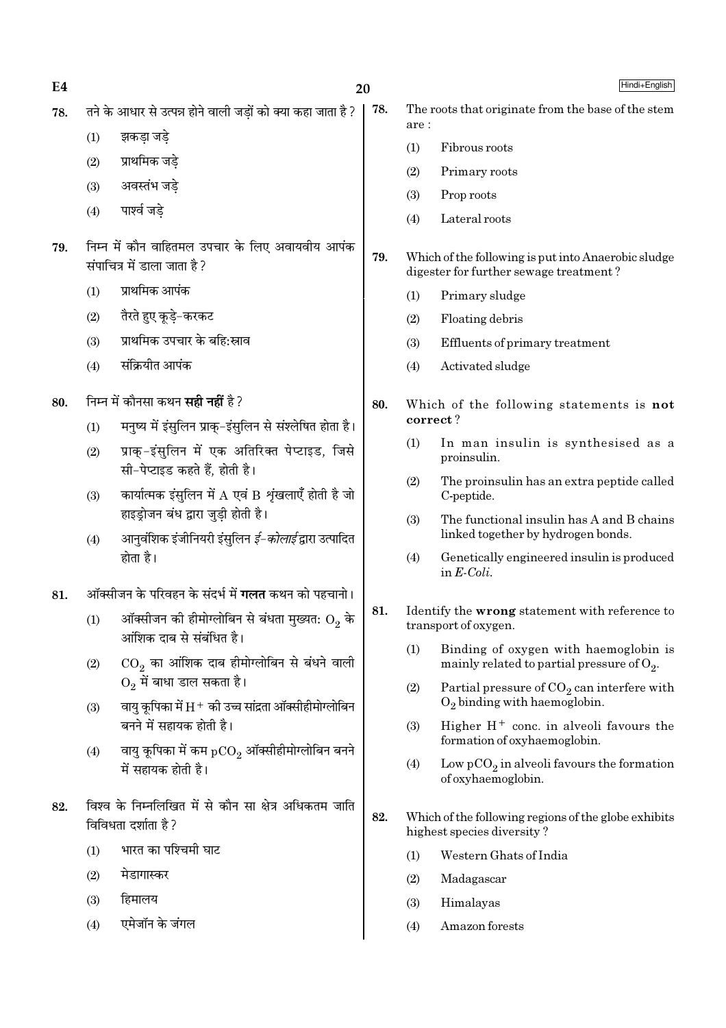78. तने के आधार से उत्पन्न होने वाली जड़ों को क्या कहा जाता है ?

(1) झकड़ा जड़े

(2) प्राथमिक जड़े

(3) अवस्तंभ जड़े

(4) पार्श्व जड़े

79. निम्न में कौन वाहितमल उपचार के लिए अवायवीय आपंक संपाचित्र में डाला जाता है ?

(1) प्राथमिक आपंक

(2) तैरते हुए कूड़े-करकट

(3) प्राथमिक उपचार के बहि:स्राव

(4) संक्रियीत आपंक

80. निम्न में कौनसा कथन **सही नहीं** है ?

(1) मनुष्य में इंसुलिन प्राक्-इंसुलिन से संश्लेषित होता है।

(2) प्राक्-इंसुलिन में एक अतिरिक्त पेप्टाइड, जिसे सी-पेप्टाइड कहते हैं, होती है।

(3) कार्यात्मक इंसुलिन में A एवं B शृंखलाएँ होती है जो हाइड्रोजन बंध द्वारा जुड़ी होती है।

(4) आनुवंशिक इंजीनियरी इंसुलिन *ई-कोलाई* द्वारा उत्पादित होता है।

81. ऑक्सीजन के परिवहन के संदर्भ में **गलत** कथन को पहचानो।

(1) ऑक्सीजन की हीमोग्लोबिन से बंधता मुख्यत: $O_2$ के आंशिक दाब से संबंधित है।

(2) $CO_2$ का आंशिक दाब हीमोग्लोबिन से बंधने वाली $O_2$ में बाधा डाल सकता है।

(3) वायु कूपिका में $H^+$ की उच्च सांद्रता ऑक्सीहीमोग्लोबिन बनने में सहायक होती है।

(4) वायु कूपिका में कम $pCO_2$ ऑक्सीहीमोग्लोबिन बनने में सहायक होती है।

82. विश्व के निम्नलिखित में से कौन सा क्षेत्र अधिकतम जाति विविधता दर्शाता है ?

(1) भारत का पश्चिमी घाट

(2) मेडागास्कर

(3) हिमालय

(4) एमेजॉन के जंगल

78. The roots that originate from the base of the stem are :

(1) Fibrous roots

(2) Primary roots

(3) Prop roots

(4) Lateral roots

79. Which of the following is put into Anaerobic sludge digester for further sewage treatment ?

(1) Primary sludge

(2) Floating debris

(3) Effluents of primary treatment

(4) Activated sludge

80. Which of the following statements is **not correct** ?

(1) In man insulin is synthesised as a proinsulin.

(2) The proinsulin has an extra peptide called C-peptide.

(3) The functional insulin has A and B chains linked together by hydrogen bonds.

(4) Genetically engineered insulin is produced in *E-Coli*.

81. Identify the **wrong** statement with reference to transport of oxygen.

(1) Binding of oxygen with haemoglobin is mainly related to partial pressure of $O_2$.

(2) Partial pressure of $CO_2$ can interfere with $O_2$ binding with haemoglobin.

(3) Higher $H^+$ conc. in alveoli favours the formation of oxyhaemoglobin.

(4) Low $pCO_2$ in alveoli favours the formation of oxyhaemoglobin.

82. Which of the following regions of the globe exhibits highest species diversity ?

(1) Western Ghats of India

(2) Madagascar

(3) Himalayas

(4) Amazon forests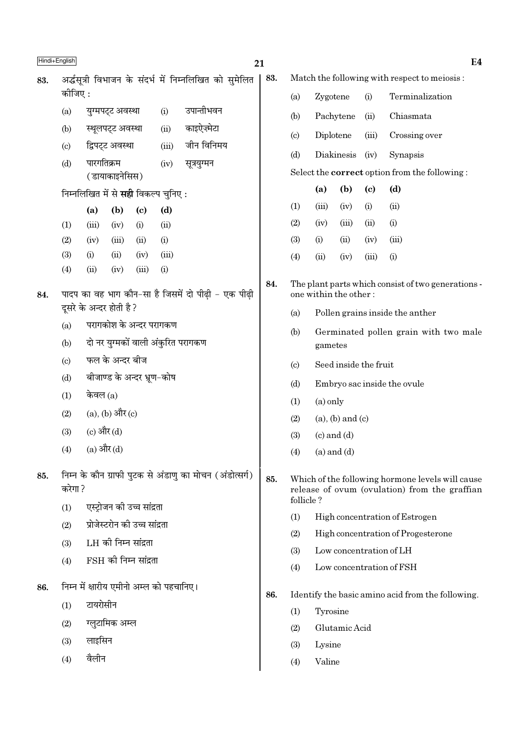83. अर्द्धसूत्री विभाजन के संदर्भ में निम्नलिखित को सुमेलित कीजिए :

| | | | |
|---|---|---|---|
| (a) | युग्मपट्ट अवस्था | (i) | उपान्तीभवन |
| (b) | स्थूलपट्ट अवस्था | (ii) | काइऐज़्मेटा |
| (c) | द्विपट्ट अवस्था | (iii) | जीन विनिमय |
| (d) | पारगतिक्रम (डायाकाइनेसिस) | (iv) | सूत्रयुग्मन |

निम्नलिखित में से **सही** विकल्प चुनिए :

| | (a) | (b) | (c) | (d) |
|---|---|---|---|---|
| (1) | (iii) | (iv) | (i) | (ii) |
| (2) | (iv) | (iii) | (ii) | (i) |
| (3) | (i) | (ii) | (iv) | (iii) |
| (4) | (ii) | (iv) | (iii) | (i) |

84. पादप का वह भाग कौन-सा है जिसमें दो पीढ़ी - एक पीढ़ी दूसरे के अन्दर होती है ?

(a) परागकोश के अन्दर परागकण

(b) दो नर युग्मकों वाली अंकुरित परागकण

(c) फल के अन्दर बीज

(d) बीजाण्ड के अन्दर भ्रूण-कोष

(1) केवल (a)

(2) (a), (b) और (c)

(3) (c) और (d)

(4) (a) और (d)

85. निम्न के कौन ग्राफी पुटक से अंडाणु का मोचन (अंडोत्सर्ग) करेगा ?

(1) एस्ट्रोजन की उच्च सांद्रता

(2) प्रोजेस्टरोन की उच्च सांद्रता

(3) LH की निम्न सांद्रता

(4) FSH की निम्न सांद्रता

86. निम्न में क्षारीय एमीनो अम्ल को पहचानिए।

(1) टायरोसीन

(2) ग्लुटामिक अम्ल

(3) लाइसिन

(4) वैलीन

83. Match the following with respect to meiosis :

| | | | |
|---|---|---|---|
| (a) | Zygotene | (i) | Terminalization |
| (b) | Pachytene | (ii) | Chiasmata |
| (c) | Diplotene | (iii) | Crossing over |
| (d) | Diakinesis | (iv) | Synapsis |

Select the **correct** option from the following :

| | (a) | (b) | (c) | (d) |
|---|---|---|---|---|
| (1) | (iii) | (iv) | (i) | (ii) |
| (2) | (iv) | (iii) | (ii) | (i) |
| (3) | (i) | (ii) | (iv) | (iii) |
| (4) | (ii) | (iv) | (iii) | (i) |

84. The plant parts which consist of two generations - one within the other :

(a) Pollen grains inside the anther

(b) Germinated pollen grain with two male gametes

(c) Seed inside the fruit

(d) Embryo sac inside the ovule

(1) (a) only

(2) (a), (b) and (c)

(3) (c) and (d)

(4) (a) and (d)

85. Which of the following hormone levels will cause release of ovum (ovulation) from the graffian follicle ?

(1) High concentration of Estrogen

(2) High concentration of Progesterone

(3) Low concentration of LH

(4) Low concentration of FSH

86. Identify the basic amino acid from the following.

(1) Tyrosine

(2) Glutamic Acid

(3) Lysine

(4) Valine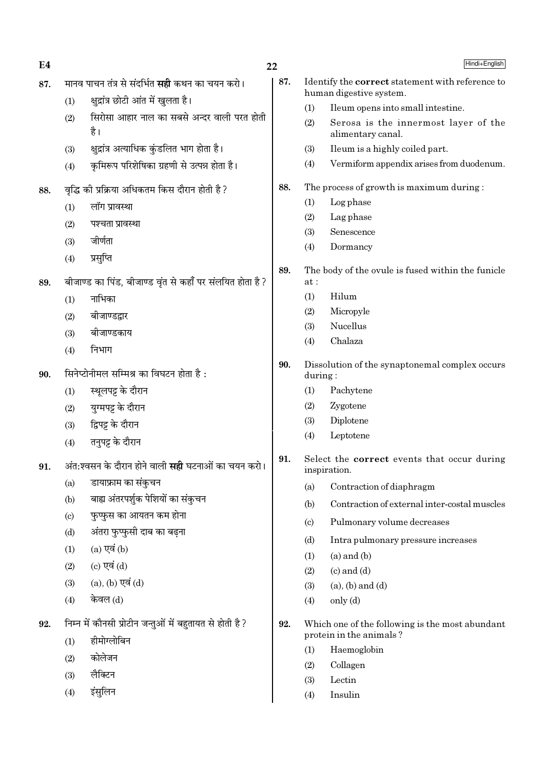87. मानव पाचन तंत्र से संदर्भित **सही** कथन का चयन करो।

(1) क्षुद्रांत्र छोटी आंत में खुलता है।

(2) सिरोसा आहार नाल का सबसे अन्दर वाली परत होती है।

(3) क्षुद्रांत्र अत्याधिक कुंडलित भाग होता है।

(4) कृमिरूप परिशेषिका ग्रहणी से उत्पन्न होता है।

88. वृद्धि की प्रक्रिया अधिकतम किस दौरान होती है?

(1) लॉग प्रावस्था

(2) पश्चता प्रावस्था

(3) जीर्णता

(4) प्रसुप्ति

89. बीजाण्ड का पिंड, बीजाण्ड वृंत से कहाँ पर संलयित होता है?

(1) नाभिका

(2) बीजाण्डद्वार

(3) बीजाण्डकाय

(4) निभाग

90. सिनेप्टोनीमल सम्मिश्र का विघटन होता है :

(1) स्थूलपट्ट के दौरान

(2) युग्मपट्ट के दौरान

(3) द्विपट्ट के दौरान

(4) तनुपट्ट के दौरान

91. अंत:श्वसन के दौरान होने वाली **सही** घटनाओं का चयन करो।

(a) डायाफ्राम का संकुचन

(b) बाह्य अंतरपर्शुक पेशियों का संकुचन

(c) फुप्फुस का आयतन कम होना

(d) अंतरा फुप्फुसी दाब का बढ़ना

(1) (a) एवं (b)

(2) (c) एवं (d)

(3) (a), (b) एवं (d)

(4) केवल (d)

92. निम्न में कौनसी प्रोटीन जन्तुओं में बहुतायत से होती है?

(1) हीमोग्लोबिन

(2) कोलेजन

(3) लैक्टिन

(4) इंसुलिन

87. Identify the **correct** statement with reference to human digestive system.

(1) Ileum opens into small intestine.

(2) Serosa is the innermost layer of the alimentary canal.

(3) Ileum is a highly coiled part.

(4) Vermiform appendix arises from duodenum.

88. The process of growth is maximum during :

(1) Log phase

(2) Lag phase

(3) Senescence

(4) Dormancy

89. The body of the ovule is fused within the funicle at :

(1) Hilum

(2) Micropyle

(3) Nucellus

(4) Chalaza

90. Dissolution of the synaptonemal complex occurs during :

(1) Pachytene

(2) Zygotene

(3) Diplotene

(4) Leptotene

91. Select the **correct** events that occur during inspiration.

(a) Contraction of diaphragm

(b) Contraction of external inter-costal muscles

(c) Pulmonary volume decreases

(d) Intra pulmonary pressure increases

(1) (a) and (b)

(2) (c) and (d)

(3) (a), (b) and (d)

(4) only (d)

92. Which one of the following is the most abundant protein in the animals?

(1) Haemoglobin

(2) Collagen

(3) Lectin

(4) Insulin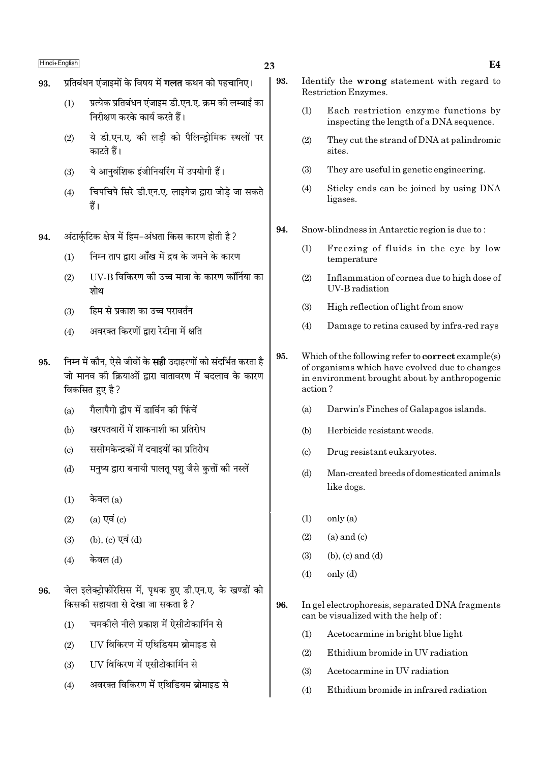93. प्रतिबंधन एंजाइमों के विषय में **गलत** कथन को पहचानिए।

(1) प्रत्येक प्रतिबंधन एंजाइम डी.एन.ए. क्रम की लम्बाई का निरीक्षण करके कार्य करते हैं।

(2) ये डी.एन.ए. की लड़ी को पैलिन्ड्रोमिक स्थलों पर काटते हैं।

(3) ये आनुवंशिक इंजीनियरिंग में उपयोगी हैं।

(4) चिपचिपे सिरे डी.एन.ए. लाइगेज द्वारा जोड़े जा सकते हैं।

94. अंटार्कटिक क्षेत्र में हिम-अंधता किस कारण होती है?

(1) निम्न ताप द्वारा आँख में द्रव के जमने के कारण

(2) UV-B विकिरण की उच्च मात्रा के कारण कॉर्निया का शोथ

(3) हिम से प्रकाश का उच्च परावर्तन

(4) अवरक्त किरणों द्वारा रेटीना में क्षति

95. निम्न में कौन, ऐसे जीवों के **सही** उदाहरणों को संदर्भित करता है जो मानव की क्रियाओं द्वारा वातावरण में बदलाव के कारण विकसित हुए है?

(a) गैलापैगो द्वीप में डार्विन की फिंचें

(b) खरपतवारों में शाकनाशी का प्रतिरोध

(c) ससीमकेन्द्रकों में दवाइयों का प्रतिरोध

(d) मनुष्य द्वारा बनायी पालतू पशु जैसे कुत्तों की नस्लें

(1) केवल (a)

(2) (a) एवं (c)

(3) (b), (c) एवं (d)

(4) केवल (d)

96. जेल इलेक्ट्रोफोरेसिस में, पृथक हुए डी.एन.ए. के खण्डों को किसकी सहायता से देखा जा सकता है?

(1) चमकीले नीले प्रकाश में ऐसीटोकार्मिन से

(2) UV विकिरण में एथिडियम ब्रोमाइड से

(3) UV विकिरण में एसीटोकार्मिन से

(4) अवरक्त विकिरण में एथिडियम ब्रोमाइड से

93. Identify the **wrong** statement with regard to Restriction Enzymes.

(1) Each restriction enzyme functions by inspecting the length of a DNA sequence.

(2) They cut the strand of DNA at palindromic sites.

(3) They are useful in genetic engineering.

(4) Sticky ends can be joined by using DNA ligases.

94. Snow-blindness in Antarctic region is due to :

(1) Freezing of fluids in the eye by low temperature

(2) Inflammation of cornea due to high dose of UV-B radiation

(3) High reflection of light from snow

(4) Damage to retina caused by infra-red rays

95. Which of the following refer to **correct** example(s) of organisms which have evolved due to changes in environment brought about by anthropogenic action ?

(a) Darwin's Finches of Galapagos islands.

(b) Herbicide resistant weeds.

(c) Drug resistant eukaryotes.

(d) Man-created breeds of domesticated animals like dogs.

(1) only (a)

(2) (a) and (c)

(3) (b), (c) and (d)

(4) only (d)

96. In gel electrophoresis, separated DNA fragments can be visualized with the help of :

(1) Acetocarmine in bright blue light

(2) Ethidium bromide in UV radiation

(3) Acetocarmine in UV radiation

(4) Ethidium bromide in infrared radiation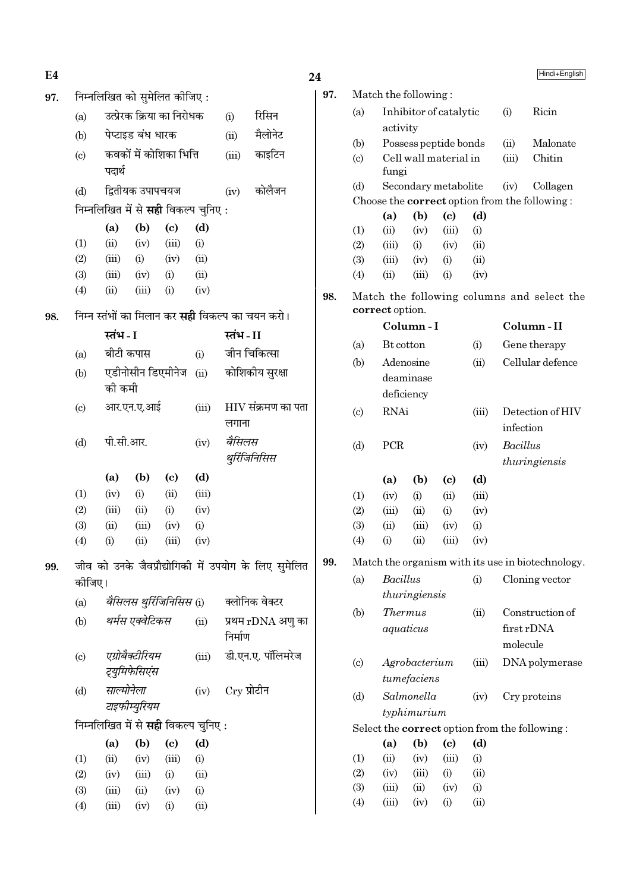97. निम्नलिखित को सुमेलित कीजिए :

| | | | |
|---|---|---|---|
| (a) | उत्प्रेरक क्रिया का निरोधक | (i) | रिसिन |
| (b) | पेप्टाइड बंध धारक | (ii) | मैलोनेट |
| (c) | कवकों में कोशिका भित्ति पदार्थ | (iii) | काइटिन |
| (d) | द्वितीयक उपापचयज | (iv) | कोलैजन |

निम्नलिखित में से **सही** विकल्प चुनिए :

| | (a) | (b) | (c) | (d) |
|---|---|---|---|---|
| (1) | (ii) | (iv) | (iii) | (i) |
| (2) | (iii) | (i) | (iv) | (ii) |
| (3) | (iii) | (iv) | (i) | (ii) |
| (4) | (ii) | (iii) | (i) | (iv) |

98. निम्न स्तंभों का मिलान कर **सही** विकल्प का चयन करो।

| | स्तंभ - I | | स्तंभ - II |
|---|---|---|---|
| (a) | बीटी कपास | (i) | जीन चिकित्सा |
| (b) | एडीनोसीन डिएमीनेज की कमी | (ii) | कोशिकीय सुरक्षा |
| (c) | आर.एन.ए.आई | (iii) | HIV संक्रमण का पता लगाना |
| (d) | पी.सी.आर. | (iv) | *बैसिलस थुरिंजिनिसिस* |

| | (a) | (b) | (c) | (d) |
|---|---|---|---|---|
| (1) | (iv) | (i) | (ii) | (iii) |
| (2) | (iii) | (ii) | (i) | (iv) |
| (3) | (ii) | (iii) | (iv) | (i) |
| (4) | (i) | (ii) | (iii) | (iv) |

99. जीव को उनके जैवप्रौद्योगिकी में उपयोग के लिए सुमेलित कीजिए।

| | | | |
|---|---|---|---|
| (a) | *बैसिलस थुरिंजिनिसिस* | (i) | क्लोनिक वेक्टर |
| (b) | *थर्मस एक्वेटिकस* | (ii) | प्रथम rDNA अणु का निर्माण |
| (c) | *एग्रोबैक्टीरियम ट्युमिफेसिएंस* | (iii) | डी.एन.ए. पॉलिमरेज |
| (d) | *साल्मोनेला टाइफीम्युरियम* | (iv) | Cry प्रोटीन |

निम्नलिखित में से **सही** विकल्प चुनिए :

| | (a) | (b) | (c) | (d) |
|---|---|---|---|---|
| (1) | (ii) | (iv) | (iii) | (i) |
| (2) | (iv) | (iii) | (i) | (ii) |
| (3) | (iii) | (ii) | (iv) | (i) |
| (4) | (iii) | (iv) | (i) | (ii) |

97. Match the following :

| | | | |
|---|---|---|---|
| (a) | Inhibitor of catalytic activity | (i) | Ricin |
| (b) | Possess peptide bonds | (ii) | Malonate |
| (c) | Cell wall material in fungi | (iii) | Chitin |
| (d) | Secondary metabolite | (iv) | Collagen |

Choose the **correct** option from the following :

| | (a) | (b) | (c) | (d) |
|---|---|---|---|---|
| (1) | (ii) | (iv) | (iii) | (i) |
| (2) | (iii) | (i) | (iv) | (ii) |
| (3) | (iii) | (iv) | (i) | (ii) |
| (4) | (ii) | (iii) | (i) | (iv) |

98. Match the following columns and select the **correct** option.

| | Column - I | | Column - II |
|---|---|---|---|
| (a) | Bt cotton | (i) | Gene therapy |
| (b) | Adenosine deaminase deficiency | (ii) | Cellular defence |
| (c) | RNAi | (iii) | Detection of HIV infection |
| (d) | PCR | (iv) | *Bacillus thuringiensis* |

| | (a) | (b) | (c) | (d) |
|---|---|---|---|---|
| (1) | (iv) | (i) | (ii) | (iii) |
| (2) | (iii) | (ii) | (i) | (iv) |
| (3) | (ii) | (iii) | (iv) | (i) |
| (4) | (i) | (ii) | (iii) | (iv) |

99. Match the organism with its use in biotechnology.

| | | | |
|---|---|---|---|
| (a) | *Bacillus thuringiensis* | (i) | Cloning vector |
| (b) | *Thermus aquaticus* | (ii) | Construction of first rDNA molecule |
| (c) | *Agrobacterium tumefaciens* | (iii) | DNA polymerase |
| (d) | *Salmonella typhimurium* | (iv) | Cry proteins |

Select the **correct** option from the following :

| | (a) | (b) | (c) | (d) |
|---|---|---|---|---|
| (1) | (ii) | (iv) | (iii) | (i) |
| (2) | (iv) | (iii) | (i) | (ii) |
| (3) | (iii) | (ii) | (iv) | (i) |
| (4) | (iii) | (iv) | (i) | (ii) |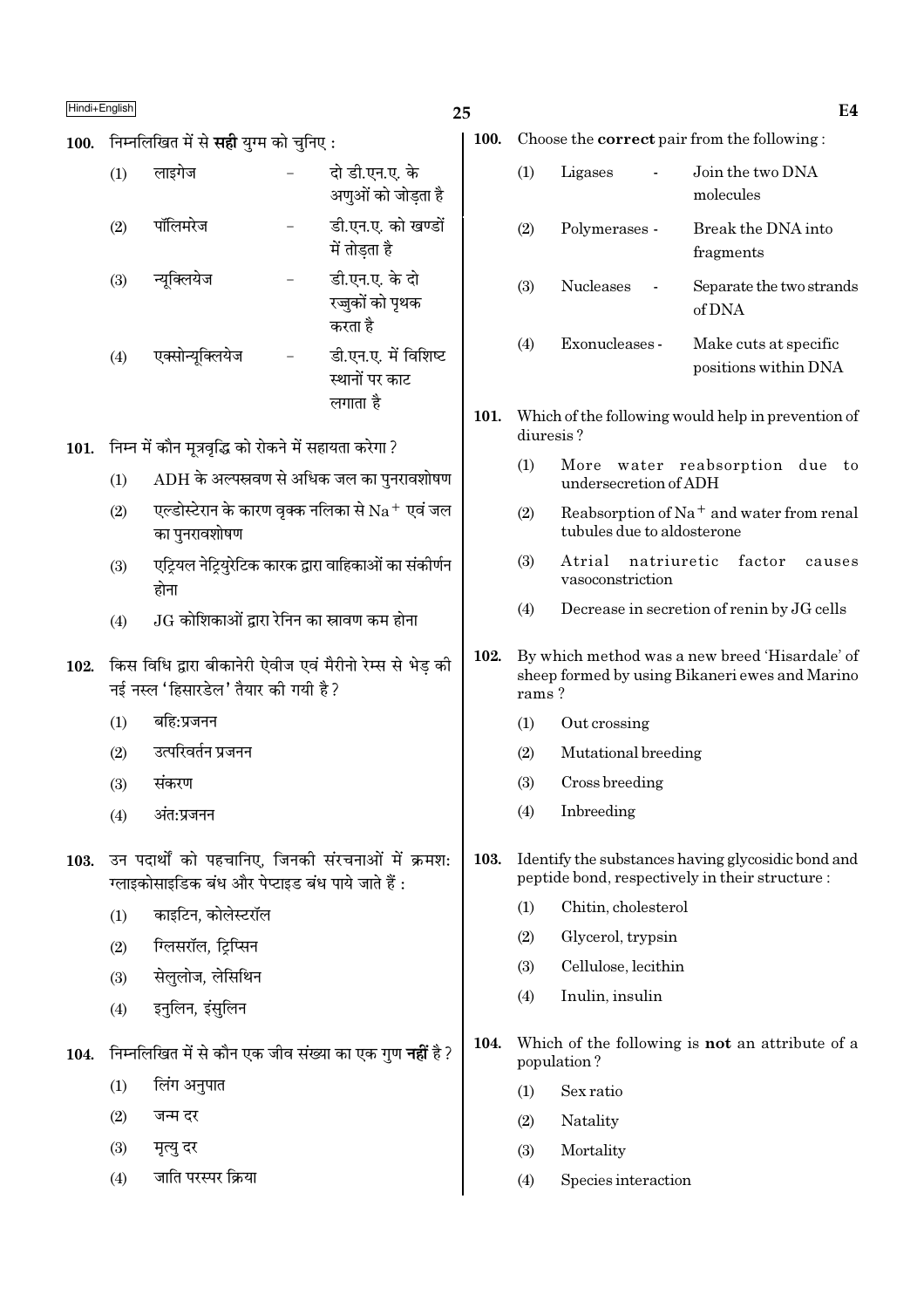**100.** निम्नलिखित में से **सही** युग्म को चुनिए :

(1) लाइगेज – दो डी.एन.ए. के अणुओं को जोड़ता है

(2) पॉलिमरेज – डी.एन.ए. को खण्डों में तोड़ता है

(3) न्यूक्लियेज – डी.एन.ए. के दो रज्जुकों को पृथक करता है

(4) एक्सोन्यूक्लियेज – डी.एन.ए. में विशिष्ट स्थानों पर काट लगाता है

**101.** निम्न में कौन मूत्रवृद्धि को रोकने में सहायता करेगा ?

(1) ADH के अल्पस्रवण से अधिक जल का पुनरावशोषण

(2) एल्डोस्टेरान के कारण वृक्क नलिका से $Na^+$ एवं जल का पुनरावशोषण

(3) एट्रियल नेट्रियुरेटिक कारक द्वारा वाहिकाओं का संकीर्णन होना

(4) JG कोशिकाओं द्वारा रेनिन का स्रावण कम होना

**102.** किस विधि द्वारा बीकानेरी ऐवीज एवं मैरीनो रेम्स से भेड़ की नई नस्ल 'हिसारडेल' तैयार की गयी है ?

(1) बहि:प्रजनन

(2) उत्परिवर्तन प्रजनन

(3) संकरण

(4) अंत:प्रजनन

**103.** उन पदार्थों को पहचानिए, जिनकी संरचनाओं में क्रमश: ग्लाइकोसाइडिक बंध और पेप्टाइड बंध पाये जाते हैं :

(1) काइटिन, कोलेस्टरॉल

(2) ग्लिसरॉल, ट्रिप्सिन

(3) सेलुलोज, लेसिथिन

(4) इनुलिन, इंसुलिन

**104.** निम्नलिखित में से कौन एक जीव संख्या का एक गुण **नहीं** है ?

(1) लिंग अनुपात

(2) जन्म दर

(3) मृत्यु दर

(4) जाति परस्पर क्रिया

**100.** Choose the **correct** pair from the following :

(1) Ligases - Join the two DNA molecules

(2) Polymerases - Break the DNA into fragments

(3) Nucleases - Separate the two strands of DNA

(4) Exonucleases - Make cuts at specific positions within DNA

**101.** Which of the following would help in prevention of diuresis ?

(1) More water reabsorption due to undersecretion of ADH

(2) Reabsorption of $Na^+$ and water from renal tubules due to aldosterone

(3) Atrial natriuretic factor causes vasoconstriction

(4) Decrease in secretion of renin by JG cells

**102.** By which method was a new breed 'Hisardale' of sheep formed by using Bikaneri ewes and Marino rams ?

(1) Out crossing

(2) Mutational breeding

(3) Cross breeding

(4) Inbreeding

**103.** Identify the substances having glycosidic bond and peptide bond, respectively in their structure :

(1) Chitin, cholesterol

(2) Glycerol, trypsin

(3) Cellulose, lecithin

(4) Inulin, insulin

**104.** Which of the following is **not** an attribute of a population ?

(1) Sex ratio

(2) Natality

(3) Mortality

(4) Species interaction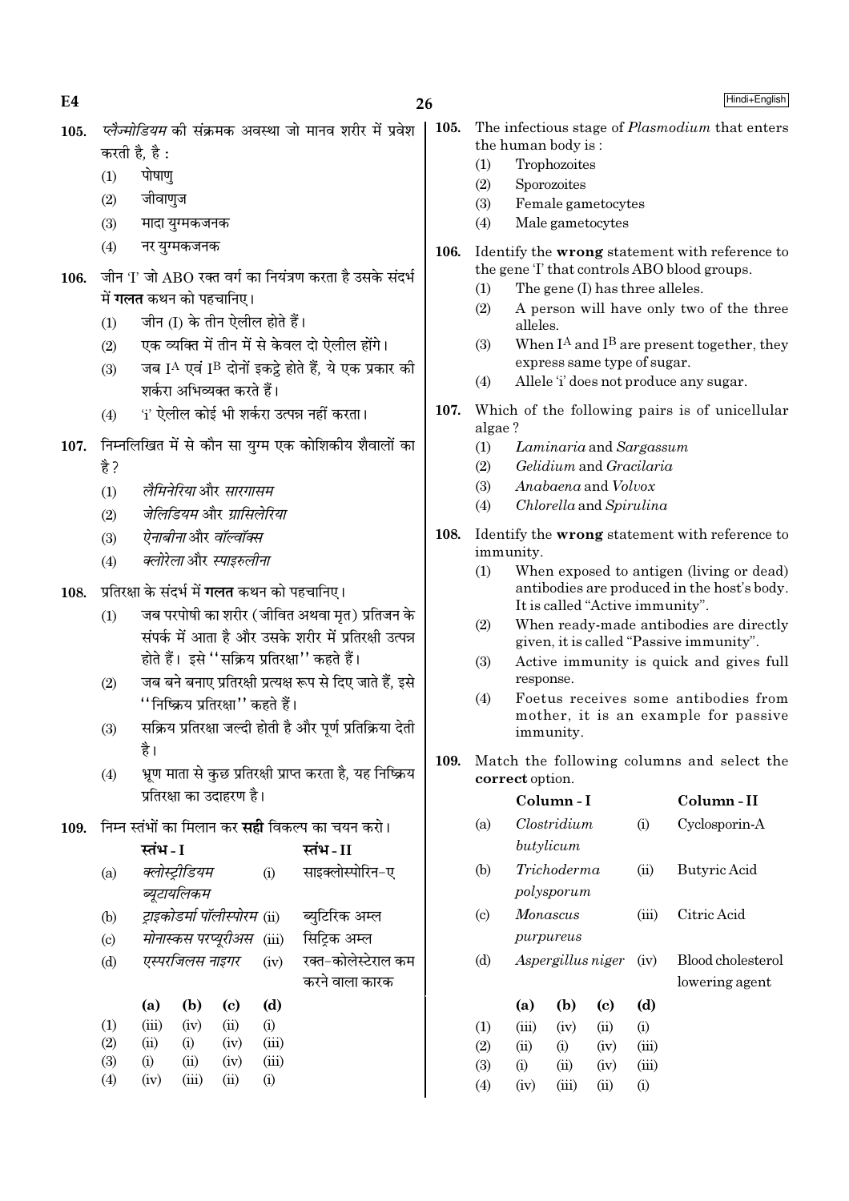**105.** *प्लैज्मोडियम* की संक्रमक अवस्था जो मानव शरीर में प्रवेश करती है, है :

(1) पोषाणु

(2) जीवाणुज

(3) मादा युग्मकजनक

(4) नर युग्मकजनक

**106.** जीन 'I' जो ABO रक्त वर्ग का नियंत्रण करता है उसके संदर्भ में **गलत** कथन को पहचानिए।

(1) जीन (I) के तीन ऐलील होते हैं।

(2) एक व्यक्ति में तीन में से केवल दो ऐलील होंगे।

(3) जब $I^A$ एवं $I^B$ दोनों इकट्ठे होते हैं, ये एक प्रकार की शर्करा अभिव्यक्त करते हैं।

(4) 'i' ऐलील कोई भी शर्करा उत्पन्न नहीं करता।

**107.** निम्नलिखित में से कौन सा युग्म एक कोशिकीय शैवालों का है ?

(1) *लैमिनेरिया* और *सारगासम*

(2) *जेलिडियम* और *ग्रासिलेरिया*

(3) *ऐनाबीना* और *वॉल्वॉक्स*

(4) *क्लोरेला* और *स्पाइरुलीना*

**108.** प्रतिरक्षा के संदर्भ में **गलत** कथन को पहचानिए।

(1) जब परपोषी का शरीर (जीवित अथवा मृत) प्रतिजन के संपर्क में आता है और उसके शरीर में प्रतिरक्षी उत्पन्न होते हैं। इसे "सक्रिय प्रतिरक्षा" कहते हैं।

(2) जब बने बनाए प्रतिरक्षी प्रत्यक्ष रूप से दिए जाते हैं, इसे "निष्क्रिय प्रतिरक्षा" कहते हैं।

(3) सक्रिय प्रतिरक्षा जल्दी होती है और पूर्ण प्रतिक्रिया देती है।

(4) भ्रूण माता से कुछ प्रतिरक्षी प्राप्त करता है, यह निष्क्रिय प्रतिरक्षा का उदाहरण है।

**109.** निम्न स्तंभों का मिलान कर **सही** विकल्प का चयन करो।

| | स्तंभ - I | | स्तंभ - II |
|---|---|---|---|
| (a) | *क्लोस्ट्रीडियम ब्यूटायलिकम* | (i) | साइक्लोस्पोरिन-ए |
| (b) | *ट्राइकोडर्मा पॉलीस्पोरम* | (ii) | ब्युटिरिक अम्ल |
| (c) | *मोनास्कस परप्यूरीअस* | (iii) | सिट्रिक अम्ल |
| (d) | *एस्परजिलस नाइगर* | (iv) | रक्त-कोलेस्टेराल कम करने वाला कारक |

| | (a) | (b) | (c) | (d) |
|---|---|---|---|---|
| (1) | (iii) | (iv) | (ii) | (i) |
| (2) | (ii) | (i) | (iv) | (iii) |
| (3) | (i) | (ii) | (iv) | (iii) |
| (4) | (iv) | (iii) | (ii) | (i) |

**105.** The infectious stage of *Plasmodium* that enters the human body is :

(1) Trophozoites

(2) Sporozoites

(3) Female gametocytes

(4) Male gametocytes

**106.** Identify the **wrong** statement with reference to the gene 'I' that controls ABO blood groups.

(1) The gene (I) has three alleles.

(2) A person will have only two of the three alleles.

(3) When $I^A$ and $I^B$ are present together, they express same type of sugar.

(4) Allele 'i' does not produce any sugar.

**107.** Which of the following pairs is of unicellular algae ?

(1) *Laminaria* and *Sargassum*

(2) *Gelidium* and *Gracilaria*

(3) *Anabaena* and *Volvox*

(4) *Chlorella* and *Spirulina*

**108.** Identify the **wrong** statement with reference to immunity.

(1) When exposed to antigen (living or dead) antibodies are produced in the host's body. It is called "Active immunity".

(2) When ready-made antibodies are directly given, it is called "Passive immunity".

(3) Active immunity is quick and gives full response.

(4) Foetus receives some antibodies from mother, it is an example for passive immunity.

**109.** Match the following columns and select the **correct** option.

| | Column - I | | Column - II |
|---|---|---|---|
| (a) | *Clostridium butylicum* | (i) | Cyclosporin-A |
| (b) | *Trichoderma polysporum* | (ii) | Butyric Acid |
| (c) | *Monascus purpureus* | (iii) | Citric Acid |
| (d) | *Aspergillus niger* | (iv) | Blood cholesterol lowering agent |

| | (a) | (b) | (c) | (d) |
|---|---|---|---|---|
| (1) | (iii) | (iv) | (ii) | (i) |
| (2) | (ii) | (i) | (iv) | (iii) |
| (3) | (i) | (ii) | (iv) | (iii) |
| (4) | (iv) | (iii) | (ii) | (i) |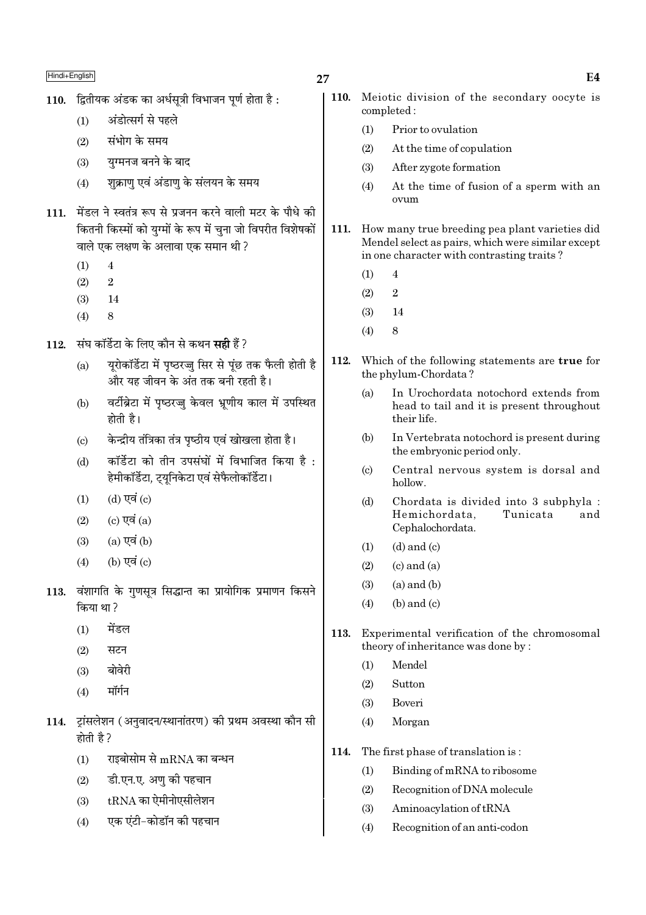110. द्वितीयक अंडक का अर्धसूत्री विभाजन पूर्ण होता है :

(1) अंडोत्सर्ग से पहले

(2) संभोग के समय

(3) युग्मनज बनने के बाद

(4) शुक्राणु एवं अंडाणु के संलयन के समय

111. मेंडल ने स्वतंत्र रूप से प्रजनन करने वाली मटर के पौधे की कितनी किस्मों को युग्मों के रूप में चुना जो विपरीत विशेषकों वाले एक लक्षण के अलावा एक समान थी ?

(1) 4

(2) 2

(3) 14

(4) 8

112. संघ कॉर्डेटा के लिए कौन से कथन **सही** हैं ?

(a) यूरोकॉर्डेटा में पृष्ठरज्जु सिर से पूंछ तक फैली होती है और यह जीवन के अंत तक बनी रहती है।

(b) वर्टीब्रेटा में पृष्ठरज्जु केवल भ्रूणीय काल में उपस्थित होती है।

(c) केन्द्रीय तंत्रिका तंत्र पृष्ठीय एवं खोखला होता है।

(d) कॉर्डेटा को तीन उपसंघों में विभाजित किया है : हेमीकॉर्डेटा, ट्यूनिकेटा एवं सेफैलोकॉर्डेटा।

(1) (d) एवं (c)

(2) (c) एवं (a)

(3) (a) एवं (b)

(4) (b) एवं (c)

113. वंशागति के गुणसूत्र सिद्धान्त का प्रायोगिक प्रमाणन किसने किया था ?

(1) मेंडल

(2) सटन

(3) बोवेरी

(4) मॉर्गन

114. ट्रांसलेशन (अनुवादन/स्थानांतरण) की प्रथम अवस्था कौन सी होती है ?

(1) राइबोसोम से mRNA का बन्धन

(2) डी.एन.ए. अणु की पहचान

(3) tRNA का ऐमीनोएसीलेशन

(4) एक एंटी-कोडॉन की पहचान

110. Meiotic division of the secondary oocyte is completed :

(1) Prior to ovulation

(2) At the time of copulation

(3) After zygote formation

(4) At the time of fusion of a sperm with an ovum

111. How many true breeding pea plant varieties did Mendel select as pairs, which were similar except in one character with contrasting traits ?

(1) 4

(2) 2

(3) 14

(4) 8

112. Which of the following statements are **true** for the phylum-Chordata ?

(a) In Urochordata notochord extends from head to tail and it is present throughout their life.

(b) In Vertebrata notochord is present during the embryonic period only.

(c) Central nervous system is dorsal and hollow.

(d) Chordata is divided into 3 subphyla : Hemichordata, Tunicata and Cephalochordata.

(1) (d) and (c)

(2) (c) and (a)

(3) (a) and (b)

(4) (b) and (c)

113. Experimental verification of the chromosomal theory of inheritance was done by :

(1) Mendel

(2) Sutton

(3) Boveri

(4) Morgan

114. The first phase of translation is :

(1) Binding of mRNA to ribosome

(2) Recognition of DNA molecule

(3) Aminoacylation of tRNA

(4) Recognition of an anti-codon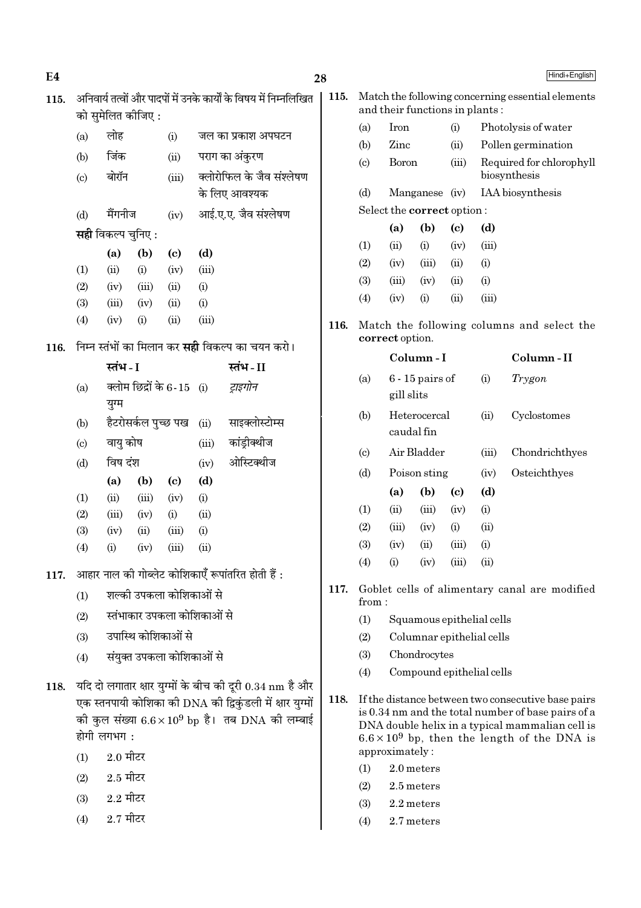115. अनिवार्य तत्वों और पादपों में उनके कार्यों के विषय में निम्नलिखित को सुमेलित कीजिए :

| | | | |
|---|---|---|---|
| (a) | लोह | (i) | जल का प्रकाश अपघटन |
| (b) | जिंक | (ii) | पराग का अंकुरण |
| (c) | बोरॉन | (iii) | क्लोरोफिल के जैव संश्लेषण के लिए आवश्यक |
| (d) | मैंगनीज | (iv) | आई.ए.ए. जैव संश्लेषण |

**सही** विकल्प चुनिए :

| | (a) | (b) | (c) | (d) |
|---|---|---|---|---|
| (1) | (ii) | (i) | (iv) | (iii) |
| (2) | (iv) | (iii) | (ii) | (i) |
| (3) | (iii) | (iv) | (ii) | (i) |
| (4) | (iv) | (i) | (ii) | (iii) |

116. निम्न स्तंभों का मिलान कर **सही** विकल्प का चयन करो।

| | स्तंभ - I | | स्तंभ - II |
|---|---|---|---|
| (a) | क्लोम छिद्रों के 6-15 युग्म | (i) | *ट्राइगोन* |
| (b) | हैटरोसर्कल पुच्छ पख | (ii) | साइक्लोस्टोम्स |
| (c) | वायु कोष | (iii) | कांड्रीक्थीज |
| (d) | विष दंश | (iv) | ओस्टिक्थीज |

| | (a) | (b) | (c) | (d) |
|---|---|---|---|---|
| (1) | (ii) | (iii) | (iv) | (i) |
| (2) | (iii) | (iv) | (i) | (ii) |
| (3) | (iv) | (ii) | (iii) | (i) |
| (4) | (i) | (iv) | (iii) | (ii) |

117. आहार नाल की गोब्लेट कोशिकाएँ रूपांतरित होती हैं :

(1) शल्की उपकला कोशिकाओं से

(2) स्तंभाकार उपकला कोशिकाओं से

(3) उपास्थि कोशिकाओं से

(4) संयुक्त उपकला कोशिकाओं से

118. यदि दो लगातार क्षार युग्मों के बीच की दूरी 0.34 nm है और एक स्तनपायी कोशिका की DNA की द्विकुंडली में क्षार युग्मों की कुल संख्या $6.6 \times 10^9$ bp है। तब DNA की लम्बाई होगी लगभग :

(1) 2.0 मीटर

(2) 2.5 मीटर

(3) 2.2 मीटर

(4) 2.7 मीटर

115. Match the following concerning essential elements and their functions in plants :

| | | | |
|---|---|---|---|
| (a) | Iron | (i) | Photolysis of water |
| (b) | Zinc | (ii) | Pollen germination |
| (c) | Boron | (iii) | Required for chlorophyll biosynthesis |
| (d) | Manganese | (iv) | IAA biosynthesis |

Select the **correct** option :

| | (a) | (b) | (c) | (d) |
|---|---|---|---|---|
| (1) | (ii) | (i) | (iv) | (iii) |
| (2) | (iv) | (iii) | (ii) | (i) |
| (3) | (iii) | (iv) | (ii) | (i) |
| (4) | (iv) | (i) | (ii) | (iii) |

116. Match the following columns and select the **correct** option.

| | Column - I | | Column - II |
|---|---|---|---|
| (a) | 6 - 15 pairs of gill slits | (i) | *Trygon* |
| (b) | Heterocercal caudal fin | (ii) | Cyclostomes |
| (c) | Air Bladder | (iii) | Chondrichthyes |
| (d) | Poison sting | (iv) | Osteichthyes |

| | (a) | (b) | (c) | (d) |
|---|---|---|---|---|
| (1) | (ii) | (iii) | (iv) | (i) |
| (2) | (iii) | (iv) | (i) | (ii) |
| (3) | (iv) | (ii) | (iii) | (i) |
| (4) | (i) | (iv) | (iii) | (ii) |

117. Goblet cells of alimentary canal are modified from :

(1) Squamous epithelial cells

(2) Columnar epithelial cells

(3) Chondrocytes

(4) Compound epithelial cells

118. If the distance between two consecutive base pairs is 0.34 nm and the total number of base pairs of a DNA double helix in a typical mammalian cell is $6.6 \times 10^9$ bp, then the length of the DNA is approximately :

(1) 2.0 meters

(2) 2.5 meters

(3) 2.2 meters

(4) 2.7 meters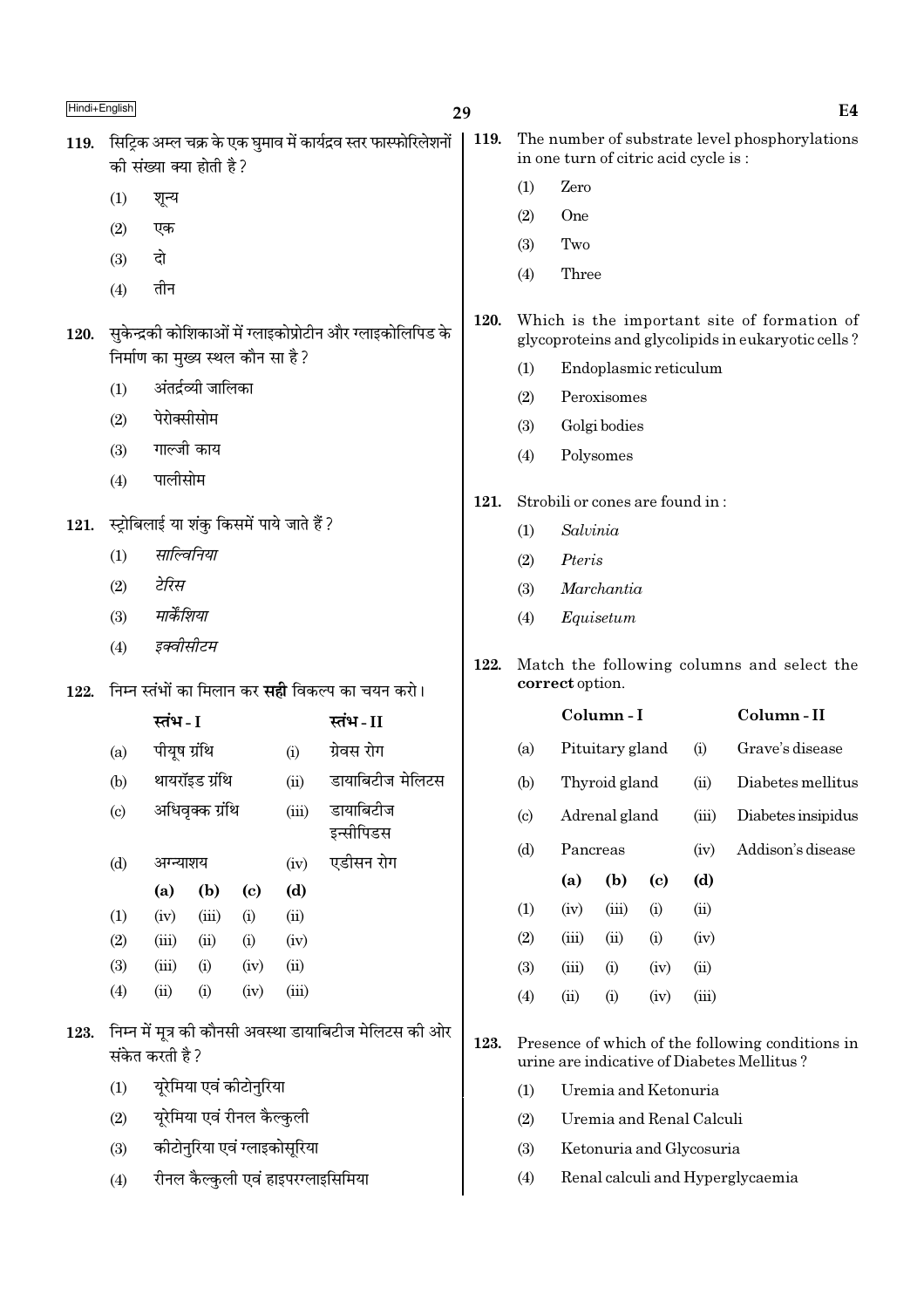**119.** सिट्रिक अम्ल चक्र के एक घुमाव में कार्यद्रव स्तर फास्फोरिलेशनों की संख्या क्या होती है ?

(1) शून्य

(2) एक

(3) दो

(4) तीन

**120.** सुकेन्द्रकी कोशिकाओं में ग्लाइकोप्रोटीन और ग्लाइकोलिपिड के निर्माण का मुख्य स्थल कौन सा है ?

(1) अंतर्द्रव्यी जालिका

(2) पेरोक्सीसोम

(3) गाल्जी काय

(4) पालीसोम

**121.** स्ट्रोबिलाई या शंकु किसमें पाये जाते हैं ?

(1) *साल्विनिया*

(2) *टेरिस*

(3) *मार्केंशिया*

(4) *इक्वीसीटम*

**122.** निम्न स्तंभों का मिलान कर **सही** विकल्प का चयन करो।

| | स्तंभ - I | | स्तंभ - II |
|---|---|---|---|
| (a) | पीयूष ग्रंथि | (i) | ग्रेवस रोग |
| (b) | थायरॉइड ग्रंथि | (ii) | डायाबिटीज मेलिटस |
| (c) | अधिवृक्क ग्रंथि | (iii) | डायाबिटीज इन्सीपिडस |
| (d) | अग्न्याशय | (iv) | एडीसन रोग |

| | (a) | (b) | (c) | (d) |
|---|---|---|---|---|
| (1) | (iv) | (iii) | (i) | (ii) |
| (2) | (iii) | (ii) | (i) | (iv) |
| (3) | (iii) | (i) | (iv) | (ii) |
| (4) | (ii) | (i) | (iv) | (iii) |

**123.** निम्न में मूत्र की कौनसी अवस्था डायाबिटीज मेलिटस की ओर संकेत करती है ?

(1) यूरेमिया एवं कीटोनुरिया

(2) यूरेमिया एवं रीनल कैल्कुली

(3) कीटोनुरिया एवं ग्लाइकोसूरिया

(4) रीनल कैल्कुली एवं हाइपरग्लाइसिमिया

**119.** The number of substrate level phosphorylations in one turn of citric acid cycle is :

(1) Zero

(2) One

(3) Two

(4) Three

**120.** Which is the important site of formation of glycoproteins and glycolipids in eukaryotic cells ?

(1) Endoplasmic reticulum

(2) Peroxisomes

(3) Golgi bodies

(4) Polysomes

**121.** Strobili or cones are found in :

(1) *Salvinia*

(2) *Pteris*

(3) *Marchantia*

(4) *Equisetum*

**122.** Match the following columns and select the **correct** option.

| | Column - I | | Column - II |
|---|---|---|---|
| (a) | Pituitary gland | (i) | Grave's disease |
| (b) | Thyroid gland | (ii) | Diabetes mellitus |
| (c) | Adrenal gland | (iii) | Diabetes insipidus |
| (d) | Pancreas | (iv) | Addison's disease |

| | (a) | (b) | (c) | (d) |
|---|---|---|---|---|
| (1) | (iv) | (iii) | (i) | (ii) |
| (2) | (iii) | (ii) | (i) | (iv) |
| (3) | (iii) | (i) | (iv) | (ii) |
| (4) | (ii) | (i) | (iv) | (iii) |

**123.** Presence of which of the following conditions in urine are indicative of Diabetes Mellitus ?

(1) Uremia and Ketonuria

(2) Uremia and Renal Calculi

(3) Ketonuria and Glycosuria

(4) Renal calculi and Hyperglycaemia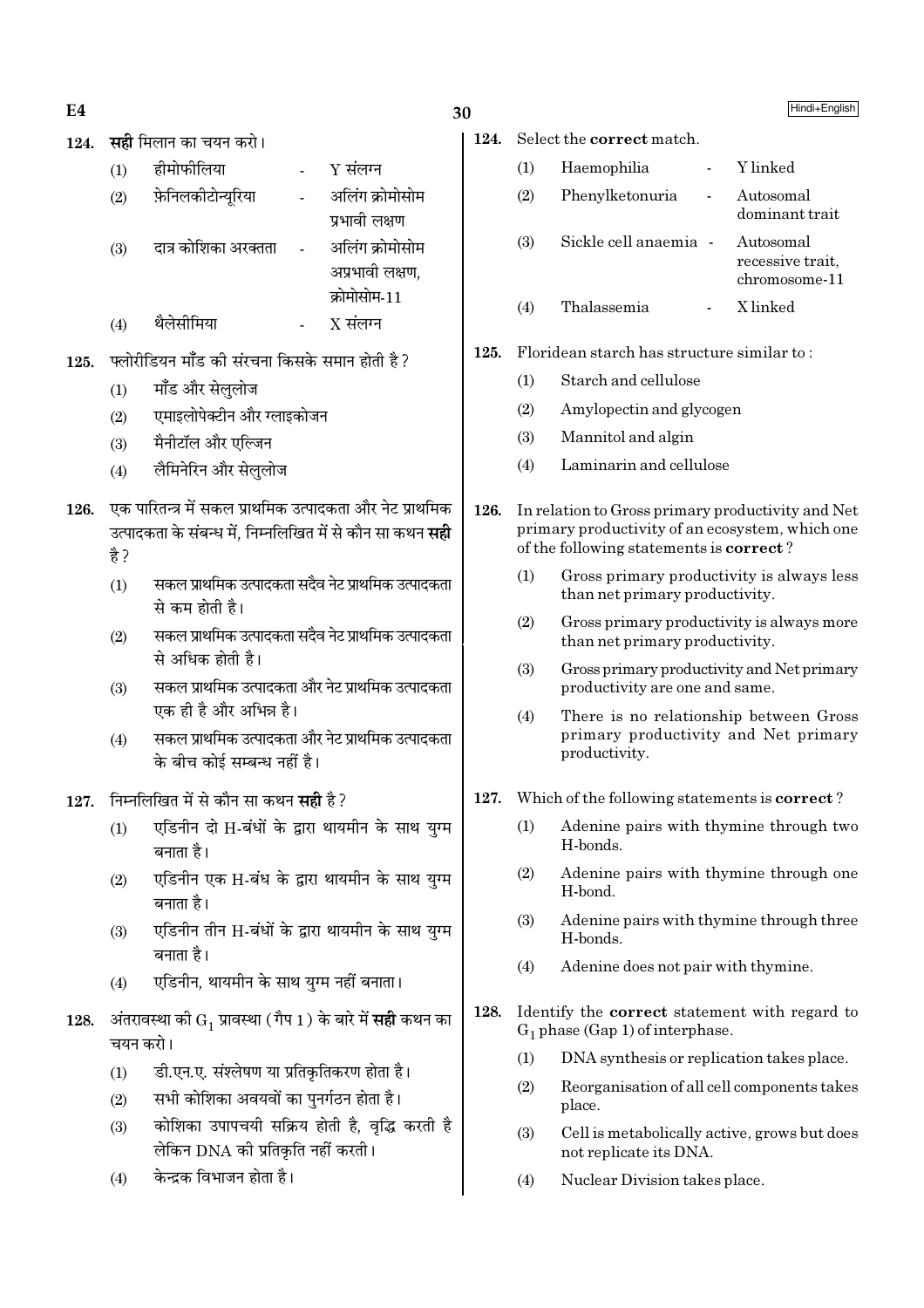124. **सही** मिलान का चयन करो।

(1) हीमोफीलिया - Y संलग्न

(2) फ़ेनिलकीटोन्यूरिया - अलिंग क्रोमोसोम प्रभावी लक्षण

(3) दात्र कोशिका अरक्तता - अलिंग क्रोमोसोम अप्रभावी लक्षण, क्रोमोसोम-11

(4) थैलेसीमिया - X संलग्न

125. फ्लोरीडियन मॉंड की संरचना किसके समान होती है?

(1) मॉंड और सेलुलोज

(2) एमाइलोपेक्टीन और ग्लाइकोजन

(3) मैनीटॉल और एल्जिन

(4) लैमिनेरिन और सेलुलोज

126. एक पारितन्त्र में सकल प्राथमिक उत्पादकता और नेट प्राथमिक उत्पादकता के संबन्ध में, निम्नलिखित में से कौन सा कथन **सही** है?

(1) सकल प्राथमिक उत्पादकता सदैव नेट प्राथमिक उत्पादकता से कम होती है।

(2) सकल प्राथमिक उत्पादकता सदैव नेट प्राथमिक उत्पादकता से अधिक होती है।

(3) सकल प्राथमिक उत्पादकता और नेट प्राथमिक उत्पादकता एक ही है और अभिन्न है।

(4) सकल प्राथमिक उत्पादकता और नेट प्राथमिक उत्पादकता के बीच कोई सम्बन्ध नहीं है।

127. निम्नलिखित में से कौन सा कथन **सही** है?

(1) एडिनीन दो H-बंधों के द्वारा थायमीन के साथ युग्म बनाता है।

(2) एडिनीन एक H-बंध के द्वारा थायमीन के साथ युग्म बनाता है।

(3) एडिनीन तीन H-बंधों के द्वारा थायमीन के साथ युग्म बनाता है।

(4) एडिनीन, थायमीन के साथ युग्म नहीं बनाता।

128. अंतरावस्था की $G_1$ प्रावस्था (गैप 1) के बारे में **सही** कथन का चयन करो।

(1) डी.एन.ए. संश्लेषण या प्रतिकृतिकरण होता है।

(2) सभी कोशिका अवयवों का पुनर्गठन होता है।

(3) कोशिका उपापचयी सक्रिय होती है, वृद्धि करती है लेकिन DNA की प्रतिकृति नहीं करती।

(4) केन्द्रक विभाजन होता है।

124. Select the **correct** match.

(1) Haemophilia - Y linked

(2) Phenylketonuria - Autosomal dominant trait

(3) Sickle cell anaemia - Autosomal recessive trait, chromosome-11

(4) Thalassemia - X linked

125. Floridean starch has structure similar to :

(1) Starch and cellulose

(2) Amylopectin and glycogen

(3) Mannitol and algin

(4) Laminarin and cellulose

126. In relation to Gross primary productivity and Net primary productivity of an ecosystem, which one of the following statements is **correct**?

(1) Gross primary productivity is always less than net primary productivity.

(2) Gross primary productivity is always more than net primary productivity.

(3) Gross primary productivity and Net primary productivity are one and same.

(4) There is no relationship between Gross primary productivity and Net primary productivity.

127. Which of the following statements is **correct**?

(1) Adenine pairs with thymine through two H-bonds.

(2) Adenine pairs with thymine through one H-bond.

(3) Adenine pairs with thymine through three H-bonds.

(4) Adenine does not pair with thymine.

128. Identify the **correct** statement with regard to $G_1$ phase (Gap 1) of interphase.

(1) DNA synthesis or replication takes place.

(2) Reorganisation of all cell components takes place.

(3) Cell is metabolically active, grows but does not replicate its DNA.

(4) Nuclear Division takes place.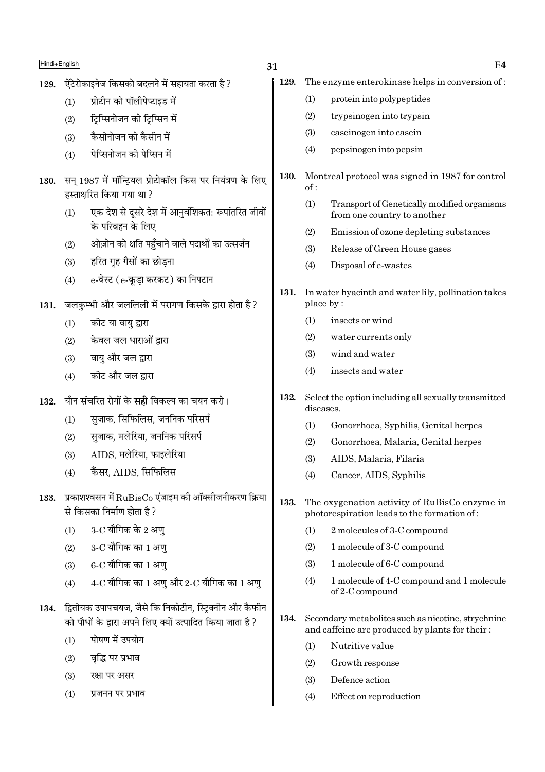129. ऐंटेरोकाइनेज किसको बदलने में सहायता करता है ?

(1) प्रोटीन को पॉलीपेप्टाइड में

(2) ट्रिप्सिनोजन को ट्रिप्सिन में

(3) कैसीनोजन को कैसीन में

(4) पेप्सिनोजन को पेप्सिन में

130. सन् 1987 में मॉन्ट्रियल प्रोटोकॉल किस पर नियंत्रण के लिए हस्ताक्षरित किया गया था ?

(1) एक देश से दूसरे देश में आनुवंशिकतः रूपांतरित जीवों के परिवहन के लिए

(2) ओज़ोन को क्षति पहुँचाने वाले पदार्थों का उत्सर्जन

(3) हरित गृह गैसों का छोड़ना

(4) e-वेस्ट (e-कूड़ा करकट) का निपटान

131. जलकुम्भी और जललिली में परागण किसके द्वारा होता है ?

(1) कीट या वायु द्वारा

(2) केवल जल धाराओं द्वारा

(3) वायु और जल द्वारा

(4) कीट और जल द्वारा

132. यौन संचरित रोगों के **सही** विकल्प का चयन करो।

(1) सुजाक, सिफिलिस, जननिक परिसर्प

(2) सुजाक, मलेरिया, जननिक परिसर्प

(3) AIDS, मलेरिया, फाइलेरिया

(4) कैंसर, AIDS, सिफिलिस

133. प्रकाशश्वसन में RuBisCo एंजाइम की ऑक्सीजनीकरण क्रिया से किसका निर्माण होता है ?

(1) 3-C यौगिक के 2 अणु

(2) 3-C यौगिक का 1 अणु

(3) 6-C यौगिक का 1 अणु

(4) 4-C यौगिक का 1 अणु और 2-C यौगिक का 1 अणु

134. द्वितीयक उपापचयज, जैसे कि निकोटीन, स्ट्रिक्नीन और कैफीन को पौधों के द्वारा अपने लिए क्यों उत्पादित किया जाता है ?

(1) पोषण में उपयोग

(2) वृद्धि पर प्रभाव

(3) रक्षा पर असर

(4) प्रजनन पर प्रभाव

129. The enzyme enterokinase helps in conversion of :

(1) protein into polypeptides

(2) trypsinogen into trypsin

(3) caseinogen into casein

(4) pepsinogen into pepsin

130. Montreal protocol was signed in 1987 for control of :

(1) Transport of Genetically modified organisms from one country to another

(2) Emission of ozone depleting substances

(3) Release of Green House gases

(4) Disposal of e-wastes

131. In water hyacinth and water lily, pollination takes place by :

(1) insects or wind

(2) water currents only

(3) wind and water

(4) insects and water

132. Select the option including all sexually transmitted diseases.

(1) Gonorrhoea, Syphilis, Genital herpes

(2) Gonorrhoea, Malaria, Genital herpes

(3) AIDS, Malaria, Filaria

(4) Cancer, AIDS, Syphilis

133. The oxygenation activity of RuBisCo enzyme in photorespiration leads to the formation of :

(1) 2 molecules of 3-C compound

(2) 1 molecule of 3-C compound

(3) 1 molecule of 6-C compound

(4) 1 molecule of 4-C compound and 1 molecule of 2-C compound

134. Secondary metabolites such as nicotine, strychnine and caffeine are produced by plants for their :

(1) Nutritive value

(2) Growth response

(3) Defence action

(4) Effect on reproduction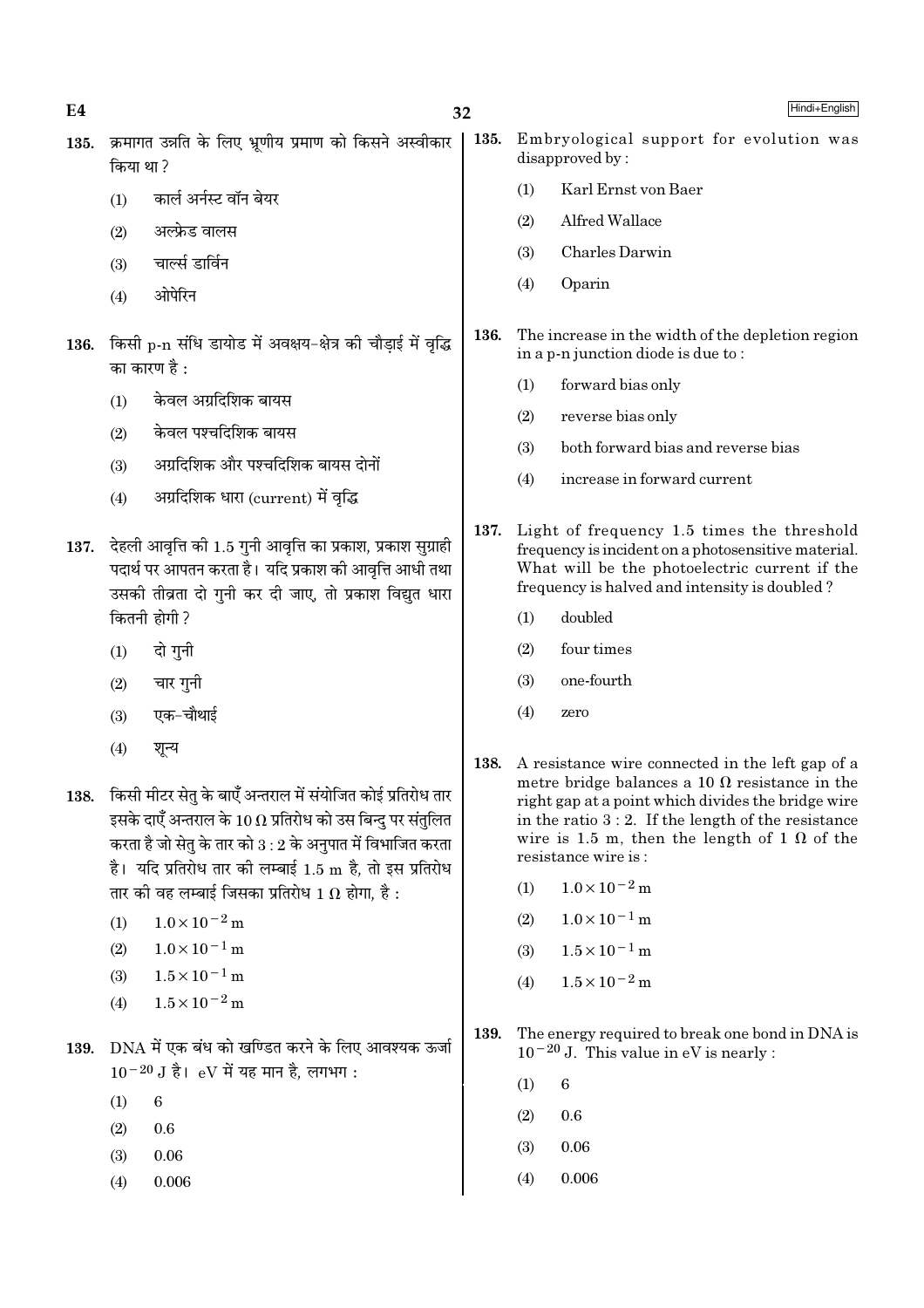135. क्रमागत उन्नति के लिए भ्रूणीय प्रमाण को किसने अस्वीकार किया था ?

(1) कार्ल अर्नस्ट वॉन बेयर
(2) अल्फ्रेड वालस
(3) चार्ल्स डार्विन
(4) ओपेरिन

136. किसी p-n संधि डायोड में अवक्षय-क्षेत्र की चौड़ाई में वृद्धि का कारण है :

(1) केवल अग्रदिशिक बायस
(2) केवल पश्चदिशिक बायस
(3) अग्रदिशिक और पश्चदिशिक बायस दोनों
(4) अग्रदिशिक धारा (current) में वृद्धि

137. देहली आवृत्ति की 1.5 गुनी आवृत्ति का प्रकाश, प्रकाश सुग्राही पदार्थ पर आपतन करता है। यदि प्रकाश की आवृत्ति आधी तथा उसकी तीव्रता दो गुनी कर दी जाए, तो प्रकाश विद्युत धारा कितनी होगी ?

(1) दो गुनी
(2) चार गुनी
(3) एक-चौथाई
(4) शून्य

138. किसी मीटर सेतु के बाएँ अन्तराल में संयोजित कोई प्रतिरोध तार इसके दाएँ अन्तराल के $10\ \Omega$ प्रतिरोध को उस बिन्दु पर संतुलित करता है जो सेतु के तार को 3 : 2 के अनुपात में विभाजित करता है। यदि प्रतिरोध तार की लम्बाई 1.5 m है, तो इस प्रतिरोध तार की वह लम्बाई जिसका प्रतिरोध $1\ \Omega$ होगा, है :

(1) $1.0 \times 10^{-2}$ m
(2) $1.0 \times 10^{-1}$ m
(3) $1.5 \times 10^{-1}$ m
(4) $1.5 \times 10^{-2}$ m

139. DNA में एक बंध को खण्डित करने के लिए आवश्यक ऊर्जा $10^{-20}$ J है। eV में यह मान है, लगभग :

(1) 6
(2) 0.6
(3) 0.06
(4) 0.006

135. Embryological support for evolution was disapproved by :

(1) Karl Ernst von Baer
(2) Alfred Wallace
(3) Charles Darwin
(4) Oparin

136. The increase in the width of the depletion region in a p-n junction diode is due to :

(1) forward bias only
(2) reverse bias only
(3) both forward bias and reverse bias
(4) increase in forward current

137. Light of frequency 1.5 times the threshold frequency is incident on a photosensitive material. What will be the photoelectric current if the frequency is halved and intensity is doubled ?

(1) doubled
(2) four times
(3) one-fourth
(4) zero

138. A resistance wire connected in the left gap of a metre bridge balances a $10\ \Omega$ resistance in the right gap at a point which divides the bridge wire in the ratio 3 : 2. If the length of the resistance wire is 1.5 m, then the length of $1\ \Omega$ of the resistance wire is :

(1) $1.0 \times 10^{-2}$ m
(2) $1.0 \times 10^{-1}$ m
(3) $1.5 \times 10^{-1}$ m
(4) $1.5 \times 10^{-2}$ m

139. The energy required to break one bond in DNA is $10^{-20}$ J. This value in eV is nearly :

(1) 6
(2) 0.6
(3) 0.06
(4) 0.006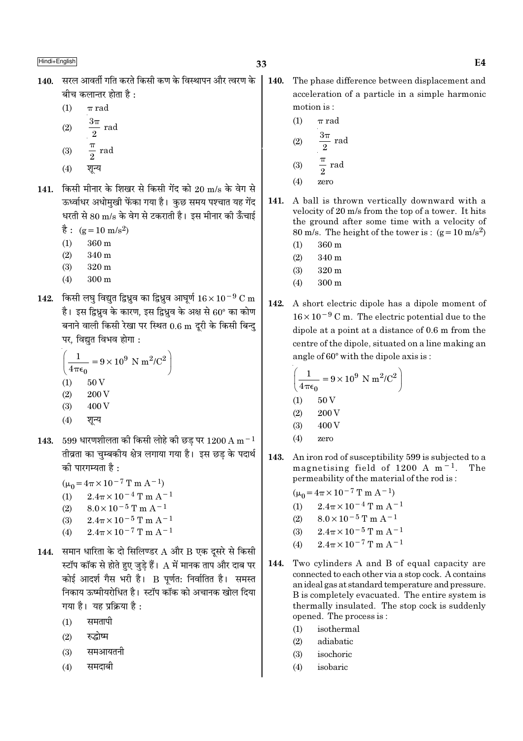**140.** सरल आवर्ती गति करते किसी कण के विस्थापन और त्वरण के बीच कलान्तर होता है :

(1) $\pi$ rad

(2) $\frac{3\pi}{2}$ rad

(3) $\frac{\pi}{2}$ rad

(4) शून्य

**141.** किसी मीनार के शिखर से किसी गेंद को 20 m/s के वेग से ऊर्ध्वाधर अधोमुखी फेंका गया है। कुछ समय पश्चात यह गेंद धरती से 80 m/s के वेग से टकराती है। इस मीनार की ऊँचाई है : $(g = 10 \text{ m/s}^2)$

(1) 360 m

(2) 340 m

(3) 320 m

(4) 300 m

**142.** किसी लघु विद्युत द्विध्रुव का द्विध्रुव आघूर्ण $16 \times 10^{-9}$ C m है। इस द्विध्रुव के कारण, इस द्विध्रुव के अक्ष से 60° का कोण बनाने वाली किसी रेखा पर स्थित 0.6 m दूरी के किसी बिन्दु पर, विद्युत विभव होगा :

$\left(\frac{1}{4\pi\epsilon_0} = 9 \times 10^9 \text{ N m}^2/\text{C}^2\right)$

(1) 50 V

(2) 200 V

(3) 400 V

(4) शून्य

**143.** 599 धारणशीलता की किसी लोहे की छड़ पर 1200 A m$^{-1}$ तीव्रता का चुम्बकीय क्षेत्र लगाया गया है। इस छड़ के पदार्थ की पारगम्यता है :

$(\mu_0 = 4\pi \times 10^{-7} \text{ T m A}^{-1})$

(1) $2.4\pi \times 10^{-4}$ T m A$^{-1}$

(2) $8.0 \times 10^{-5}$ T m A$^{-1}$

(3) $2.4\pi \times 10^{-5}$ T m A$^{-1}$

(4) $2.4\pi \times 10^{-7}$ T m A$^{-1}$

**144.** समान धारिता के दो सिलिण्डर A और B एक दूसरे से किसी स्टॉप कॉक से होते हुए जुड़े हैं। A में मानक ताप और दाब पर कोई आदर्श गैस भरी है। B पूर्णतः निर्वातित है। समस्त निकाय ऊष्मीयरोधित है। स्टॉप कॉक को अचानक खोल दिया गया है। यह प्रक्रिया है :

(1) समतापी

(2) रुद्धोष्म

(3) समआयतनी

(4) समदाबी

**140.** The phase difference between displacement and acceleration of a particle in a simple harmonic motion is :

(1) $\pi$ rad

(2) $\frac{3\pi}{2}$ rad

(3) $\frac{\pi}{2}$ rad

(4) zero

**141.** A ball is thrown vertically downward with a velocity of 20 m/s from the top of a tower. It hits the ground after some time with a velocity of 80 m/s. The height of the tower is : $(g = 10 \text{ m/s}^2)$

(1) 360 m

(2) 340 m

(3) 320 m

(4) 300 m

**142.** A short electric dipole has a dipole moment of $16 \times 10^{-9}$ C m. The electric potential due to the dipole at a point at a distance of 0.6 m from the centre of the dipole, situated on a line making an angle of 60° with the dipole axis is :

$\left(\frac{1}{4\pi\epsilon_0} = 9 \times 10^9 \text{ N m}^2/\text{C}^2\right)$

(1) 50 V

(2) 200 V

(3) 400 V

(4) zero

**143.** An iron rod of susceptibility 599 is subjected to a magnetising field of 1200 A m$^{-1}$. The permeability of the material of the rod is :

$(\mu_0 = 4\pi \times 10^{-7} \text{ T m A}^{-1})$

(1) $2.4\pi \times 10^{-4}$ T m A$^{-1}$

(2) $8.0 \times 10^{-5}$ T m A$^{-1}$

(3) $2.4\pi \times 10^{-5}$ T m A$^{-1}$

(4) $2.4\pi \times 10^{-7}$ T m A$^{-1}$

**144.** Two cylinders A and B of equal capacity are connected to each other via a stop cock. A contains an ideal gas at standard temperature and pressure. B is completely evacuated. The entire system is thermally insulated. The stop cock is suddenly opened. The process is :

(1) isothermal

(2) adiabatic

(3) isochoric

(4) isobaric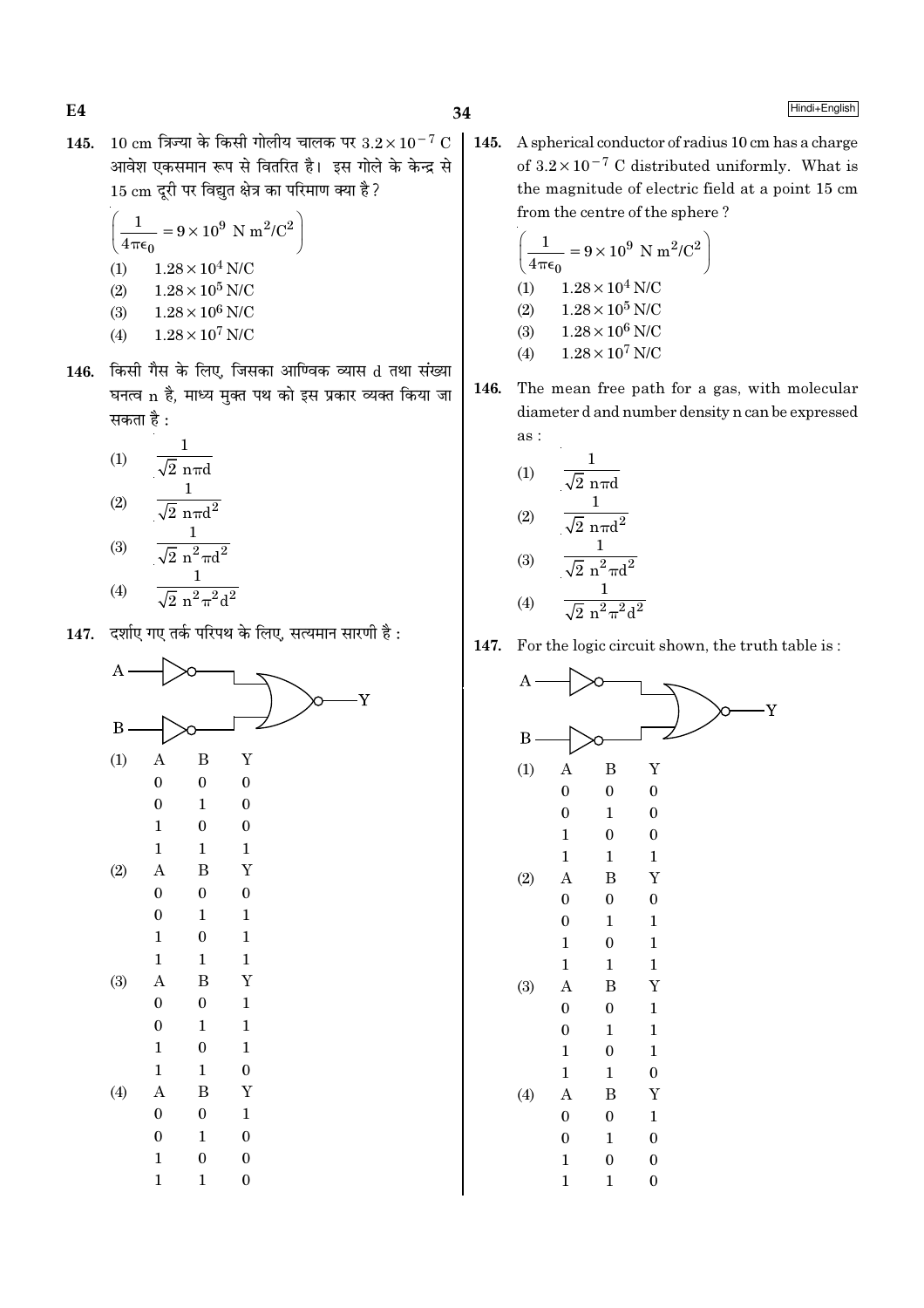**145.** 10 cm त्रिज्या के किसी गोलीय चालक पर $3.2 \times 10^{-7}$ C आवेश एकसमान रूप से वितरित है। इस गोले के केन्द्र से 15 cm दूरी पर विद्युत क्षेत्र का परिमाण क्या है?

$\left(\frac{1}{4\pi\epsilon_0} = 9 \times 10^9 \text{ N m}^2/\text{C}^2\right)$

(1) $1.28 \times 10^4$ N/C
(2) $1.28 \times 10^5$ N/C
(3) $1.28 \times 10^6$ N/C
(4) $1.28 \times 10^7$ N/C

**146.** किसी गैस के लिए, जिसका आण्विक व्यास d तथा संख्या घनत्व n है, माध्य मुक्त पथ को इस प्रकार व्यक्त किया जा सकता है :

(1) $\frac{1}{\sqrt{2}\, n\pi d}$
(2) $\frac{1}{\sqrt{2}\, n\pi d^2}$
(3) $\frac{1}{\sqrt{2}\, n^2\pi d^2}$
(4) $\frac{1}{\sqrt{2}\, n^2\pi^2 d^2}$

**147.** दर्शाए गए तर्क परिपथ के लिए, सत्यमान सारणी है :

(1)

| A | B | Y |
|---|---|---|
| 0 | 0 | 0 |
| 0 | 1 | 0 |
| 1 | 0 | 0 |
| 1 | 1 | 1 |

(2)

| A | B | Y |
|---|---|---|
| 0 | 0 | 0 |
| 0 | 1 | 1 |
| 1 | 0 | 1 |
| 1 | 1 | 1 |

(3)

| A | B | Y |
|---|---|---|
| 0 | 0 | 1 |
| 0 | 1 | 1 |
| 1 | 0 | 1 |
| 1 | 1 | 0 |

(4)

| A | B | Y |
|---|---|---|
| 0 | 0 | 1 |
| 0 | 1 | 0 |
| 1 | 0 | 0 |
| 1 | 1 | 0 |

**145.** A spherical conductor of radius 10 cm has a charge of $3.2 \times 10^{-7}$ C distributed uniformly. What is the magnitude of electric field at a point 15 cm from the centre of the sphere?

$\left(\frac{1}{4\pi\epsilon_0} = 9 \times 10^9 \text{ N m}^2/\text{C}^2\right)$

(1) $1.28 \times 10^4$ N/C
(2) $1.28 \times 10^5$ N/C
(3) $1.28 \times 10^6$ N/C
(4) $1.28 \times 10^7$ N/C

**146.** The mean free path for a gas, with molecular diameter d and number density n can be expressed as :

(1) $\frac{1}{\sqrt{2}\, n\pi d}$
(2) $\frac{1}{\sqrt{2}\, n\pi d^2}$
(3) $\frac{1}{\sqrt{2}\, n^2\pi d^2}$
(4) $\frac{1}{\sqrt{2}\, n^2\pi^2 d^2}$

**147.** For the logic circuit shown, the truth table is :

(1)

| A | B | Y |
|---|---|---|
| 0 | 0 | 0 |
| 0 | 1 | 0 |
| 1 | 0 | 0 |
| 1 | 1 | 1 |

(2)

| A | B | Y |
|---|---|---|
| 0 | 0 | 0 |
| 0 | 1 | 1 |
| 1 | 0 | 1 |
| 1 | 1 | 1 |

(3)

| A | B | Y |
|---|---|---|
| 0 | 0 | 1 |
| 0 | 1 | 1 |
| 1 | 0 | 1 |
| 1 | 1 | 0 |

(4)

| A | B | Y |
|---|---|---|
| 0 | 0 | 1 |
| 0 | 1 | 0 |
| 1 | 0 | 0 |
| 1 | 1 | 0 |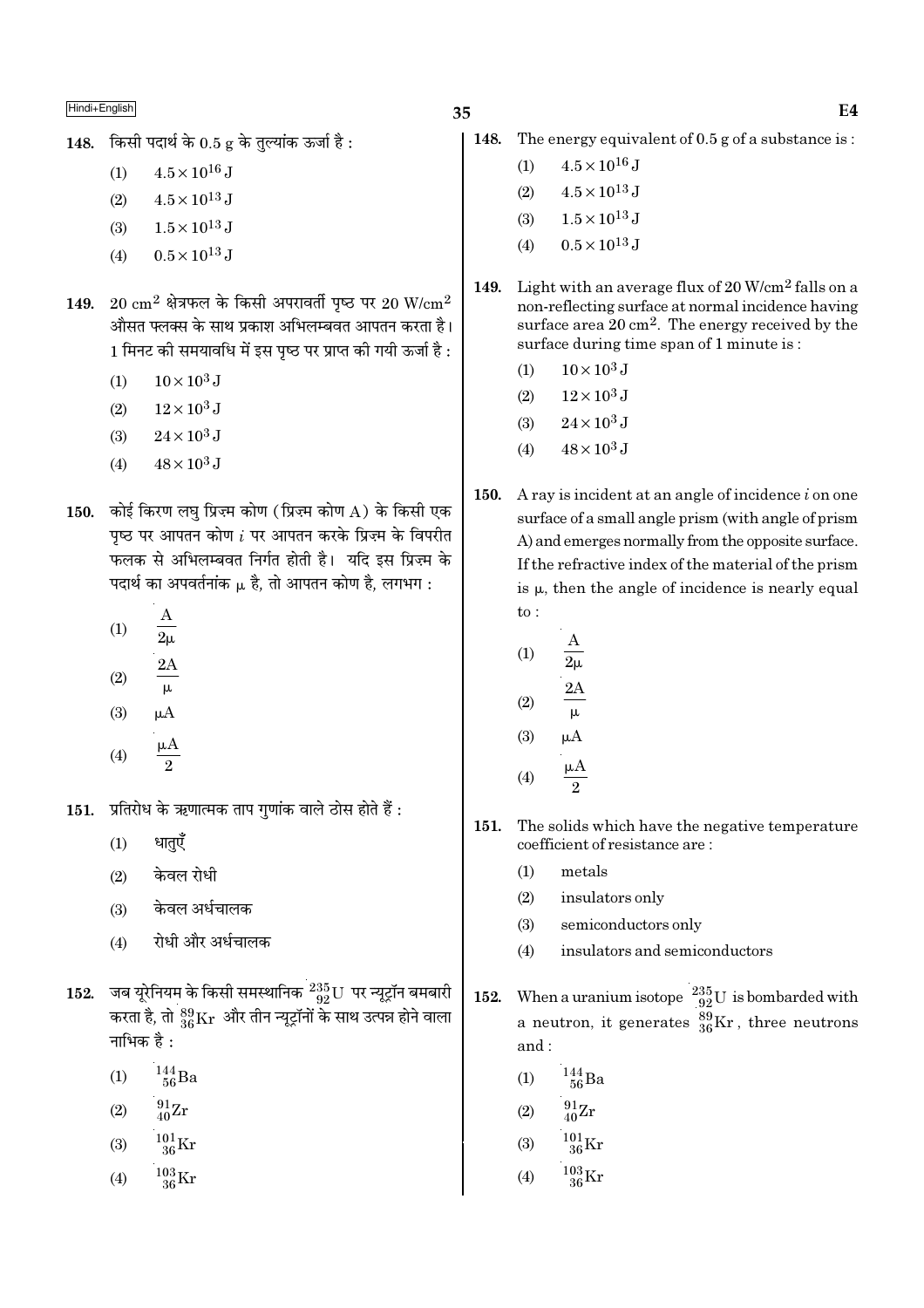148. किसी पदार्थ के 0.5 g के तुल्यांक ऊर्जा है :

(1) $4.5 \times 10^{16}$ J

(2) $4.5 \times 10^{13}$ J

(3) $1.5 \times 10^{13}$ J

(4) $0.5 \times 10^{13}$ J

149. 20 cm$^2$ क्षेत्रफल के किसी अपरावर्ती पृष्ठ पर 20 W/cm$^2$ औसत फ्लक्स के साथ प्रकाश अभिलम्बवत आपतन करता है। 1 मिनट की समयावधि में इस पृष्ठ पर प्राप्त की गयी ऊर्जा है :

(1) $10 \times 10^3$ J

(2) $12 \times 10^3$ J

(3) $24 \times 10^3$ J

(4) $48 \times 10^3$ J

150. कोई किरण लघु प्रिज़्म कोण (प्रिज़्म कोण A) के किसी एक पृष्ठ पर आपतन कोण $i$ पर आपतन करके प्रिज़्म के विपरीत फलक से अभिलम्बवत निर्गत होती है। यदि इस प्रिज़्म के पदार्थ का अपवर्तनांक $\mu$ है, तो आपतन कोण है, लगभग :

(1) $\frac{A}{2\mu}$

(2) $\frac{2A}{\mu}$

(3) $\mu A$

(4) $\frac{\mu A}{2}$

151. प्रतिरोध के ऋणात्मक ताप गुणांक वाले ठोस होते हैं :

(1) धातुएँ

(2) केवल रोधी

(3) केवल अर्धचालक

(4) रोधी और अर्धचालक

152. जब यूरेनियम के किसी समस्थानिक $^{235}_{92}U$ पर न्यूट्रॉन बमबारी करता है, तो $^{89}_{36}Kr$ और तीन न्यूट्रॉनों के साथ उत्पन्न होने वाला नाभिक है :

(1) $^{144}_{56}Ba$

(2) $^{91}_{40}Zr$

(3) $^{101}_{36}Kr$

(4) $^{103}_{36}Kr$

148. The energy equivalent of 0.5 g of a substance is :

(1) $4.5 \times 10^{16}$ J

(2) $4.5 \times 10^{13}$ J

(3) $1.5 \times 10^{13}$ J

(4) $0.5 \times 10^{13}$ J

149. Light with an average flux of 20 W/cm$^2$ falls on a non-reflecting surface at normal incidence having surface area 20 cm$^2$. The energy received by the surface during time span of 1 minute is :

(1) $10 \times 10^3$ J

(2) $12 \times 10^3$ J

(3) $24 \times 10^3$ J

(4) $48 \times 10^3$ J

150. A ray is incident at an angle of incidence $i$ on one surface of a small angle prism (with angle of prism A) and emerges normally from the opposite surface. If the refractive index of the material of the prism is $\mu$, then the angle of incidence is nearly equal to :

(1) $\frac{A}{2\mu}$

(2) $\frac{2A}{\mu}$

(3) $\mu A$

(4) $\frac{\mu A}{2}$

151. The solids which have the negative temperature coefficient of resistance are :

(1) metals

(2) insulators only

(3) semiconductors only

(4) insulators and semiconductors

152. When a uranium isotope $^{235}_{92}U$ is bombarded with a neutron, it generates $^{89}_{36}Kr$, three neutrons and :

(1) $^{144}_{56}Ba$

(2) $^{91}_{40}Zr$

(3) $^{101}_{36}Kr$

(4) $^{103}_{36}Kr$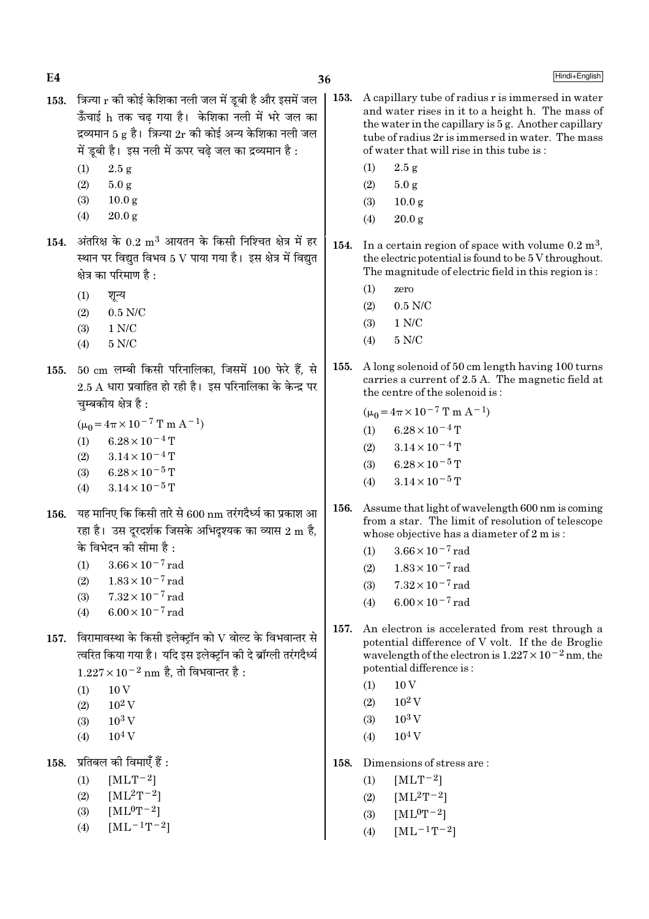153. त्रिज्या r की कोई केशिका नली जल में डूबी है और इसमें जल ऊँचाई h तक चढ़ गया है। केशिका नली में भरे जल का द्रव्यमान 5 g है। त्रिज्या 2r की कोई अन्य केशिका नली जल में डूबी है। इस नली में ऊपर चढ़े जल का द्रव्यमान है :

(1) 2.5 g
(2) 5.0 g
(3) 10.0 g
(4) 20.0 g

154. अंतरिक्ष के $0.2 \text{ m}^3$ आयतन के किसी निश्चित क्षेत्र में हर स्थान पर विद्युत विभव 5 V पाया गया है। इस क्षेत्र में विद्युत क्षेत्र का परिमाण है :

(1) शून्य
(2) 0.5 N/C
(3) 1 N/C
(4) 5 N/C

155. 50 cm लम्बी किसी परिनालिका, जिसमें 100 फेरे हैं, से 2.5 A धारा प्रवाहित हो रही है। इस परिनालिका के केन्द्र पर चुम्बकीय क्षेत्र है :

$(\mu_0 = 4\pi \times 10^{-7} \text{ T m A}^{-1})$

(1) $6.28 \times 10^{-4}$ T
(2) $3.14 \times 10^{-4}$ T
(3) $6.28 \times 10^{-5}$ T
(4) $3.14 \times 10^{-5}$ T

156. यह मानिए कि किसी तारे से 600 nm तरंगदैर्ध्य का प्रकाश आ रहा है। उस दूरदर्शक जिसके अभिदृश्यक का व्यास 2 m है, के विभेदन की सीमा है :

(1) $3.66 \times 10^{-7}$ rad
(2) $1.83 \times 10^{-7}$ rad
(3) $7.32 \times 10^{-7}$ rad
(4) $6.00 \times 10^{-7}$ rad

157. विरामावस्था के किसी इलेक्ट्रॉन को V वोल्ट के विभवान्तर से त्वरित किया गया है। यदि इस इलेक्ट्रॉन की दे ब्रॉग्ली तरंगदैर्ध्य $1.227 \times 10^{-2}$ nm है, तो विभवान्तर है :

(1) 10 V
(2) $10^2$ V
(3) $10^3$ V
(4) $10^4$ V

158. प्रतिबल की विमाएँ हैं :

(1) $[\text{MLT}^{-2}]$
(2) $[\text{ML}^2\text{T}^{-2}]$
(3) $[\text{ML}^0\text{T}^{-2}]$
(4) $[\text{ML}^{-1}\text{T}^{-2}]$

153. A capillary tube of radius r is immersed in water and water rises in it to a height h. The mass of the water in the capillary is 5 g. Another capillary tube of radius 2r is immersed in water. The mass of water that will rise in this tube is :

(1) 2.5 g
(2) 5.0 g
(3) 10.0 g
(4) 20.0 g

154. In a certain region of space with volume $0.2 \text{ m}^3$, the electric potential is found to be 5 V throughout. The magnitude of electric field in this region is :

(1) zero
(2) 0.5 N/C
(3) 1 N/C
(4) 5 N/C

155. A long solenoid of 50 cm length having 100 turns carries a current of 2.5 A. The magnetic field at the centre of the solenoid is :

$(\mu_0 = 4\pi \times 10^{-7} \text{ T m A}^{-1})$

(1) $6.28 \times 10^{-4}$ T
(2) $3.14 \times 10^{-4}$ T
(3) $6.28 \times 10^{-5}$ T
(4) $3.14 \times 10^{-5}$ T

156. Assume that light of wavelength 600 nm is coming from a star. The limit of resolution of telescope whose objective has a diameter of 2 m is :

(1) $3.66 \times 10^{-7}$ rad
(2) $1.83 \times 10^{-7}$ rad
(3) $7.32 \times 10^{-7}$ rad
(4) $6.00 \times 10^{-7}$ rad

157. An electron is accelerated from rest through a potential difference of V volt. If the de Broglie wavelength of the electron is $1.227 \times 10^{-2}$ nm, the potential difference is :

(1) 10 V
(2) $10^2$ V
(3) $10^3$ V
(4) $10^4$ V

158. Dimensions of stress are :

(1) $[\text{MLT}^{-2}]$
(2) $[\text{ML}^2\text{T}^{-2}]$
(3) $[\text{ML}^0\text{T}^{-2}]$
(4) $[\text{ML}^{-1}\text{T}^{-2}]$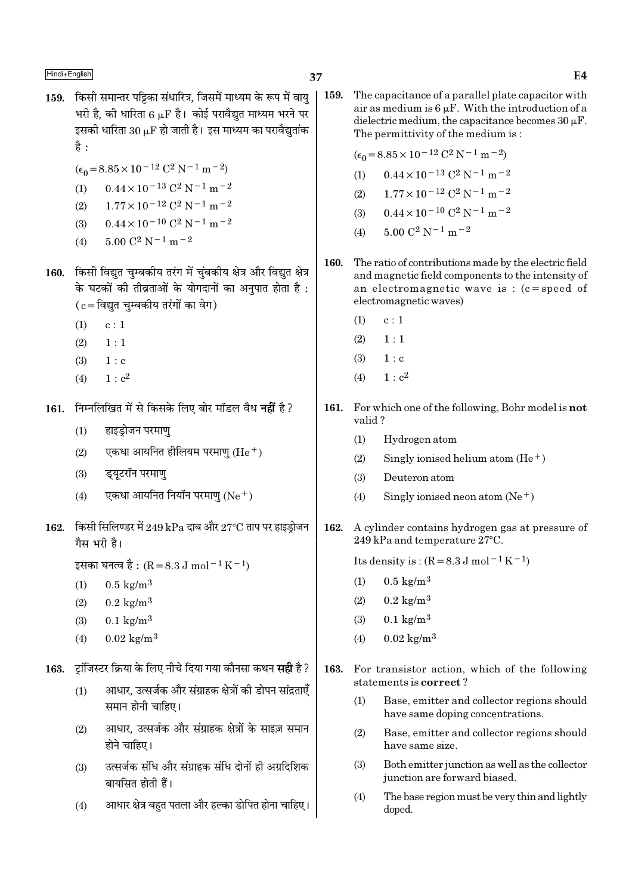159. किसी समान्तर पट्टिका संधारित्र, जिसमें माध्यम के रूप में वायु भरी है, की धारिता 6 $\mu$F है। कोई परावैद्युत माध्यम भरने पर इसकी धारिता 30 $\mu$F हो जाती है। इस माध्यम का परावैद्युतांक है :

($\epsilon_0 = 8.85 \times 10^{-12}\ C^2\ N^{-1}\ m^{-2}$)

(1) $0.44 \times 10^{-13}\ C^2\ N^{-1}\ m^{-2}$
(2) $1.77 \times 10^{-12}\ C^2\ N^{-1}\ m^{-2}$
(3) $0.44 \times 10^{-10}\ C^2\ N^{-1}\ m^{-2}$
(4) $5.00\ C^2\ N^{-1}\ m^{-2}$

160. किसी विद्युत चुम्बकीय तरंग में चुंबकीय क्षेत्र और विद्युत क्षेत्र के घटकों की तीव्रताओं के योगदानों का अनुपात होता है : (c = विद्युत चुम्बकीय तरंगों का वेग)

(1) c : 1
(2) 1 : 1
(3) 1 : c
(4) 1 : $c^2$

161. निम्नलिखित में से किसके लिए बोर मॉडल वैध **नहीं** है?

(1) हाइड्रोजन परमाणु
(2) एकधा आयनित हीलियम परमाणु ($He^+$)
(3) ड्यूटरॉन परमाणु
(4) एकधा आयनित नियॉन परमाणु ($Ne^+$)

162. किसी सिलिण्डर में 249 kPa दाब और 27°C ताप पर हाइड्रोजन गैस भरी है।

इसका घनत्व है : ($R = 8.3\ J\ mol^{-1}\ K^{-1}$)

(1) $0.5\ kg/m^3$
(2) $0.2\ kg/m^3$
(3) $0.1\ kg/m^3$
(4) $0.02\ kg/m^3$

163. ट्रांजिस्टर क्रिया के लिए नीचे दिया गया कौनसा कथन **सही** है?

(1) आधार, उत्सर्जक और संग्राहक क्षेत्रों की डोपन सांद्रताएँ समान होनी चाहिए।
(2) आधार, उत्सर्जक और संग्राहक क्षेत्रों के साइज़ समान होने चाहिए।
(3) उत्सर्जक संधि और संग्राहक संधि दोनों ही अग्रदिशिक बायसित होती हैं।
(4) आधार क्षेत्र बहुत पतला और हल्का डोपित होना चाहिए।

159. The capacitance of a parallel plate capacitor with air as medium is 6 $\mu$F. With the introduction of a dielectric medium, the capacitance becomes 30 $\mu$F. The permittivity of the medium is :

($\epsilon_0 = 8.85 \times 10^{-12}\ C^2\ N^{-1}\ m^{-2}$)

(1) $0.44 \times 10^{-13}\ C^2\ N^{-1}\ m^{-2}$
(2) $1.77 \times 10^{-12}\ C^2\ N^{-1}\ m^{-2}$
(3) $0.44 \times 10^{-10}\ C^2\ N^{-1}\ m^{-2}$
(4) $5.00\ C^2\ N^{-1}\ m^{-2}$

160. The ratio of contributions made by the electric field and magnetic field components to the intensity of an electromagnetic wave is : (c = speed of electromagnetic waves)

(1) c : 1
(2) 1 : 1
(3) 1 : c
(4) 1 : $c^2$

161. For which one of the following, Bohr model is **not** valid?

(1) Hydrogen atom
(2) Singly ionised helium atom ($He^+$)
(3) Deuteron atom
(4) Singly ionised neon atom ($Ne^+$)

162. A cylinder contains hydrogen gas at pressure of 249 kPa and temperature 27°C.

Its density is : ($R = 8.3\ J\ mol^{-1}\ K^{-1}$)

(1) $0.5\ kg/m^3$
(2) $0.2\ kg/m^3$
(3) $0.1\ kg/m^3$
(4) $0.02\ kg/m^3$

163. For transistor action, which of the following statements is **correct**?

(1) Base, emitter and collector regions should have same doping concentrations.
(2) Base, emitter and collector regions should have same size.
(3) Both emitter junction as well as the collector junction are forward biased.
(4) The base region must be very thin and lightly doped.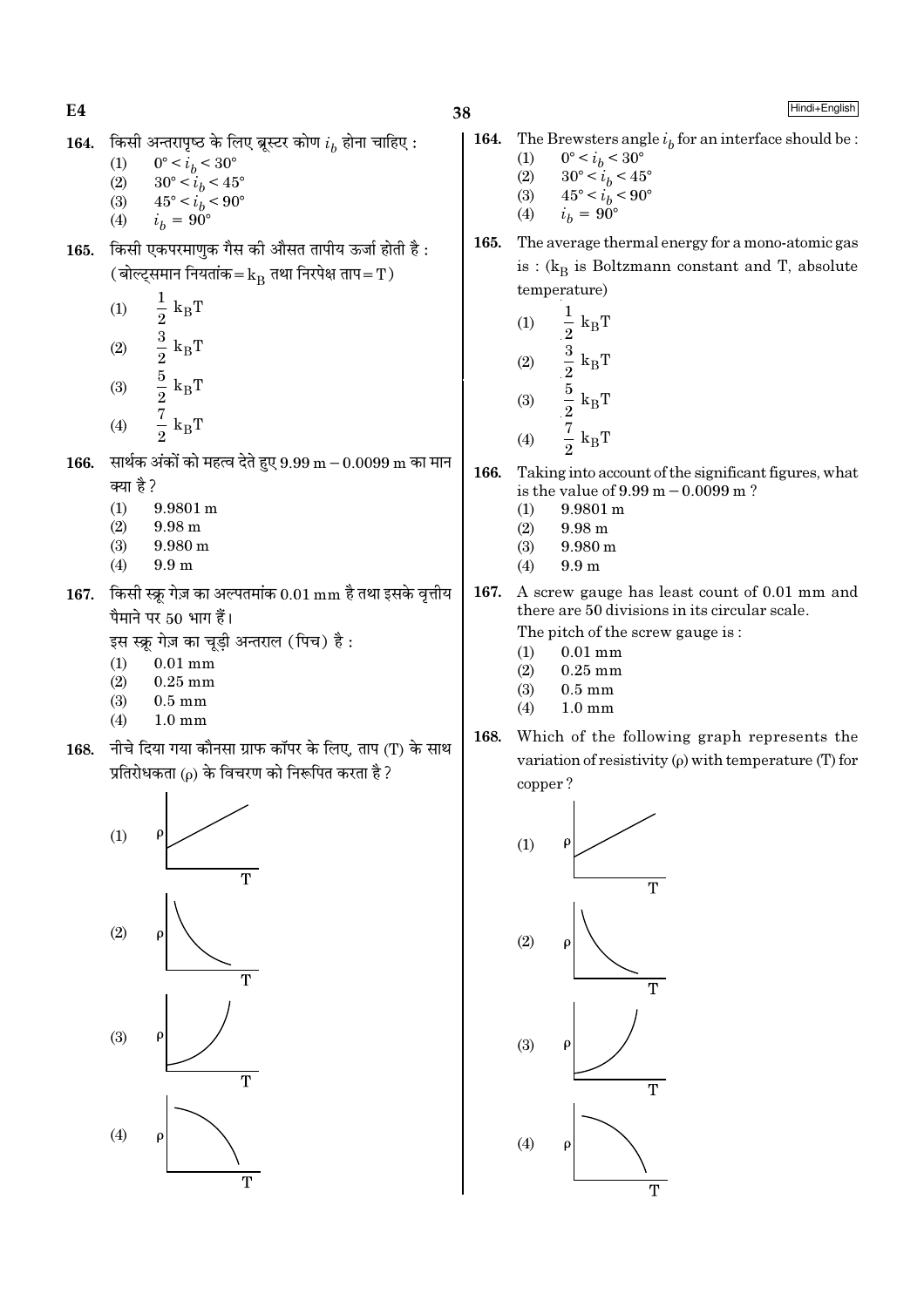164. किसी अन्तरापृष्ठ के लिए ब्रूस्टर कोण $i_b$ होना चाहिए :

(1) $0° < i_b < 30°$
(2) $30° < i_b < 45°$
(3) $45° < i_b < 90°$
(4) $i_b = 90°$

165. किसी एकपरमाणुक गैस की औसत तापीय ऊर्जा होती है : (बोल्ट्समान नियतांक = $k_B$ तथा निरपेक्ष ताप = T)

(1) $\frac{1}{2} k_B T$
(2) $\frac{3}{2} k_B T$
(3) $\frac{5}{2} k_B T$
(4) $\frac{7}{2} k_B T$

166. सार्थक अंकों को महत्व देते हुए 9.99 m − 0.0099 m का मान क्या है ?

(1) 9.9801 m
(2) 9.98 m
(3) 9.980 m
(4) 9.9 m

167. किसी स्क्रू गेज़ का अल्पतमांक 0.01 mm है तथा इसके वृत्तीय पैमाने पर 50 भाग हैं।
इस स्क्रू गेज़ का चूड़ी अन्तराल (पिच) है :

(1) 0.01 mm
(2) 0.25 mm
(3) 0.5 mm
(4) 1.0 mm

168. नीचे दिया गया कौनसा ग्राफ कॉपर के लिए, ताप (T) के साथ प्रतिरोधकता (ρ) के विचरण को निरूपित करता है ?

(1) ρ vs T graph
(2) ρ vs T graph
(3) ρ vs T graph
(4) ρ vs T graph

164. The Brewsters angle $i_b$ for an interface should be :

(1) $0° < i_b < 30°$
(2) $30° < i_b < 45°$
(3) $45° < i_b < 90°$
(4) $i_b = 90°$

165. The average thermal energy for a mono-atomic gas is : ($k_B$ is Boltzmann constant and T, absolute temperature)

(1) $\frac{1}{2} k_B T$
(2) $\frac{3}{2} k_B T$
(3) $\frac{5}{2} k_B T$
(4) $\frac{7}{2} k_B T$

166. Taking into account of the significant figures, what is the value of 9.99 m − 0.0099 m ?

(1) 9.9801 m
(2) 9.98 m
(3) 9.980 m
(4) 9.9 m

167. A screw gauge has least count of 0.01 mm and there are 50 divisions in its circular scale.
The pitch of the screw gauge is :

(1) 0.01 mm
(2) 0.25 mm
(3) 0.5 mm
(4) 1.0 mm

168. Which of the following graph represents the variation of resistivity (ρ) with temperature (T) for copper ?

(1) ρ vs T graph
(2) ρ vs T graph
(3) ρ vs T graph
(4) ρ vs T graph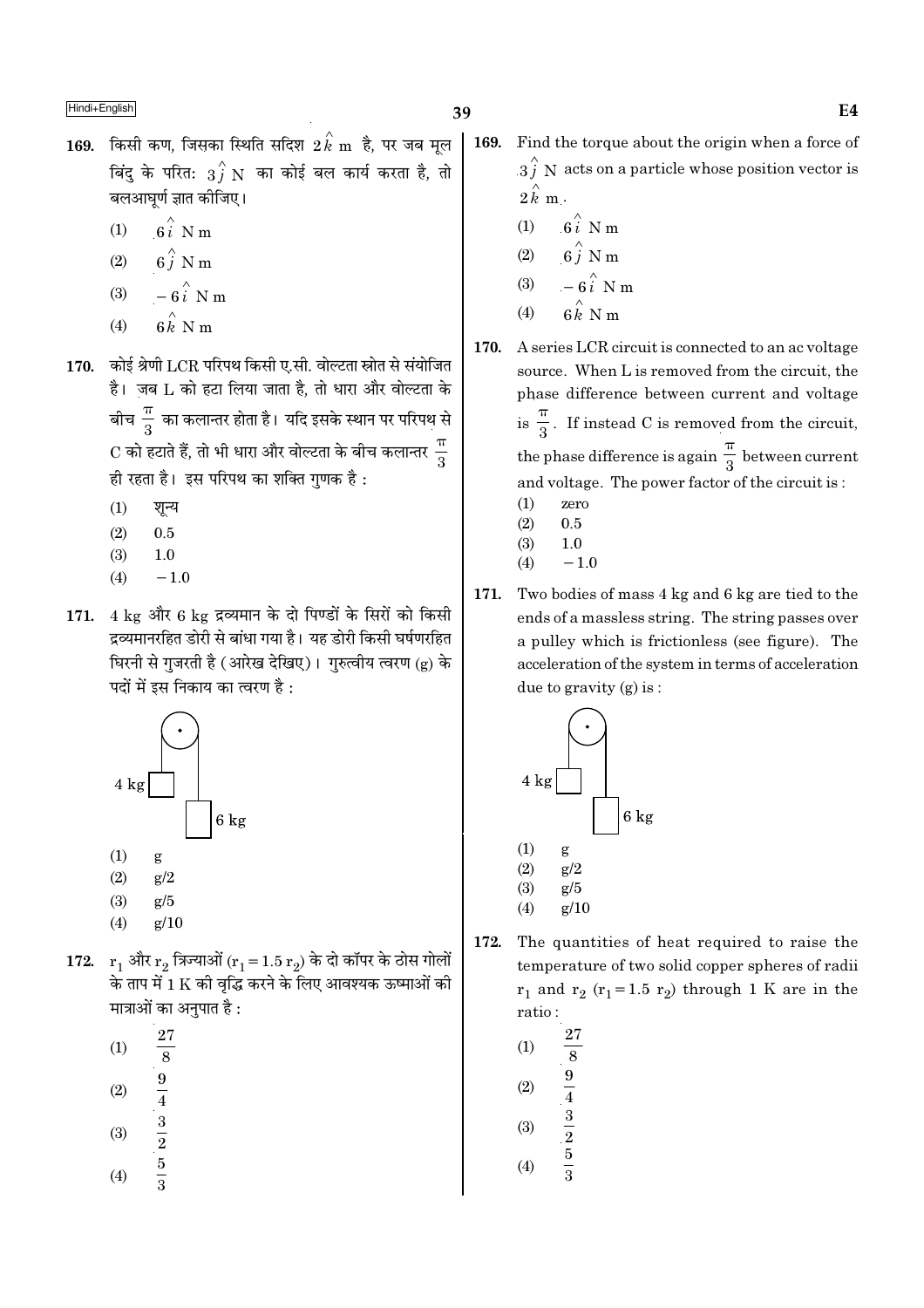169. किसी कण, जिसका स्थिति सदिश $2\hat{k}$ m है, पर जब मूल बिंदु के परित: $3\hat{j}$ N का कोई बल कार्य करता है, तो बलआघूर्ण ज्ञात कीजिए।

(1) $6\hat{i}$ N m
(2) $6\hat{j}$ N m
(3) $-6\hat{i}$ N m
(4) $6\hat{k}$ N m

170. कोई श्रेणी LCR परिपथ किसी ए.सी. वोल्टता स्रोत से संयोजित है। जब L को हटा लिया जाता है, तो धारा और वोल्टता के बीच $\frac{\pi}{3}$ का कलान्तर होता है। यदि इसके स्थान पर परिपथ से C को हटाते हैं, तो भी धारा और वोल्टता के बीच कलान्तर $\frac{\pi}{3}$ ही रहता है। इस परिपथ का शक्ति गुणक है :

(1) शून्य
(2) 0.5
(3) 1.0
(4) $-1.0$

171. 4 kg और 6 kg द्रव्यमान के दो पिण्डों के सिरों को किसी द्रव्यमानरहित डोरी से बांधा गया है। यह डोरी किसी घर्षणरहित घिरनी से गुजरती है (आरेख देखिए)। गुरुत्वीय त्वरण (g) के पदों में इस निकाय का त्वरण है :

(1) g
(2) g/2
(3) g/5
(4) g/10

172. $r_1$ और $r_2$ त्रिज्याओं ($r_1 = 1.5\, r_2$) के दो कॉपर के ठोस गोलों के ताप में 1 K की वृद्धि करने के लिए आवश्यक ऊष्माओं की मात्राओं का अनुपात है :

(1) $\frac{27}{8}$
(2) $\frac{9}{4}$
(3) $\frac{3}{2}$
(4) $\frac{5}{3}$

169. Find the torque about the origin when a force of $3\hat{j}$ N acts on a particle whose position vector is $2\hat{k}$ m.

(1) $6\hat{i}$ N m
(2) $6\hat{j}$ N m
(3) $-6\hat{i}$ N m
(4) $6\hat{k}$ N m

170. A series LCR circuit is connected to an ac voltage source. When L is removed from the circuit, the phase difference between current and voltage is $\frac{\pi}{3}$. If instead C is removed from the circuit, the phase difference is again $\frac{\pi}{3}$ between current and voltage. The power factor of the circuit is :

(1) zero
(2) 0.5
(3) 1.0
(4) $-1.0$

171. Two bodies of mass 4 kg and 6 kg are tied to the ends of a massless string. The string passes over a pulley which is frictionless (see figure). The acceleration of the system in terms of acceleration due to gravity (g) is :

(1) g
(2) g/2
(3) g/5
(4) g/10

172. The quantities of heat required to raise the temperature of two solid copper spheres of radii $r_1$ and $r_2$ ($r_1 = 1.5\, r_2$) through 1 K are in the ratio :

(1) $\frac{27}{8}$
(2) $\frac{9}{4}$
(3) $\frac{3}{2}$
(4) $\frac{5}{3}$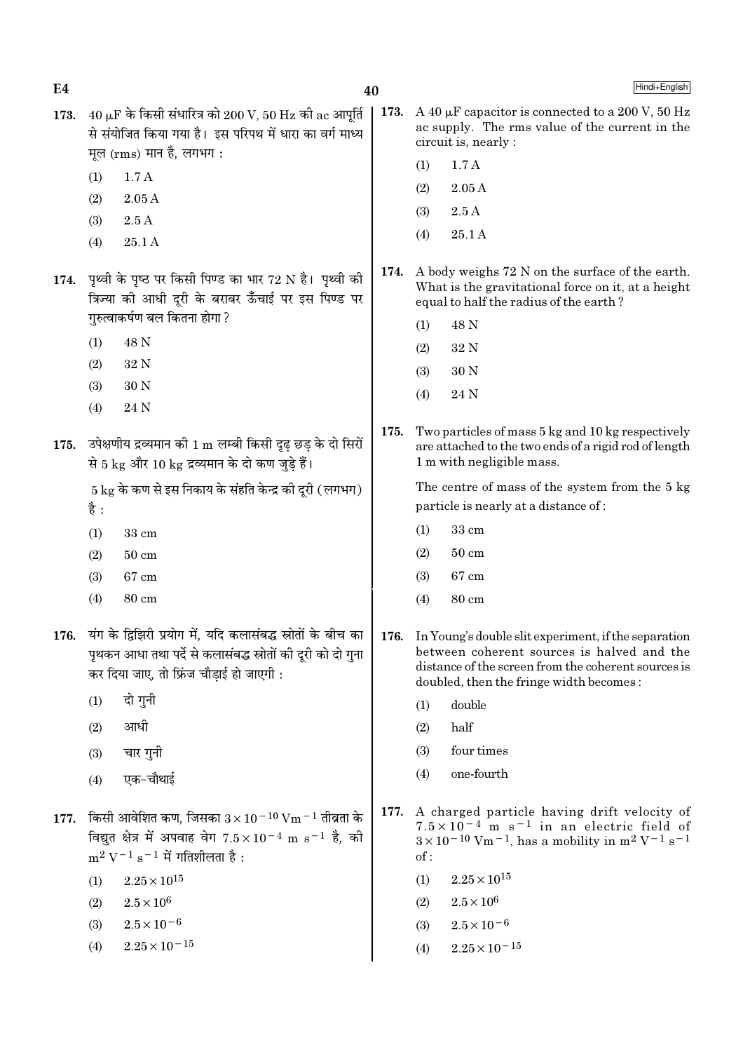173. $40\ \mu F$ के किसी संधारित्र को 200 V, 50 Hz की ac आपूर्ति से संयोजित किया गया है। इस परिपथ में धारा का वर्ग माध्य मूल (rms) मान है, लगभग :

(1) 1.7 A

(2) 2.05 A

(3) 2.5 A

(4) 25.1 A

174. पृथ्वी के पृष्ठ पर किसी पिण्ड का भार 72 N है। पृथ्वी की त्रिज्या की आधी दूरी के बराबर ऊँचाई पर इस पिण्ड पर गुरुत्वाकर्षण बल कितना होगा ?

(1) 48 N

(2) 32 N

(3) 30 N

(4) 24 N

175. उपेक्षणीय द्रव्यमान की 1 m लम्बी किसी दृढ़ छड़ के दो सिरों से 5 kg और 10 kg द्रव्यमान के दो कण जुड़े हैं।

5 kg के कण से इस निकाय के संहति केन्द्र की दूरी (लगभग) है :

(1) 33 cm

(2) 50 cm

(3) 67 cm

(4) 80 cm

176. यंग के द्विझिरी प्रयोग में, यदि कलासंबद्ध स्रोतों के बीच का पृथकन आधा तथा पर्दे से कलासंबद्ध स्रोतों की दूरी को दो गुना कर दिया जाए, तो फ्रिंज चौड़ाई हो जाएगी :

(1) दो गुनी

(2) आधी

(3) चार गुनी

(4) एक-चौथाई

177. किसी आवेशित कण, जिसका $3 \times 10^{-10}\ \text{Vm}^{-1}$ तीव्रता के विद्युत क्षेत्र में अपवाह वेग $7.5 \times 10^{-4}\ \text{m s}^{-1}$ है, की $\text{m}^2\ \text{V}^{-1}\ \text{s}^{-1}$ में गतिशीलता है :

(1) $2.25 \times 10^{15}$

(2) $2.5 \times 10^{6}$

(3) $2.5 \times 10^{-6}$

(4) $2.25 \times 10^{-15}$

173. A $40\ \mu F$ capacitor is connected to a 200 V, 50 Hz ac supply. The rms value of the current in the circuit is, nearly :

(1) 1.7 A

(2) 2.05 A

(3) 2.5 A

(4) 25.1 A

174. A body weighs 72 N on the surface of the earth. What is the gravitational force on it, at a height equal to half the radius of the earth ?

(1) 48 N

(2) 32 N

(3) 30 N

(4) 24 N

175. Two particles of mass 5 kg and 10 kg respectively are attached to the two ends of a rigid rod of length 1 m with negligible mass.

The centre of mass of the system from the 5 kg particle is nearly at a distance of :

(1) 33 cm

(2) 50 cm

(3) 67 cm

(4) 80 cm

176. In Young's double slit experiment, if the separation between coherent sources is halved and the distance of the screen from the coherent sources is doubled, then the fringe width becomes :

(1) double

(2) half

(3) four times

(4) one-fourth

177. A charged particle having drift velocity of $7.5 \times 10^{-4}\ \text{m s}^{-1}$ in an electric field of $3 \times 10^{-10}\ \text{Vm}^{-1}$, has a mobility in $\text{m}^2\ \text{V}^{-1}\ \text{s}^{-1}$ of :

(1) $2.25 \times 10^{15}$

(2) $2.5 \times 10^{6}$

(3) $2.5 \times 10^{-6}$

(4) $2.25 \times 10^{-15}$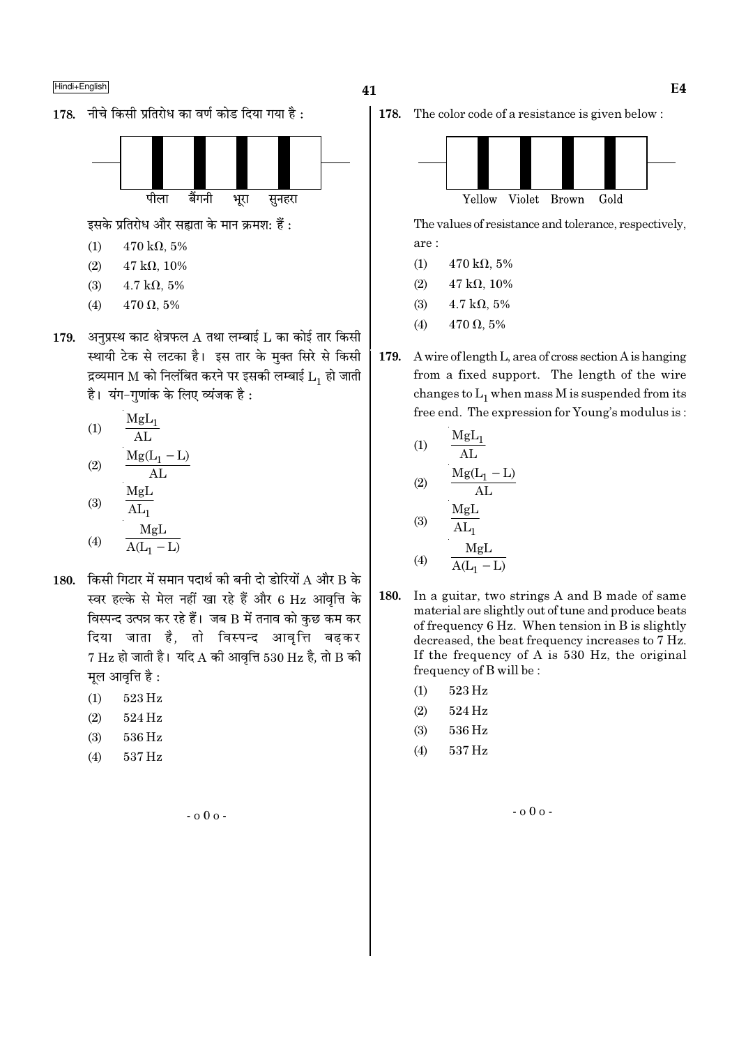178. नीचे किसी प्रतिरोध का वर्ण कोड दिया गया है :

पीला बैंगनी भूरा सुनहरा

इसके प्रतिरोध और सह्यता के मान क्रमशः हैं :

(1) 470 kΩ, 5%

(2) 47 kΩ, 10%

(3) 4.7 kΩ, 5%

(4) 470 Ω, 5%

179. अनुप्रस्थ काट क्षेत्रफल A तथा लम्बाई L का कोई तार किसी स्थायी टेक से लटका है। इस तार के मुक्त सिरे से किसी द्रव्यमान M को निलंबित करने पर इसकी लम्बाई $L_1$ हो जाती है। यंग-गुणांक के लिए व्यंजक है :

(1) $\frac{MgL_1}{AL}$

(2) $\frac{Mg(L_1 - L)}{AL}$

(3) $\frac{MgL}{AL_1}$

(4) $\frac{MgL}{A(L_1 - L)}$

180. किसी गिटार में समान पदार्थ की बनी दो डोरियों A और B के स्वर हल्के से मेल नहीं खा रहे हैं और 6 Hz आवृत्ति के विस्पन्द उत्पन्न कर रहे हैं। जब B में तनाव को कुछ कम कर दिया जाता है, तो विस्पन्द आवृत्ति बढ़कर 7 Hz हो जाती है। यदि A की आवृत्ति 530 Hz है, तो B की मूल आवृत्ति है :

(1) 523 Hz

(2) 524 Hz

(3) 536 Hz

(4) 537 Hz

- o 0 o -

178. The color code of a resistance is given below :

Yellow Violet Brown Gold

The values of resistance and tolerance, respectively, are :

(1) 470 kΩ, 5%

(2) 47 kΩ, 10%

(3) 4.7 kΩ, 5%

(4) 470 Ω, 5%

179. A wire of length L, area of cross section A is hanging from a fixed support. The length of the wire changes to $L_1$ when mass M is suspended from its free end. The expression for Young's modulus is :

(1) $\frac{MgL_1}{AL}$

(2) $\frac{Mg(L_1 - L)}{AL}$

(3) $\frac{MgL}{AL_1}$

(4) $\frac{MgL}{A(L_1 - L)}$

180. In a guitar, two strings A and B made of same material are slightly out of tune and produce beats of frequency 6 Hz. When tension in B is slightly decreased, the beat frequency increases to 7 Hz. If the frequency of A is 530 Hz, the original frequency of B will be :

(1) 523 Hz

(2) 524 Hz

(3) 536 Hz

(4) 537 Hz

- o 0 o -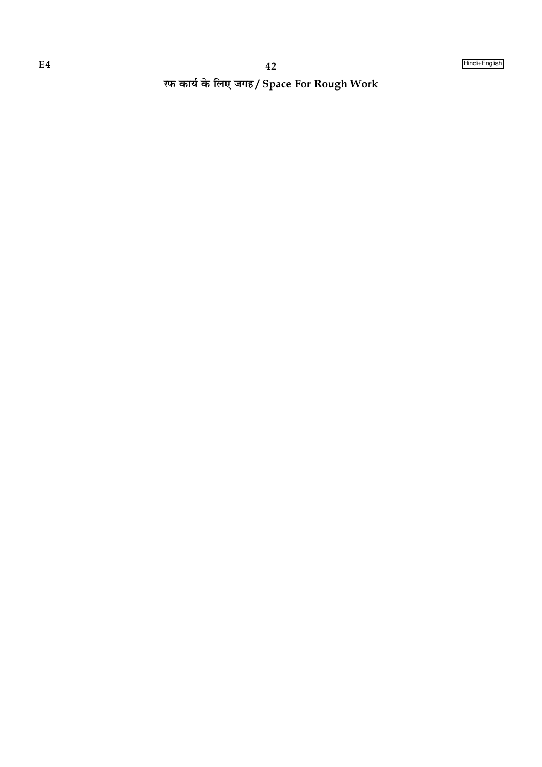रफ कार्य के लिए जगह / Space For Rough Work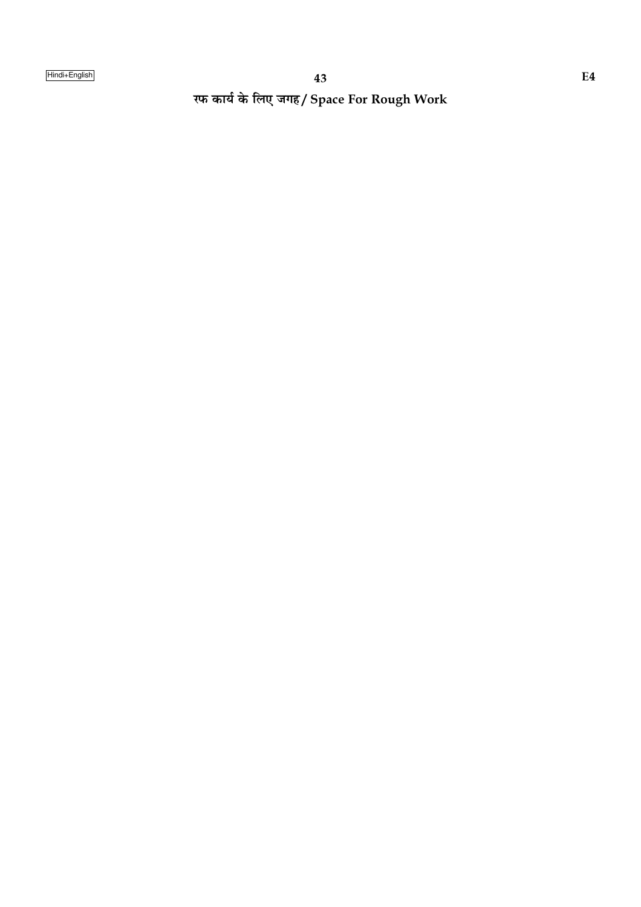रफ कार्य के लिए जगह / Space For Rough Work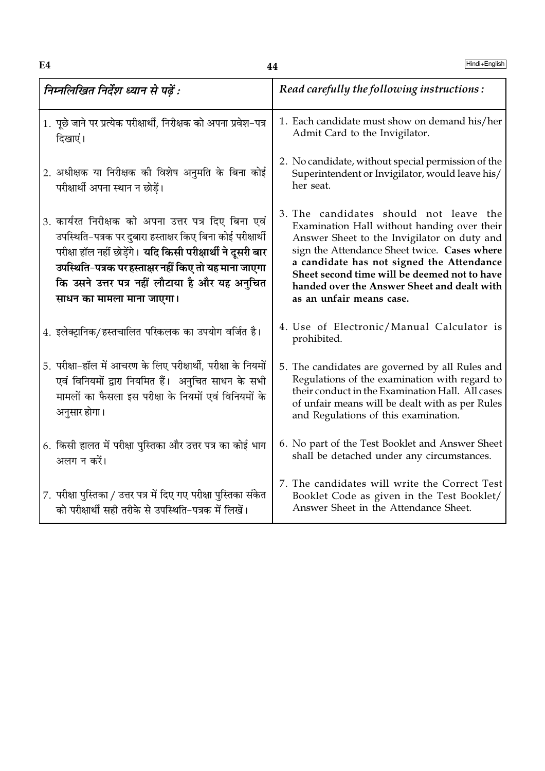| *निम्नलिखित निर्देश ध्यान से पढ़ें :* | *Read carefully the following instructions :* |
| --- | --- |
| 1. पूछे जाने पर प्रत्येक परीक्षार्थी, निरीक्षक को अपना प्रवेश-पत्र दिखाएं। | 1. Each candidate must show on demand his/her Admit Card to the Invigilator. |
| 2. अधीक्षक या निरीक्षक की विशेष अनुमति के बिना कोई परीक्षार्थी अपना स्थान न छोड़ें। | 2. No candidate, without special permission of the Superintendent or Invigilator, would leave his/her seat. |
| 3. कार्यरत निरीक्षक को अपना उत्तर पत्र दिए बिना एवं उपस्थिति-पत्रक पर दुबारा हस्ताक्षर किए बिना कोई परीक्षार्थी परीक्षा हॉल नहीं छोड़ेंगे। **यदि किसी परीक्षार्थी ने दूसरी बार उपस्थिति-पत्रक पर हस्ताक्षर नहीं किए तो यह माना जाएगा कि उसने उत्तर पत्र नहीं लौटाया है और यह अनुचित साधन का मामला माना जाएगा।** | 3. The candidates should not leave the Examination Hall without handing over their Answer Sheet to the Invigilator on duty and sign the Attendance Sheet twice. **Cases where a candidate has not signed the Attendance Sheet second time will be deemed not to have handed over the Answer Sheet and dealt with as an unfair means case.** |
| 4. इलेक्ट्रानिक/हस्तचालित परिकलक का उपयोग वर्जित है। | 4. Use of Electronic/Manual Calculator is prohibited. |
| 5. परीक्षा-हॉल में आचरण के लिए परीक्षार्थी, परीक्षा के नियमों एवं विनियमों द्वारा नियमित हैं। अनुचित साधन के सभी मामलों का फैसला इस परीक्षा के नियमों एवं विनियमों के अनुसार होगा। | 5. The candidates are governed by all Rules and Regulations of the examination with regard to their conduct in the Examination Hall. All cases of unfair means will be dealt with as per Rules and Regulations of this examination. |
| 6. किसी हालत में परीक्षा पुस्तिका और उत्तर पत्र का कोई भाग अलग न करें। | 6. No part of the Test Booklet and Answer Sheet shall be detached under any circumstances. |
| 7. परीक्षा पुस्तिका / उत्तर पत्र में दिए गए परीक्षा पुस्तिका संकेत को परीक्षार्थी सही तरीके से उपस्थिति-पत्रक में लिखें। | 7. The candidates will write the Correct Test Booklet Code as given in the Test Booklet/Answer Sheet in the Attendance Sheet. |